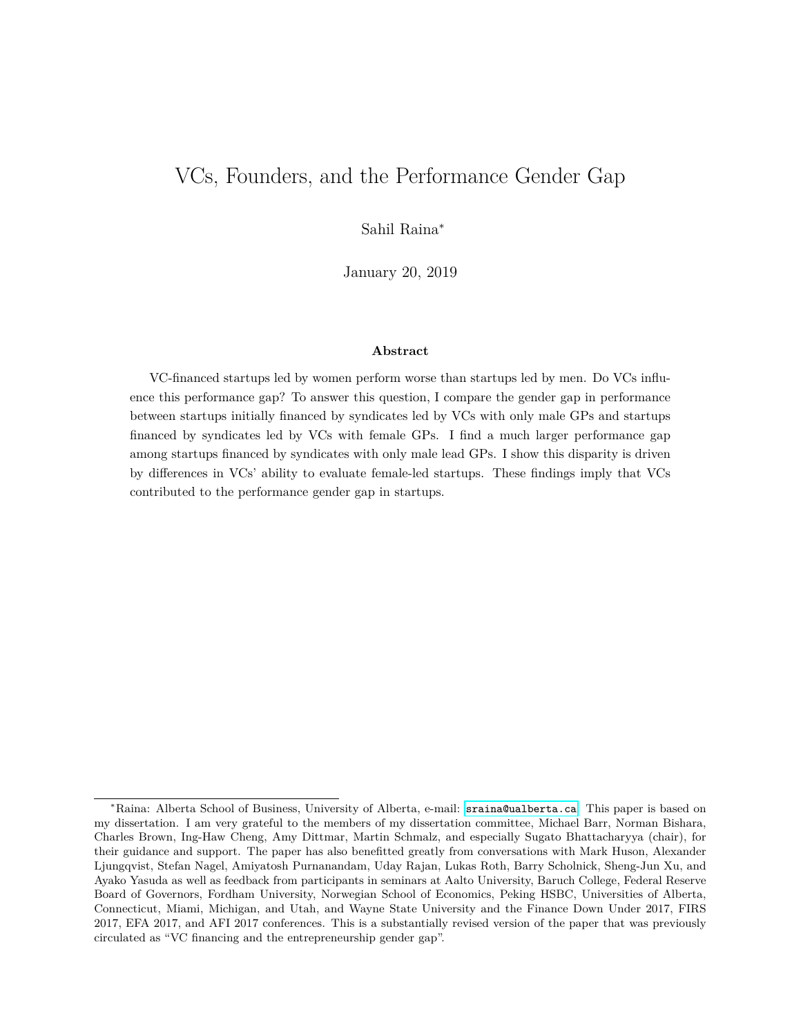# VCs, Founders, and the Performance Gender Gap

Sahil Raina*

January 20, 2019

### Abstract

VC-financed startups led by women perform worse than startups led by men. Do VCs influence this performance gap? To answer this question, I compare the gender gap in performance between startups initially financed by syndicates led by VCs with only male GPs and startups financed by syndicates led by VCs with female GPs. I find a much larger performance gap among startups financed by syndicates with only male lead GPs. I show this disparity is driven by differences in VCs' ability to evaluate female-led startups. These findings imply that VCs contributed to the performance gender gap in startups.

---

*Raina: Alberta School of Business, University of Alberta, e-mail: sraina@ualberta.ca. This paper is based on my dissertation. I am very grateful to the members of my dissertation committee, Michael Barr, Norman Bishara, Charles Brown, Ing-Haw Cheng, Amy Dittmar, Martin Schmalz, and especially Sugato Bhattacharyya (chair), for their guidance and support. The paper has also benefitted greatly from conversations with Mark Huson, Alexander Ljungqvist, Stefan Nagel, Amiyatosh Purnanandam, Uday Rajan, Lukas Roth, Barry Scholnick, Sheng-Jun Xu, and Ayako Yasuda as well as feedback from participants in seminars at Aalto University, Baruch College, Federal Reserve Board of Governors, Fordham University, Norwegian School of Economics, Peking HSBC, Universities of Alberta, Connecticut, Miami, Michigan, and Utah, and Wayne State University and the Finance Down Under 2017, FIRS 2017, EFA 2017, and AFI 2017 conferences. This is a substantially revised version of the paper that was previously circulated as "VC financing and the entrepreneurship gender gap".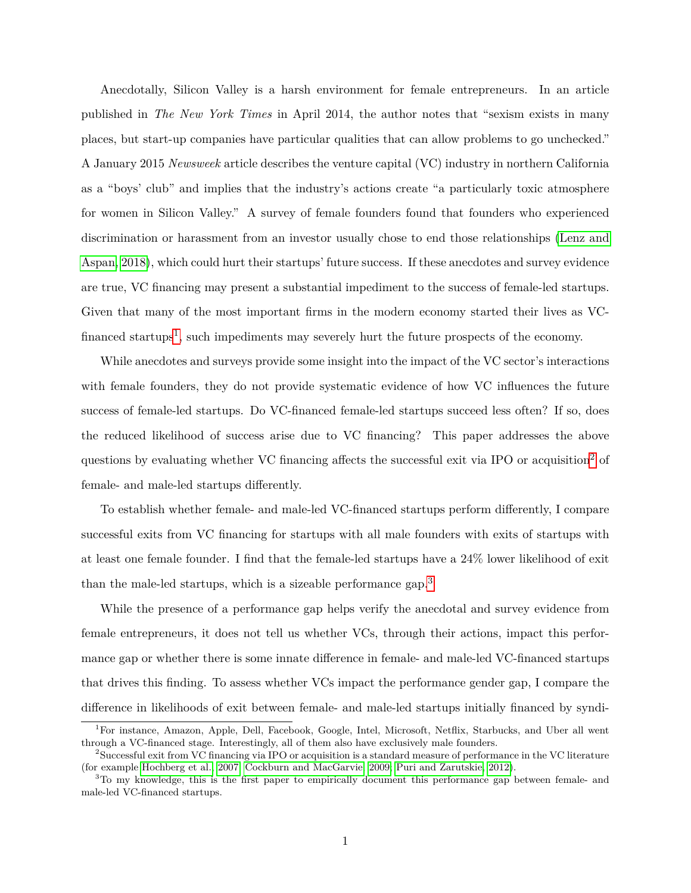Anecdotally, Silicon Valley is a harsh environment for female entrepreneurs. In an article published in *The New York Times* in April 2014, the author notes that "sexism exists in many places, but start-up companies have particular qualities that can allow problems to go unchecked." A January 2015 *Newsweek* article describes the venture capital (VC) industry in northern California as a "boys' club" and implies that the industry's actions create "a particularly toxic atmosphere for women in Silicon Valley." A survey of female founders found that founders who experienced discrimination or harassment from an investor usually chose to end those relationships (Lenz and Aspan, 2018), which could hurt their startups' future success. If these anecdotes and survey evidence are true, VC financing may present a substantial impediment to the success of female-led startups. Given that many of the most important firms in the modern economy started their lives as VC-financed startups[1], such impediments may severely hurt the future prospects of the economy.

While anecdotes and surveys provide some insight into the impact of the VC sector's interactions with female founders, they do not provide systematic evidence of how VC influences the future success of female-led startups. Do VC-financed female-led startups succeed less often? If so, does the reduced likelihood of success arise due to VC financing? This paper addresses the above questions by evaluating whether VC financing affects the successful exit via IPO or acquisition[2] of female- and male-led startups differently.

To establish whether female- and male-led VC-financed startups perform differently, I compare successful exits from VC financing for startups with all male founders with exits of startups with at least one female founder. I find that the female-led startups have a 24% lower likelihood of exit than the male-led startups, which is a sizeable performance gap.[3]

While the presence of a performance gap helps verify the anecdotal and survey evidence from female entrepreneurs, it does not tell us whether VCs, through their actions, impact this performance gap or whether there is some innate difference in female- and male-led VC-financed startups that drives this finding. To assess whether VCs impact the performance gender gap, I compare the difference in likelihoods of exit between female- and male-led startups initially financed by syndi-

[1] For instance, Amazon, Apple, Dell, Facebook, Google, Intel, Microsoft, Netflix, Starbucks, and Uber all went through a VC-financed stage. Interestingly, all of them also have exclusively male founders.

[2] Successful exit from VC financing via IPO or acquisition is a standard measure of performance in the VC literature (for example Hochberg et al., 2007; Cockburn and MacGarvie, 2009; Puri and Zarutskie, 2012).

[3] To my knowledge, this is the first paper to empirically document this performance gap between female- and male-led VC-financed startups.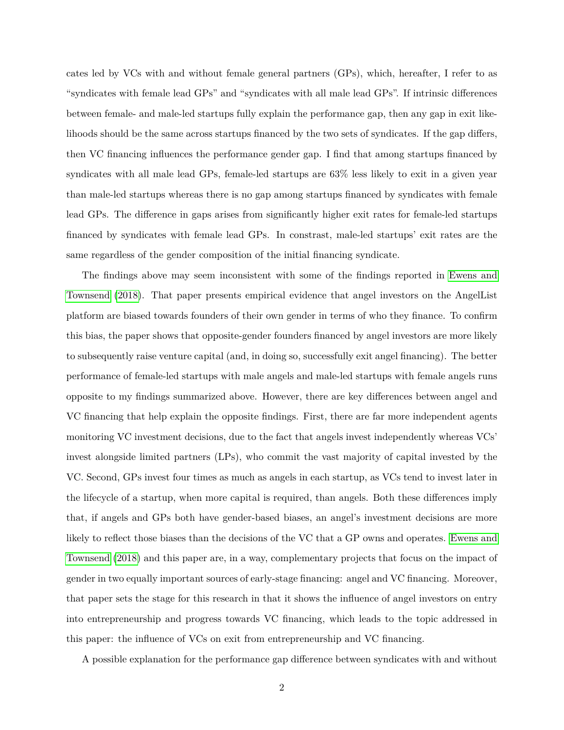cates led by VCs with and without female general partners (GPs), which, hereafter, I refer to as "syndicates with female lead GPs" and "syndicates with all male lead GPs". If intrinsic differences between female- and male-led startups fully explain the performance gap, then any gap in exit likelihoods should be the same across startups financed by the two sets of syndicates. If the gap differs, then VC financing influences the performance gender gap. I find that among startups financed by syndicates with all male lead GPs, female-led startups are 63% less likely to exit in a given year than male-led startups whereas there is no gap among startups financed by syndicates with female lead GPs. The difference in gaps arises from significantly higher exit rates for female-led startups financed by syndicates with female lead GPs. In constrast, male-led startups' exit rates are the same regardless of the gender composition of the initial financing syndicate.

The findings above may seem inconsistent with some of the findings reported in Ewens and Townsend (2018). That paper presents empirical evidence that angel investors on the AngelList platform are biased towards founders of their own gender in terms of who they finance. To confirm this bias, the paper shows that opposite-gender founders financed by angel investors are more likely to subsequently raise venture capital (and, in doing so, successfully exit angel financing). The better performance of female-led startups with male angels and male-led startups with female angels runs opposite to my findings summarized above. However, there are key differences between angel and VC financing that help explain the opposite findings. First, there are far more independent agents monitoring VC investment decisions, due to the fact that angels invest independently whereas VCs' invest alongside limited partners (LPs), who commit the vast majority of capital invested by the VC. Second, GPs invest four times as much as angels in each startup, as VCs tend to invest later in the lifecycle of a startup, when more capital is required, than angels. Both these differences imply that, if angels and GPs both have gender-based biases, an angel's investment decisions are more likely to reflect those biases than the decisions of the VC that a GP owns and operates. Ewens and Townsend (2018) and this paper are, in a way, complementary projects that focus on the impact of gender in two equally important sources of early-stage financing: angel and VC financing. Moreover, that paper sets the stage for this research in that it shows the influence of angel investors on entry into entrepreneurship and progress towards VC financing, which leads to the topic addressed in this paper: the influence of VCs on exit from entrepreneurship and VC financing.

A possible explanation for the performance gap difference between syndicates with and without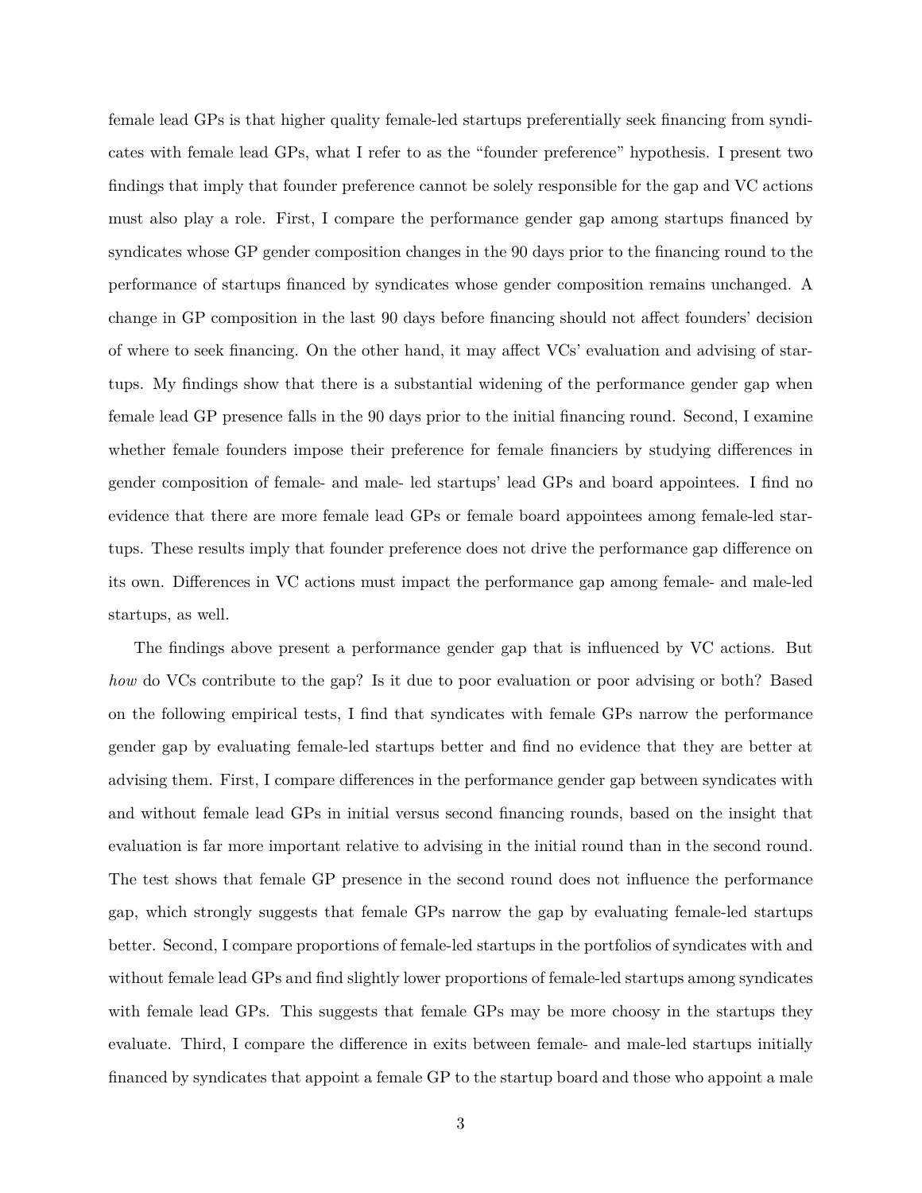female lead GPs is that higher quality female-led startups preferentially seek financing from syndicates with female lead GPs, what I refer to as the "founder preference" hypothesis. I present two findings that imply that founder preference cannot be solely responsible for the gap and VC actions must also play a role. First, I compare the performance gender gap among startups financed by syndicates whose GP gender composition changes in the 90 days prior to the financing round to the performance of startups financed by syndicates whose gender composition remains unchanged. A change in GP composition in the last 90 days before financing should not affect founders' decision of where to seek financing. On the other hand, it may affect VCs' evaluation and advising of startups. My findings show that there is a substantial widening of the performance gender gap when female lead GP presence falls in the 90 days prior to the initial financing round. Second, I examine whether female founders impose their preference for female financiers by studying differences in gender composition of female- and male- led startups' lead GPs and board appointees. I find no evidence that there are more female lead GPs or female board appointees among female-led startups. These results imply that founder preference does not drive the performance gap difference on its own. Differences in VC actions must impact the performance gap among female- and male-led startups, as well.

The findings above present a performance gender gap that is influenced by VC actions. But *how* do VCs contribute to the gap? Is it due to poor evaluation or poor advising or both? Based on the following empirical tests, I find that syndicates with female GPs narrow the performance gender gap by evaluating female-led startups better and find no evidence that they are better at advising them. First, I compare differences in the performance gender gap between syndicates with and without female lead GPs in initial versus second financing rounds, based on the insight that evaluation is far more important relative to advising in the initial round than in the second round. The test shows that female GP presence in the second round does not influence the performance gap, which strongly suggests that female GPs narrow the gap by evaluating female-led startups better. Second, I compare proportions of female-led startups in the portfolios of syndicates with and without female lead GPs and find slightly lower proportions of female-led startups among syndicates with female lead GPs. This suggests that female GPs may be more choosy in the startups they evaluate. Third, I compare the difference in exits between female- and male-led startups initially financed by syndicates that appoint a female GP to the startup board and those who appoint a male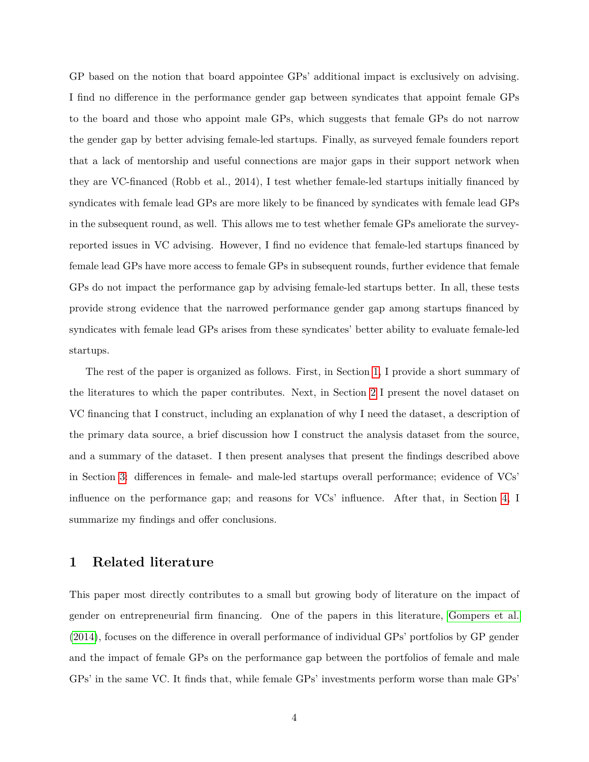GP based on the notion that board appointee GPs' additional impact is exclusively on advising. I find no difference in the performance gender gap between syndicates that appoint female GPs to the board and those who appoint male GPs, which suggests that female GPs do not narrow the gender gap by better advising female-led startups. Finally, as surveyed female founders report that a lack of mentorship and useful connections are major gaps in their support network when they are VC-financed (Robb et al., 2014), I test whether female-led startups initially financed by syndicates with female lead GPs are more likely to be financed by syndicates with female lead GPs in the subsequent round, as well. This allows me to test whether female GPs ameliorate the survey-reported issues in VC advising. However, I find no evidence that female-led startups financed by female lead GPs have more access to female GPs in subsequent rounds, further evidence that female GPs do not impact the performance gap by advising female-led startups better. In all, these tests provide strong evidence that the narrowed performance gender gap among startups financed by syndicates with female lead GPs arises from these syndicates' better ability to evaluate female-led startups.

The rest of the paper is organized as follows. First, in Section 1, I provide a short summary of the literatures to which the paper contributes. Next, in Section 2 I present the novel dataset on VC financing that I construct, including an explanation of why I need the dataset, a description of the primary data source, a brief discussion how I construct the analysis dataset from the source, and a summary of the dataset. I then present analyses that present the findings described above in Section 3: differences in female- and male-led startups overall performance; evidence of VCs' influence on the performance gap; and reasons for VCs' influence. After that, in Section 4, I summarize my findings and offer conclusions.

## 1 Related literature

This paper most directly contributes to a small but growing body of literature on the impact of gender on entrepreneurial firm financing. One of the papers in this literature, Gompers et al. (2014), focuses on the difference in overall performance of individual GPs' portfolios by GP gender and the impact of female GPs on the performance gap between the portfolios of female and male GPs' in the same VC. It finds that, while female GPs' investments perform worse than male GPs'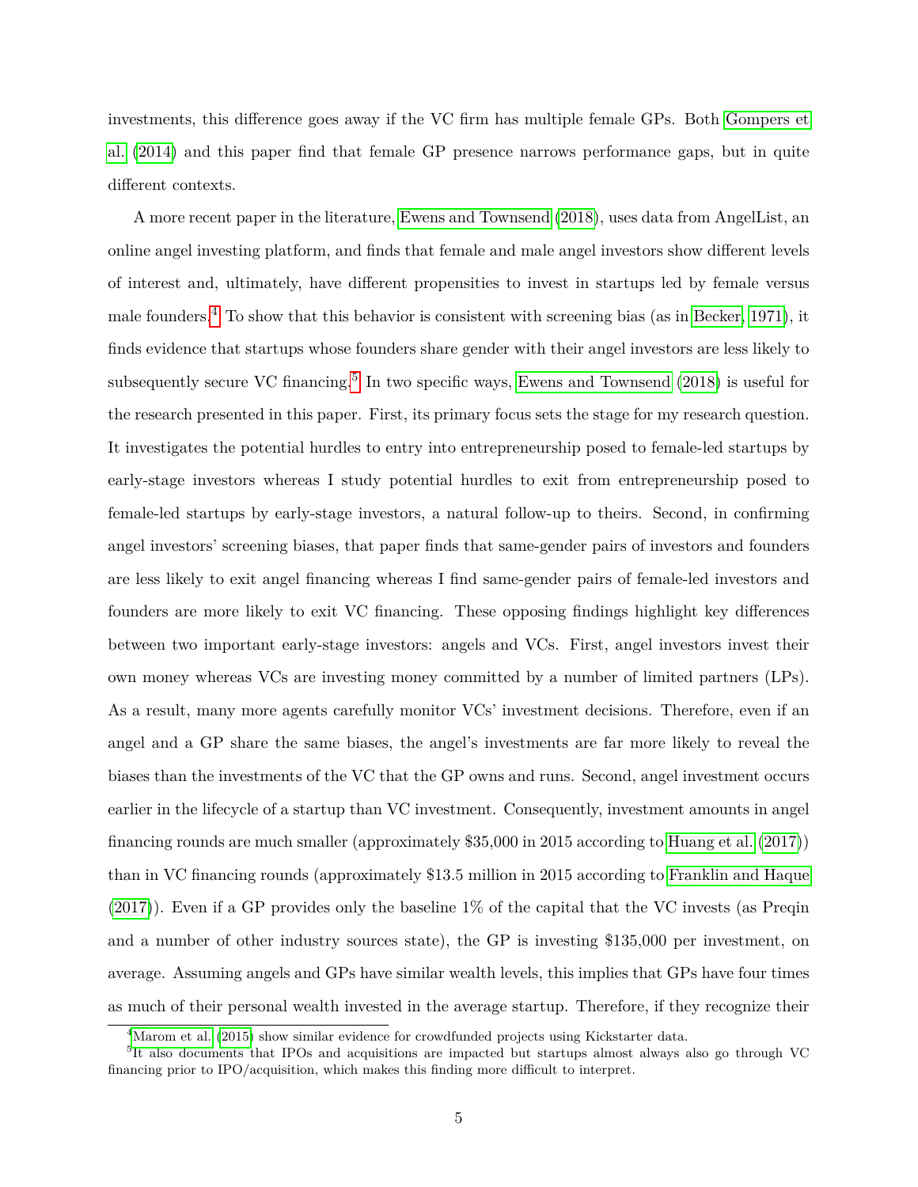investments, this difference goes away if the VC firm has multiple female GPs. Both Gompers et al. (2014) and this paper find that female GP presence narrows performance gaps, but in quite different contexts.

A more recent paper in the literature, Ewens and Townsend (2018), uses data from AngelList, an online angel investing platform, and finds that female and male angel investors show different levels of interest and, ultimately, have different propensities to invest in startups led by female versus male founders.[4] To show that this behavior is consistent with screening bias (as in Becker, 1971), it finds evidence that startups whose founders share gender with their angel investors are less likely to subsequently secure VC financing.[5] In two specific ways, Ewens and Townsend (2018) is useful for the research presented in this paper. First, its primary focus sets the stage for my research question. It investigates the potential hurdles to entry into entrepreneurship posed to female-led startups by early-stage investors whereas I study potential hurdles to exit from entrepreneurship posed to female-led startups by early-stage investors, a natural follow-up to theirs. Second, in confirming angel investors' screening biases, that paper finds that same-gender pairs of investors and founders are less likely to exit angel financing whereas I find same-gender pairs of female-led investors and founders are more likely to exit VC financing. These opposing findings highlight key differences between two important early-stage investors: angels and VCs. First, angel investors invest their own money whereas VCs are investing money committed by a number of limited partners (LPs). As a result, many more agents carefully monitor VCs' investment decisions. Therefore, even if an angel and a GP share the same biases, the angel's investments are far more likely to reveal the biases than the investments of the VC that the GP owns and runs. Second, angel investment occurs earlier in the lifecycle of a startup than VC investment. Consequently, investment amounts in angel financing rounds are much smaller (approximately $35,000 in 2015 according to Huang et al. (2017)) than in VC financing rounds (approximately $13.5 million in 2015 according to Franklin and Haque (2017)). Even if a GP provides only the baseline 1% of the capital that the VC invests (as Preqin and a number of other industry sources state), the GP is investing $135,000 per investment, on average. Assuming angels and GPs have similar wealth levels, this implies that GPs have four times as much of their personal wealth invested in the average startup. Therefore, if they recognize their

[4] Marom et al. (2015) show similar evidence for crowdfunded projects using Kickstarter data.

[5] It also documents that IPOs and acquisitions are impacted but startups almost always also go through VC financing prior to IPO/acquisition, which makes this finding more difficult to interpret.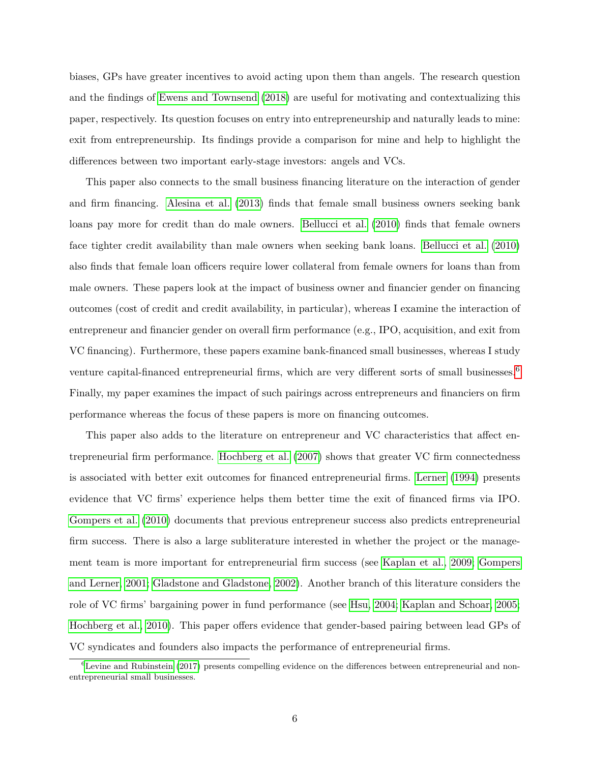biases, GPs have greater incentives to avoid acting upon them than angels. The research question and the findings of Ewens and Townsend (2018) are useful for motivating and contextualizing this paper, respectively. Its question focuses on entry into entrepreneurship and naturally leads to mine: exit from entrepreneurship. Its findings provide a comparison for mine and help to highlight the differences between two important early-stage investors: angels and VCs.

This paper also connects to the small business financing literature on the interaction of gender and firm financing. Alesina et al. (2013) finds that female small business owners seeking bank loans pay more for credit than do male owners. Bellucci et al. (2010) finds that female owners face tighter credit availability than male owners when seeking bank loans. Bellucci et al. (2010) also finds that female loan officers require lower collateral from female owners for loans than from male owners. These papers look at the impact of business owner and financier gender on financing outcomes (cost of credit and credit availability, in particular), whereas I examine the interaction of entrepreneur and financier gender on overall firm performance (e.g., IPO, acquisition, and exit from VC financing). Furthermore, these papers examine bank-financed small businesses, whereas I study venture capital-financed entrepreneurial firms, which are very different sorts of small businesses.[6] Finally, my paper examines the impact of such pairings across entrepreneurs and financiers on firm performance whereas the focus of these papers is more on financing outcomes.

This paper also adds to the literature on entrepreneur and VC characteristics that affect entrepreneurial firm performance. Hochberg et al. (2007) shows that greater VC firm connectedness is associated with better exit outcomes for financed entrepreneurial firms. Lerner (1994) presents evidence that VC firms' experience helps them better time the exit of financed firms via IPO. Gompers et al. (2010) documents that previous entrepreneur success also predicts entrepreneurial firm success. There is also a large subliterature interested in whether the project or the management team is more important for entrepreneurial firm success (see Kaplan et al., 2009; Gompers and Lerner, 2001; Gladstone and Gladstone, 2002). Another branch of this literature considers the role of VC firms' bargaining power in fund performance (see Hsu, 2004; Kaplan and Schoar, 2005; Hochberg et al., 2010). This paper offers evidence that gender-based pairing between lead GPs of VC syndicates and founders also impacts the performance of entrepreneurial firms.

[6] Levine and Rubinstein (2017) presents compelling evidence on the differences between entrepreneurial and non-entrepreneurial small businesses.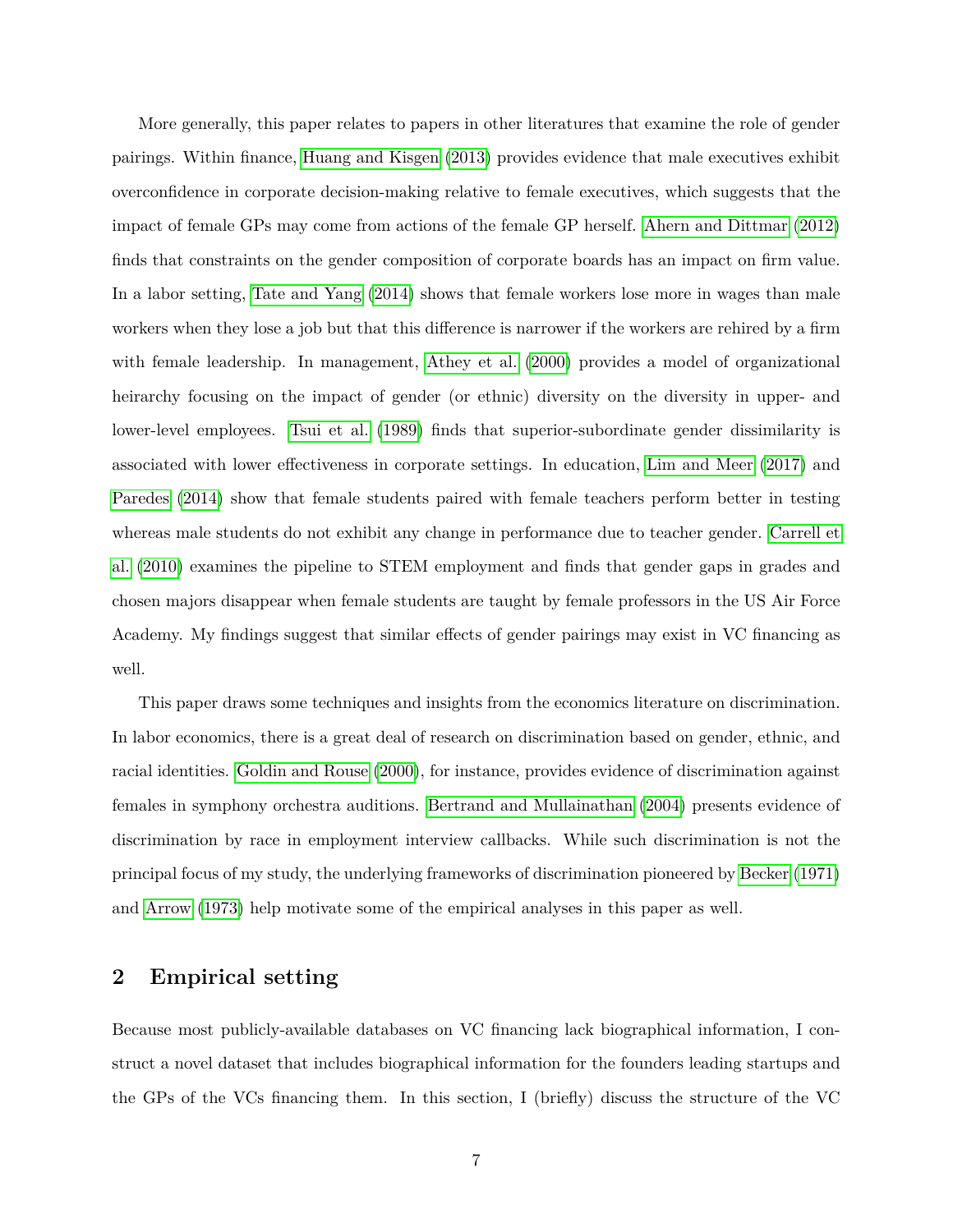More generally, this paper relates to papers in other literatures that examine the role of gender pairings. Within finance, Huang and Kisgen (2013) provides evidence that male executives exhibit overconfidence in corporate decision-making relative to female executives, which suggests that the impact of female GPs may come from actions of the female GP herself. Ahern and Dittmar (2012) finds that constraints on the gender composition of corporate boards has an impact on firm value. In a labor setting, Tate and Yang (2014) shows that female workers lose more in wages than male workers when they lose a job but that this difference is narrower if the workers are rehired by a firm with female leadership. In management, Athey et al. (2000) provides a model of organizational heirarchy focusing on the impact of gender (or ethnic) diversity on the diversity in upper- and lower-level employees. Tsui et al. (1989) finds that superior-subordinate gender dissimilarity is associated with lower effectiveness in corporate settings. In education, Lim and Meer (2017) and Paredes (2014) show that female students paired with female teachers perform better in testing whereas male students do not exhibit any change in performance due to teacher gender. Carrell et al. (2010) examines the pipeline to STEM employment and finds that gender gaps in grades and chosen majors disappear when female students are taught by female professors in the US Air Force Academy. My findings suggest that similar effects of gender pairings may exist in VC financing as well.

This paper draws some techniques and insights from the economics literature on discrimination. In labor economics, there is a great deal of research on discrimination based on gender, ethnic, and racial identities. Goldin and Rouse (2000), for instance, provides evidence of discrimination against females in symphony orchestra auditions. Bertrand and Mullainathan (2004) presents evidence of discrimination by race in employment interview callbacks. While such discrimination is not the principal focus of my study, the underlying frameworks of discrimination pioneered by Becker (1971) and Arrow (1973) help motivate some of the empirical analyses in this paper as well.

## 2 Empirical setting

Because most publicly-available databases on VC financing lack biographical information, I construct a novel dataset that includes biographical information for the founders leading startups and the GPs of the VCs financing them. In this section, I (briefly) discuss the structure of the VC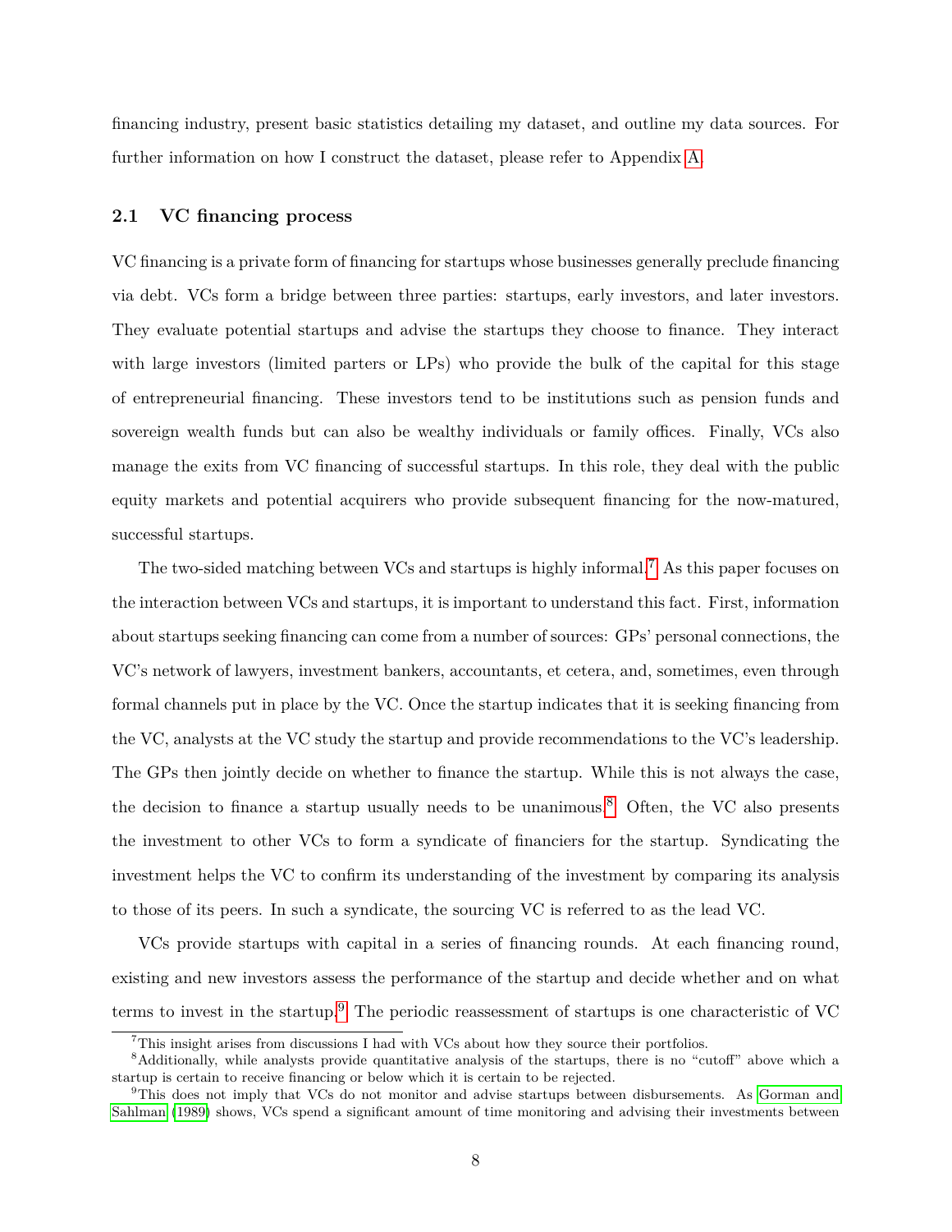financing industry, present basic statistics detailing my dataset, and outline my data sources. For further information on how I construct the dataset, please refer to Appendix A.

### 2.1 VC financing process

VC financing is a private form of financing for startups whose businesses generally preclude financing via debt. VCs form a bridge between three parties: startups, early investors, and later investors. They evaluate potential startups and advise the startups they choose to finance. They interact with large investors (limited parters or LPs) who provide the bulk of the capital for this stage of entrepreneurial financing. These investors tend to be institutions such as pension funds and sovereign wealth funds but can also be wealthy individuals or family offices. Finally, VCs also manage the exits from VC financing of successful startups. In this role, they deal with the public equity markets and potential acquirers who provide subsequent financing for the now-matured, successful startups.

The two-sided matching between VCs and startups is highly informal.[7] As this paper focuses on the interaction between VCs and startups, it is important to understand this fact. First, information about startups seeking financing can come from a number of sources: GPs' personal connections, the VC's network of lawyers, investment bankers, accountants, et cetera, and, sometimes, even through formal channels put in place by the VC. Once the startup indicates that it is seeking financing from the VC, analysts at the VC study the startup and provide recommendations to the VC's leadership. The GPs then jointly decide on whether to finance the startup. While this is not always the case, the decision to finance a startup usually needs to be unanimous.[8] Often, the VC also presents the investment to other VCs to form a syndicate of financiers for the startup. Syndicating the investment helps the VC to confirm its understanding of the investment by comparing its analysis to those of its peers. In such a syndicate, the sourcing VC is referred to as the lead VC.

VCs provide startups with capital in a series of financing rounds. At each financing round, existing and new investors assess the performance of the startup and decide whether and on what terms to invest in the startup.[9] The periodic reassessment of startups is one characteristic of VC

[7]This insight arises from discussions I had with VCs about how they source their portfolios.

[8]Additionally, while analysts provide quantitative analysis of the startups, there is no "cutoff" above which a startup is certain to receive financing or below which it is certain to be rejected.

[9]This does not imply that VCs do not monitor and advise startups between disbursements. As Gorman and Sahlman (1989) shows, VCs spend a significant amount of time monitoring and advising their investments between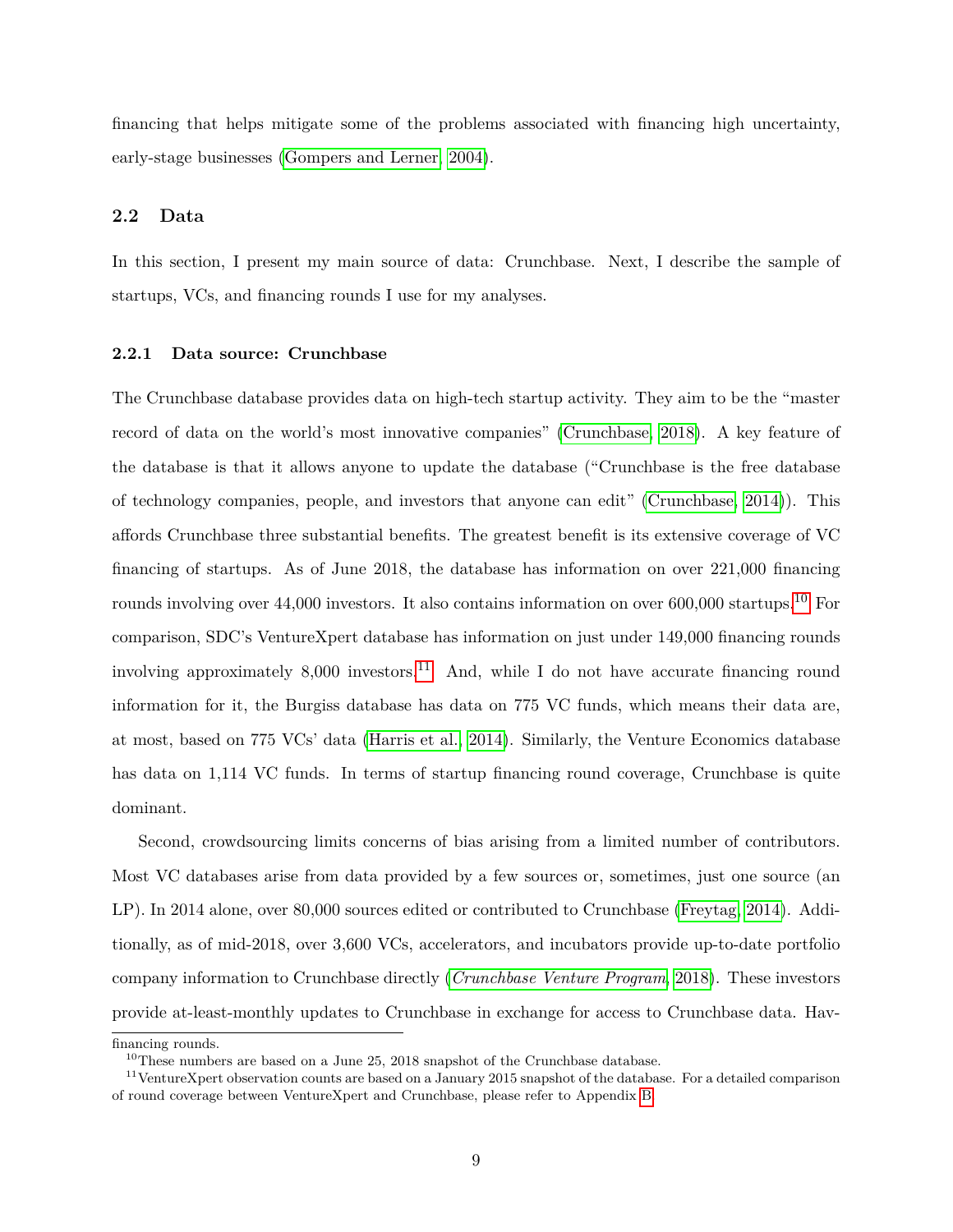financing that helps mitigate some of the problems associated with financing high uncertainty, early-stage businesses (Gompers and Lerner, 2004).

### 2.2 Data

In this section, I present my main source of data: Crunchbase. Next, I describe the sample of startups, VCs, and financing rounds I use for my analyses.

#### 2.2.1 Data source: Crunchbase

The Crunchbase database provides data on high-tech startup activity. They aim to be the "master record of data on the world's most innovative companies" (Crunchbase, 2018). A key feature of the database is that it allows anyone to update the database ("Crunchbase is the free database of technology companies, people, and investors that anyone can edit" (Crunchbase, 2014)). This affords Crunchbase three substantial benefits. The greatest benefit is its extensive coverage of VC financing of startups. As of June 2018, the database has information on over 221,000 financing rounds involving over 44,000 investors. It also contains information on over 600,000 startups.[10] For comparison, SDC's VentureXpert database has information on just under 149,000 financing rounds involving approximately 8,000 investors.[11] And, while I do not have accurate financing round information for it, the Burgiss database has data on 775 VC funds, which means their data are, at most, based on 775 VCs' data (Harris et al., 2014). Similarly, the Venture Economics database has data on 1,114 VC funds. In terms of startup financing round coverage, Crunchbase is quite dominant.

Second, crowdsourcing limits concerns of bias arising from a limited number of contributors. Most VC databases arise from data provided by a few sources or, sometimes, just one source (an LP). In 2014 alone, over 80,000 sources edited or contributed to Crunchbase (Freytag, 2014). Additionally, as of mid-2018, over 3,600 VCs, accelerators, and incubators provide up-to-date portfolio company information to Crunchbase directly (*Crunchbase Venture Program*, 2018). These investors provide at-least-monthly updates to Crunchbase in exchange for access to Crunchbase data. Hav-

financing rounds.

[10] These numbers are based on a June 25, 2018 snapshot of the Crunchbase database.

[11] VentureXpert observation counts are based on a January 2015 snapshot of the database. For a detailed comparison of round coverage between VentureXpert and Crunchbase, please refer to Appendix B.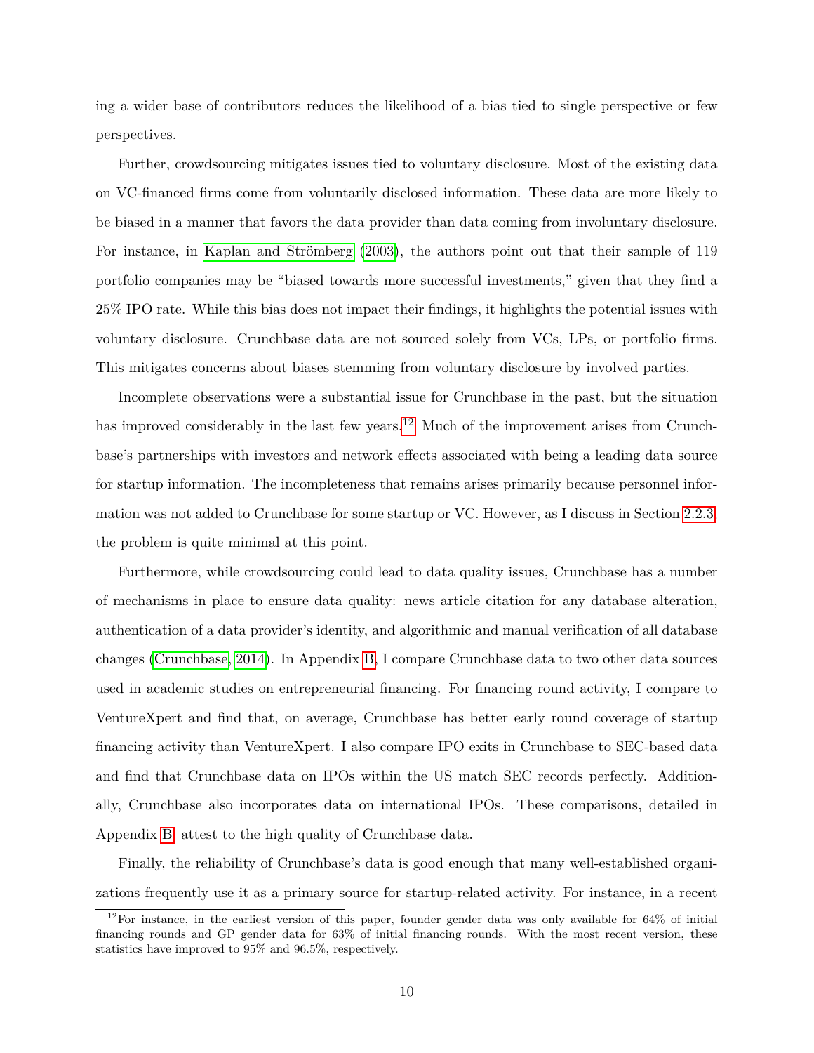ing a wider base of contributors reduces the likelihood of a bias tied to single perspective or few perspectives.

Further, crowdsourcing mitigates issues tied to voluntary disclosure. Most of the existing data on VC-financed firms come from voluntarily disclosed information. These data are more likely to be biased in a manner that favors the data provider than data coming from involuntary disclosure. For instance, in Kaplan and Strömberg (2003), the authors point out that their sample of 119 portfolio companies may be "biased towards more successful investments," given that they find a 25% IPO rate. While this bias does not impact their findings, it highlights the potential issues with voluntary disclosure. Crunchbase data are not sourced solely from VCs, LPs, or portfolio firms. This mitigates concerns about biases stemming from voluntary disclosure by involved parties.

Incomplete observations were a substantial issue for Crunchbase in the past, but the situation has improved considerably in the last few years.[12] Much of the improvement arises from Crunchbase's partnerships with investors and network effects associated with being a leading data source for startup information. The incompleteness that remains arises primarily because personnel information was not added to Crunchbase for some startup or VC. However, as I discuss in Section 2.2.3, the problem is quite minimal at this point.

Furthermore, while crowdsourcing could lead to data quality issues, Crunchbase has a number of mechanisms in place to ensure data quality: news article citation for any database alteration, authentication of a data provider's identity, and algorithmic and manual verification of all database changes (Crunchbase, 2014). In Appendix B, I compare Crunchbase data to two other data sources used in academic studies on entrepreneurial financing. For financing round activity, I compare to VentureXpert and find that, on average, Crunchbase has better early round coverage of startup financing activity than VentureXpert. I also compare IPO exits in Crunchbase to SEC-based data and find that Crunchbase data on IPOs within the US match SEC records perfectly. Additionally, Crunchbase also incorporates data on international IPOs. These comparisons, detailed in Appendix B, attest to the high quality of Crunchbase data.

Finally, the reliability of Crunchbase's data is good enough that many well-established organizations frequently use it as a primary source for startup-related activity. For instance, in a recent

[12] For instance, in the earliest version of this paper, founder gender data was only available for 64% of initial financing rounds and GP gender data for 63% of initial financing rounds. With the most recent version, these statistics have improved to 95% and 96.5%, respectively.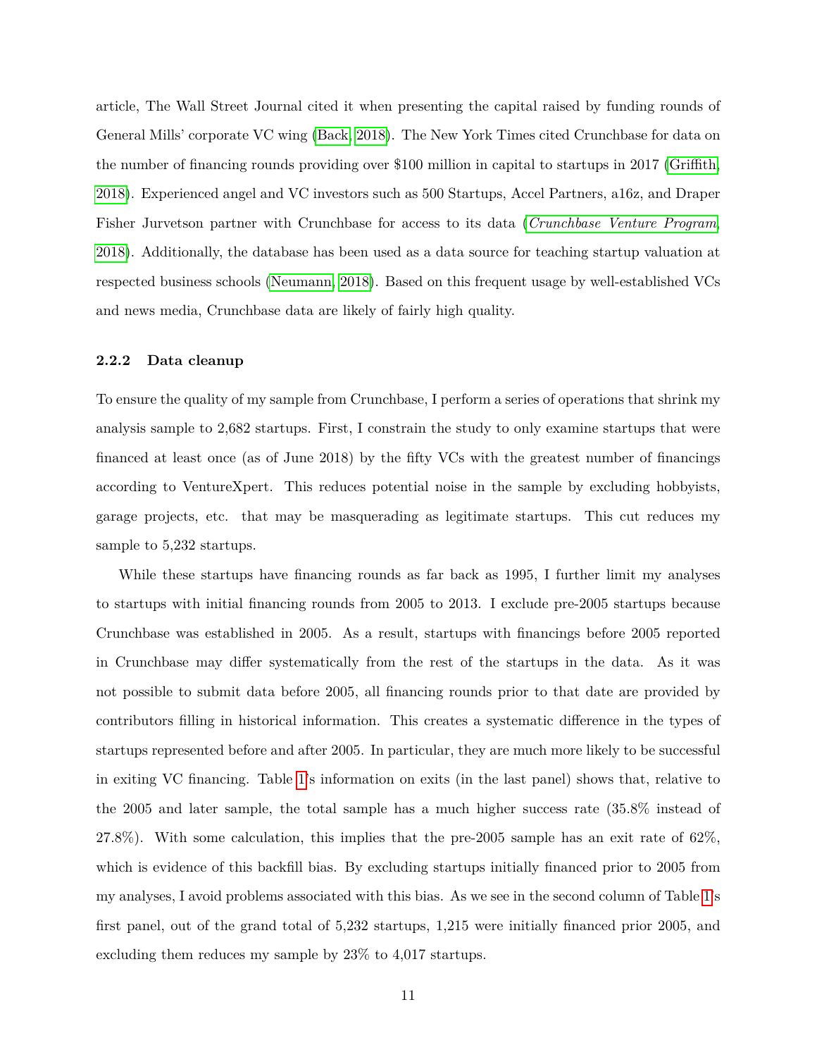article, The Wall Street Journal cited it when presenting the capital raised by funding rounds of General Mills' corporate VC wing (Back, 2018). The New York Times cited Crunchbase for data on the number of financing rounds providing over $100 million in capital to startups in 2017 (Griffith, 2018). Experienced angel and VC investors such as 500 Startups, Accel Partners, a16z, and Draper Fisher Jurvetson partner with Crunchbase for access to its data (*Crunchbase Venture Program*, 2018). Additionally, the database has been used as a data source for teaching startup valuation at respected business schools (Neumann, 2018). Based on this frequent usage by well-established VCs and news media, Crunchbase data are likely of fairly high quality.

### 2.2.2 Data cleanup

To ensure the quality of my sample from Crunchbase, I perform a series of operations that shrink my analysis sample to 2,682 startups. First, I constrain the study to only examine startups that were financed at least once (as of June 2018) by the fifty VCs with the greatest number of financings according to VentureXpert. This reduces potential noise in the sample by excluding hobbyists, garage projects, etc. that may be masquerading as legitimate startups. This cut reduces my sample to 5,232 startups.

While these startups have financing rounds as far back as 1995, I further limit my analyses to startups with initial financing rounds from 2005 to 2013. I exclude pre-2005 startups because Crunchbase was established in 2005. As a result, startups with financings before 2005 reported in Crunchbase may differ systematically from the rest of the startups in the data. As it was not possible to submit data before 2005, all financing rounds prior to that date are provided by contributors filling in historical information. This creates a systematic difference in the types of startups represented before and after 2005. In particular, they are much more likely to be successful in exiting VC financing. Table 1's information on exits (in the last panel) shows that, relative to the 2005 and later sample, the total sample has a much higher success rate (35.8% instead of 27.8%). With some calculation, this implies that the pre-2005 sample has an exit rate of 62%, which is evidence of this backfill bias. By excluding startups initially financed prior to 2005 from my analyses, I avoid problems associated with this bias. As we see in the second column of Table 1's first panel, out of the grand total of 5,232 startups, 1,215 were initially financed prior 2005, and excluding them reduces my sample by 23% to 4,017 startups.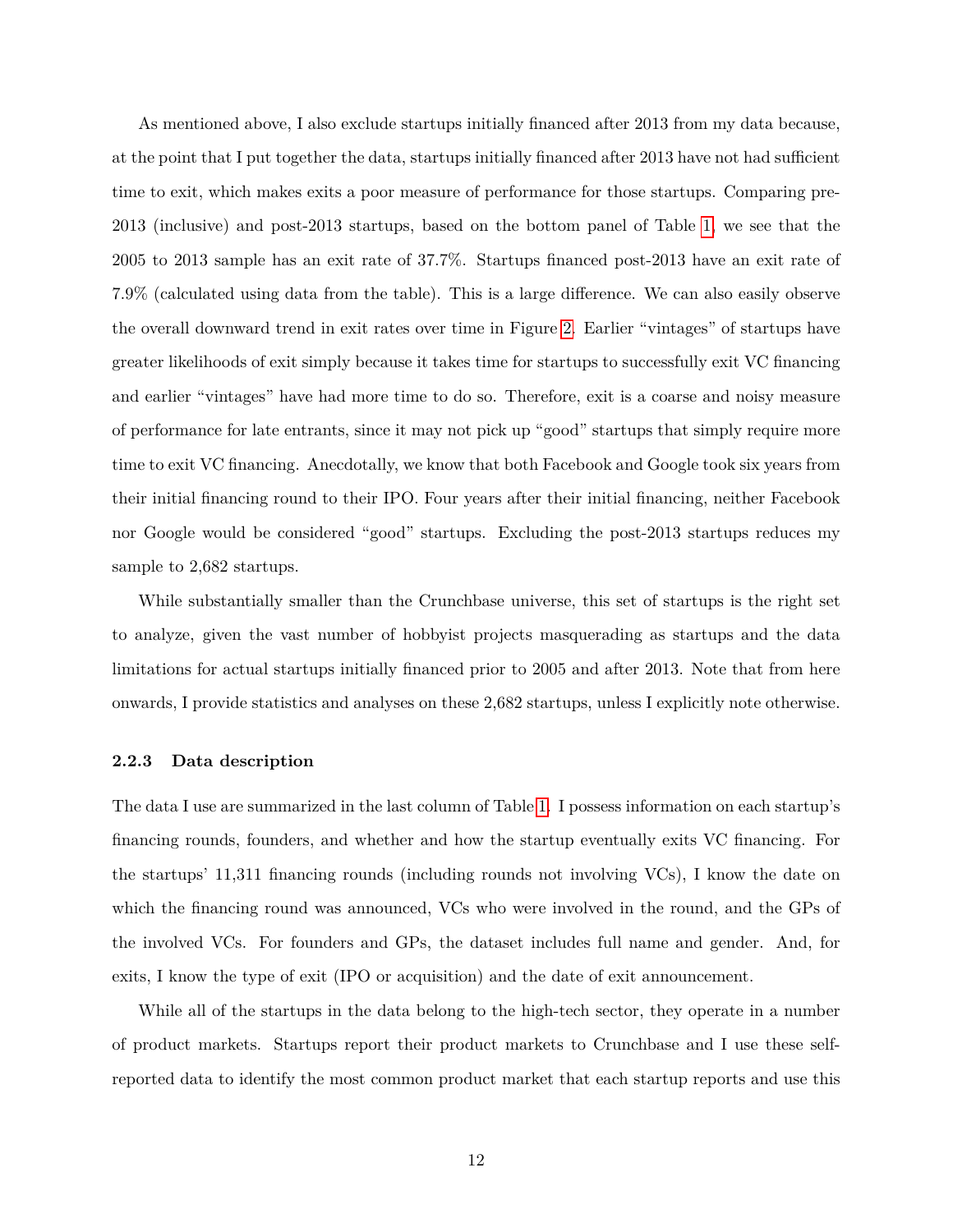As mentioned above, I also exclude startups initially financed after 2013 from my data because, at the point that I put together the data, startups initially financed after 2013 have not had sufficient time to exit, which makes exits a poor measure of performance for those startups. Comparing pre-2013 (inclusive) and post-2013 startups, based on the bottom panel of Table 1, we see that the 2005 to 2013 sample has an exit rate of 37.7%. Startups financed post-2013 have an exit rate of 7.9% (calculated using data from the table). This is a large difference. We can also easily observe the overall downward trend in exit rates over time in Figure 2. Earlier "vintages" of startups have greater likelihoods of exit simply because it takes time for startups to successfully exit VC financing and earlier "vintages" have had more time to do so. Therefore, exit is a coarse and noisy measure of performance for late entrants, since it may not pick up "good" startups that simply require more time to exit VC financing. Anecdotally, we know that both Facebook and Google took six years from their initial financing round to their IPO. Four years after their initial financing, neither Facebook nor Google would be considered "good" startups. Excluding the post-2013 startups reduces my sample to 2,682 startups.

While substantially smaller than the Crunchbase universe, this set of startups is the right set to analyze, given the vast number of hobbyist projects masquerading as startups and the data limitations for actual startups initially financed prior to 2005 and after 2013. Note that from here onwards, I provide statistics and analyses on these 2,682 startups, unless I explicitly note otherwise.

### 2.2.3 Data description

The data I use are summarized in the last column of Table 1. I possess information on each startup's financing rounds, founders, and whether and how the startup eventually exits VC financing. For the startups' 11,311 financing rounds (including rounds not involving VCs), I know the date on which the financing round was announced, VCs who were involved in the round, and the GPs of the involved VCs. For founders and GPs, the dataset includes full name and gender. And, for exits, I know the type of exit (IPO or acquisition) and the date of exit announcement.

While all of the startups in the data belong to the high-tech sector, they operate in a number of product markets. Startups report their product markets to Crunchbase and I use these self-reported data to identify the most common product market that each startup reports and use this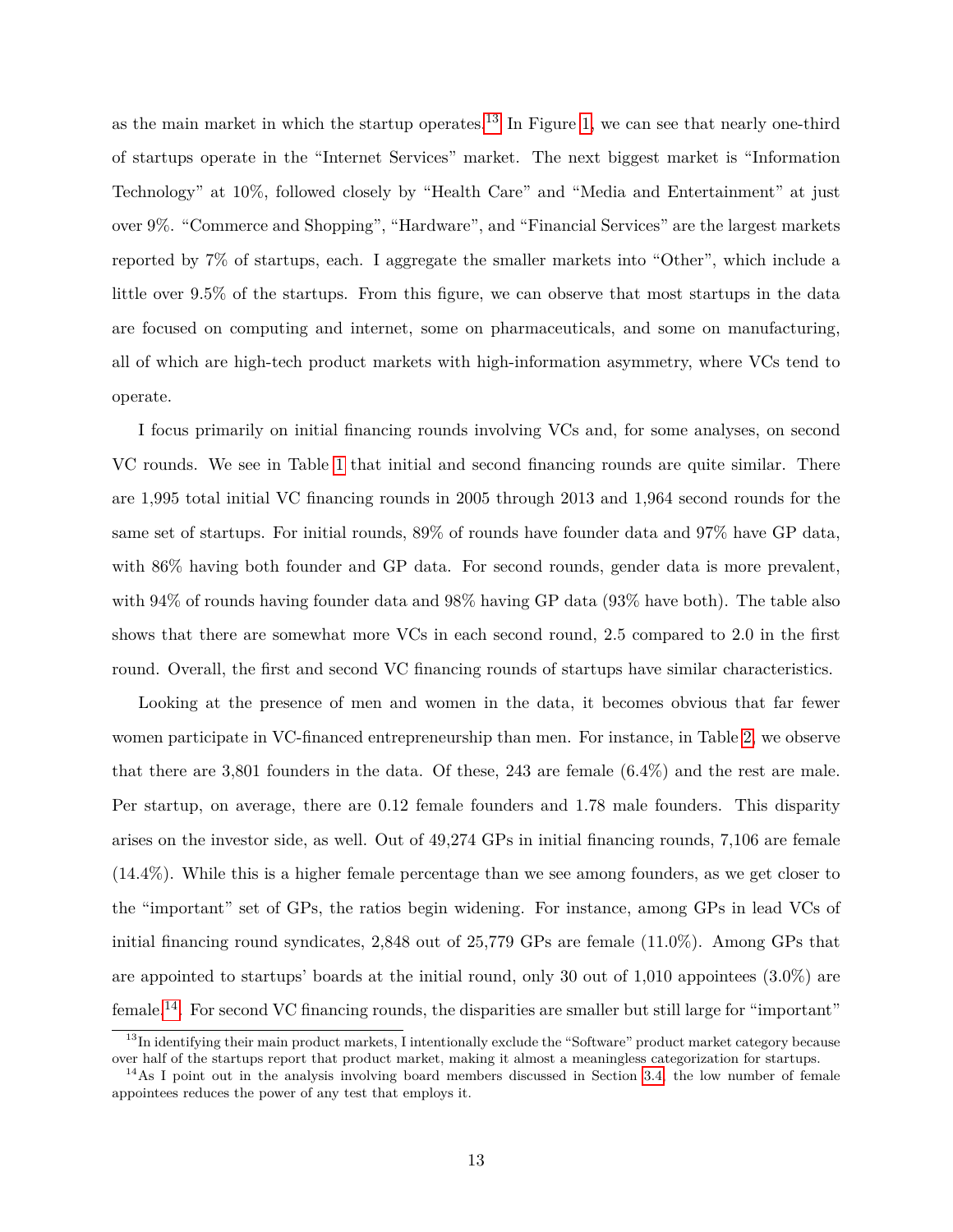as the main market in which the startup operates.[13] In Figure 1, we can see that nearly one-third of startups operate in the "Internet Services" market. The next biggest market is "Information Technology" at 10%, followed closely by "Health Care" and "Media and Entertainment" at just over 9%. "Commerce and Shopping", "Hardware", and "Financial Services" are the largest markets reported by 7% of startups, each. I aggregate the smaller markets into "Other", which include a little over 9.5% of the startups. From this figure, we can observe that most startups in the data are focused on computing and internet, some on pharmaceuticals, and some on manufacturing, all of which are high-tech product markets with high-information asymmetry, where VCs tend to operate.

I focus primarily on initial financing rounds involving VCs and, for some analyses, on second VC rounds. We see in Table 1 that initial and second financing rounds are quite similar. There are 1,995 total initial VC financing rounds in 2005 through 2013 and 1,964 second rounds for the same set of startups. For initial rounds, 89% of rounds have founder data and 97% have GP data, with 86% having both founder and GP data. For second rounds, gender data is more prevalent, with 94% of rounds having founder data and 98% having GP data (93% have both). The table also shows that there are somewhat more VCs in each second round, 2.5 compared to 2.0 in the first round. Overall, the first and second VC financing rounds of startups have similar characteristics.

Looking at the presence of men and women in the data, it becomes obvious that far fewer women participate in VC-financed entrepreneurship than men. For instance, in Table 2, we observe that there are 3,801 founders in the data. Of these, 243 are female (6.4%) and the rest are male. Per startup, on average, there are 0.12 female founders and 1.78 male founders. This disparity arises on the investor side, as well. Out of 49,274 GPs in initial financing rounds, 7,106 are female (14.4%). While this is a higher female percentage than we see among founders, as we get closer to the "important" set of GPs, the ratios begin widening. For instance, among GPs in lead VCs of initial financing round syndicates, 2,848 out of 25,779 GPs are female (11.0%). Among GPs that are appointed to startups' boards at the initial round, only 30 out of 1,010 appointees (3.0%) are female.[14]. For second VC financing rounds, the disparities are smaller but still large for "important"

[13] In identifying their main product markets, I intentionally exclude the "Software" product market category because over half of the startups report that product market, making it almost a meaningless categorization for startups.

[14] As I point out in the analysis involving board members discussed in Section 3.4, the low number of female appointees reduces the power of any test that employs it.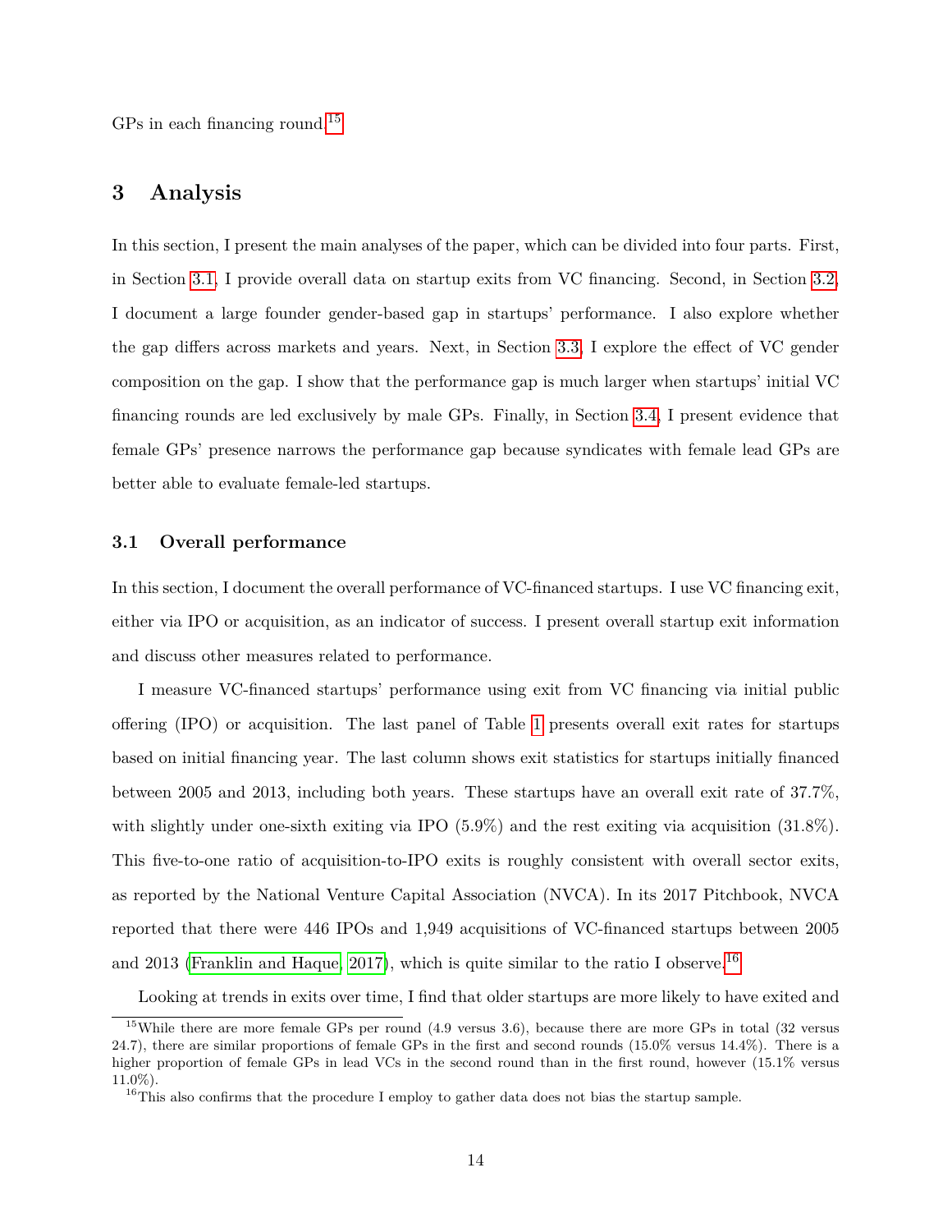GPs in each financing round.[15]

## 3 Analysis

In this section, I present the main analyses of the paper, which can be divided into four parts. First, in Section 3.1, I provide overall data on startup exits from VC financing. Second, in Section 3.2, I document a large founder gender-based gap in startups' performance. I also explore whether the gap differs across markets and years. Next, in Section 3.3, I explore the effect of VC gender composition on the gap. I show that the performance gap is much larger when startups' initial VC financing rounds are led exclusively by male GPs. Finally, in Section 3.4, I present evidence that female GPs' presence narrows the performance gap because syndicates with female lead GPs are better able to evaluate female-led startups.

### 3.1 Overall performance

In this section, I document the overall performance of VC-financed startups. I use VC financing exit, either via IPO or acquisition, as an indicator of success. I present overall startup exit information and discuss other measures related to performance.

I measure VC-financed startups' performance using exit from VC financing via initial public offering (IPO) or acquisition. The last panel of Table 1 presents overall exit rates for startups based on initial financing year. The last column shows exit statistics for startups initially financed between 2005 and 2013, including both years. These startups have an overall exit rate of 37.7%, with slightly under one-sixth exiting via IPO (5.9%) and the rest exiting via acquisition (31.8%). This five-to-one ratio of acquisition-to-IPO exits is roughly consistent with overall sector exits, as reported by the National Venture Capital Association (NVCA). In its 2017 Pitchbook, NVCA reported that there were 446 IPOs and 1,949 acquisitions of VC-financed startups between 2005 and 2013 (Franklin and Haque, 2017), which is quite similar to the ratio I observe.[16]

Looking at trends in exits over time, I find that older startups are more likely to have exited and

[15] While there are more female GPs per round (4.9 versus 3.6), because there are more GPs in total (32 versus 24.7), there are similar proportions of female GPs in the first and second rounds (15.0% versus 14.4%). There is a higher proportion of female GPs in lead VCs in the second round than in the first round, however (15.1% versus 11.0%).

[16] This also confirms that the procedure I employ to gather data does not bias the startup sample.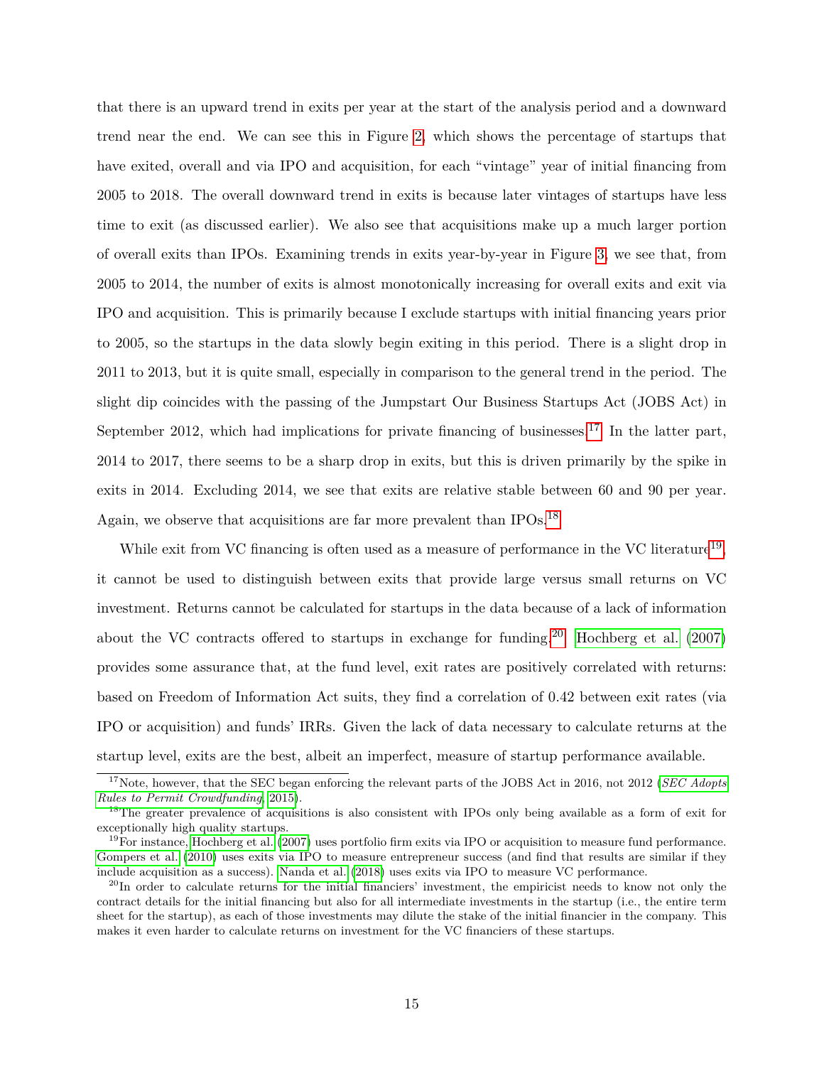that there is an upward trend in exits per year at the start of the analysis period and a downward trend near the end. We can see this in Figure 2, which shows the percentage of startups that have exited, overall and via IPO and acquisition, for each "vintage" year of initial financing from 2005 to 2018. The overall downward trend in exits is because later vintages of startups have less time to exit (as discussed earlier). We also see that acquisitions make up a much larger portion of overall exits than IPOs. Examining trends in exits year-by-year in Figure 3, we see that, from 2005 to 2014, the number of exits is almost monotonically increasing for overall exits and exit via IPO and acquisition. This is primarily because I exclude startups with initial financing years prior to 2005, so the startups in the data slowly begin exiting in this period. There is a slight drop in 2011 to 2013, but it is quite small, especially in comparison to the general trend in the period. The slight dip coincides with the passing of the Jumpstart Our Business Startups Act (JOBS Act) in September 2012, which had implications for private financing of businesses.[17] In the latter part, 2014 to 2017, there seems to be a sharp drop in exits, but this is driven primarily by the spike in exits in 2014. Excluding 2014, we see that exits are relative stable between 60 and 90 per year. Again, we observe that acquisitions are far more prevalent than IPOs.[18]

While exit from VC financing is often used as a measure of performance in the VC literature[19], it cannot be used to distinguish between exits that provide large versus small returns on VC investment. Returns cannot be calculated for startups in the data because of a lack of information about the VC contracts offered to startups in exchange for funding.[20] Hochberg et al. (2007) provides some assurance that, at the fund level, exit rates are positively correlated with returns: based on Freedom of Information Act suits, they find a correlation of 0.42 between exit rates (via IPO or acquisition) and funds' IRRs. Given the lack of data necessary to calculate returns at the startup level, exits are the best, albeit an imperfect, measure of startup performance available.

[17] Note, however, that the SEC began enforcing the relevant parts of the JOBS Act in 2016, not 2012 (*SEC Adopts Rules to Permit Crowdfunding*, 2015).

[18] The greater prevalence of acquisitions is also consistent with IPOs only being available as a form of exit for exceptionally high quality startups.

[19] For instance, Hochberg et al. (2007) uses portfolio firm exits via IPO or acquisition to measure fund performance. Gompers et al. (2010) uses exits via IPO to measure entrepreneur success (and find that results are similar if they include acquisition as a success). Nanda et al. (2018) uses exits via IPO to measure VC performance.

[20] In order to calculate returns for the initial financiers' investment, the empiricist needs to know not only the contract details for the initial financing but also for all intermediate investments in the startup (i.e., the entire term sheet for the startup), as each of those investments may dilute the stake of the initial financier in the company. This makes it even harder to calculate returns on investment for the VC financiers of these startups.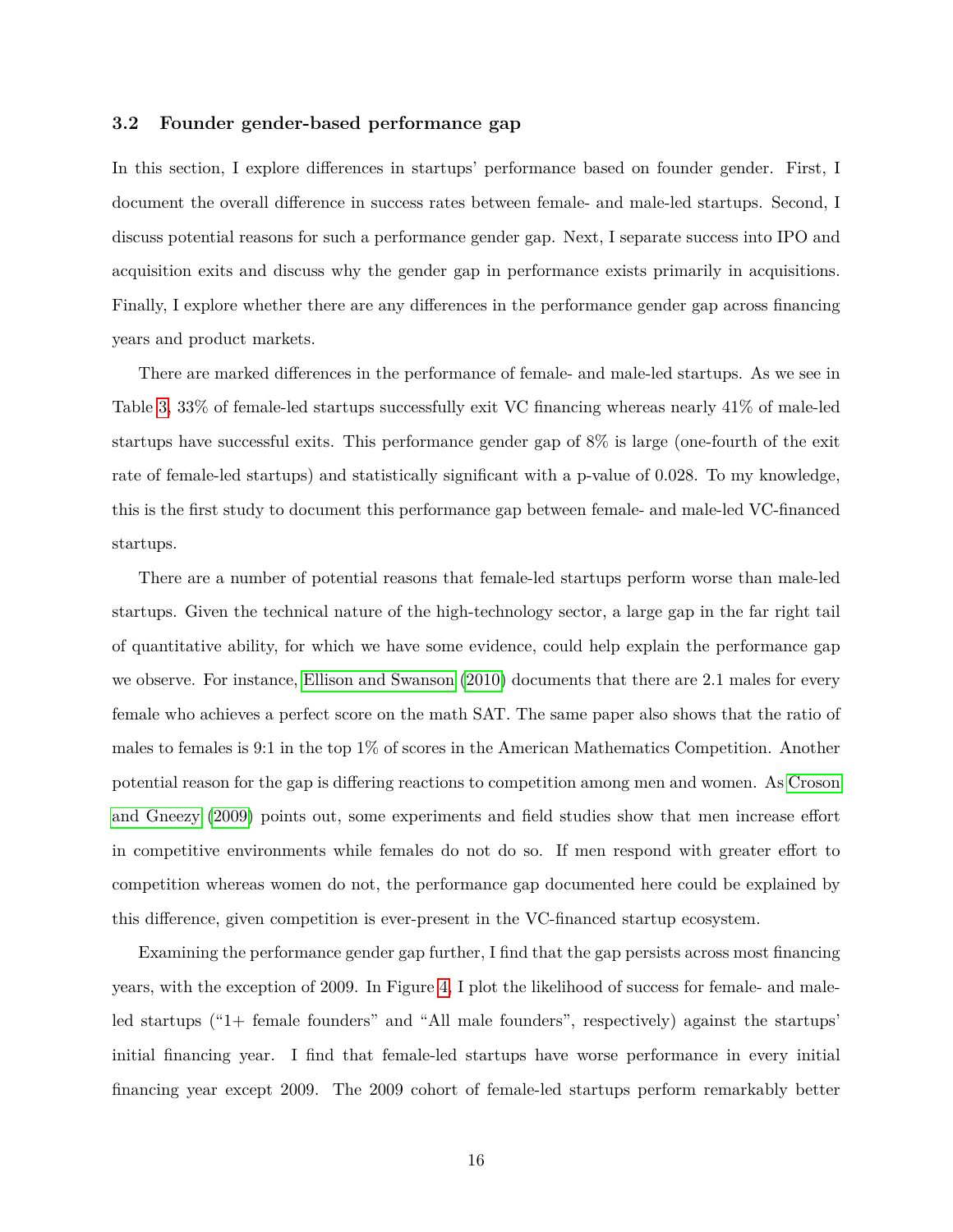### 3.2 Founder gender-based performance gap

In this section, I explore differences in startups' performance based on founder gender. First, I document the overall difference in success rates between female- and male-led startups. Second, I discuss potential reasons for such a performance gender gap. Next, I separate success into IPO and acquisition exits and discuss why the gender gap in performance exists primarily in acquisitions. Finally, I explore whether there are any differences in the performance gender gap across financing years and product markets.

There are marked differences in the performance of female- and male-led startups. As we see in Table 3, 33% of female-led startups successfully exit VC financing whereas nearly 41% of male-led startups have successful exits. This performance gender gap of 8% is large (one-fourth of the exit rate of female-led startups) and statistically significant with a p-value of 0.028. To my knowledge, this is the first study to document this performance gap between female- and male-led VC-financed startups.

There are a number of potential reasons that female-led startups perform worse than male-led startups. Given the technical nature of the high-technology sector, a large gap in the far right tail of quantitative ability, for which we have some evidence, could help explain the performance gap we observe. For instance, Ellison and Swanson (2010) documents that there are 2.1 males for every female who achieves a perfect score on the math SAT. The same paper also shows that the ratio of males to females is 9:1 in the top 1% of scores in the American Mathematics Competition. Another potential reason for the gap is differing reactions to competition among men and women. As Croson and Gneezy (2009) points out, some experiments and field studies show that men increase effort in competitive environments while females do not do so. If men respond with greater effort to competition whereas women do not, the performance gap documented here could be explained by this difference, given competition is ever-present in the VC-financed startup ecosystem.

Examining the performance gender gap further, I find that the gap persists across most financing years, with the exception of 2009. In Figure 4, I plot the likelihood of success for female- and male-led startups ("1+ female founders" and "All male founders", respectively) against the startups' initial financing year. I find that female-led startups have worse performance in every initial financing year except 2009. The 2009 cohort of female-led startups perform remarkably better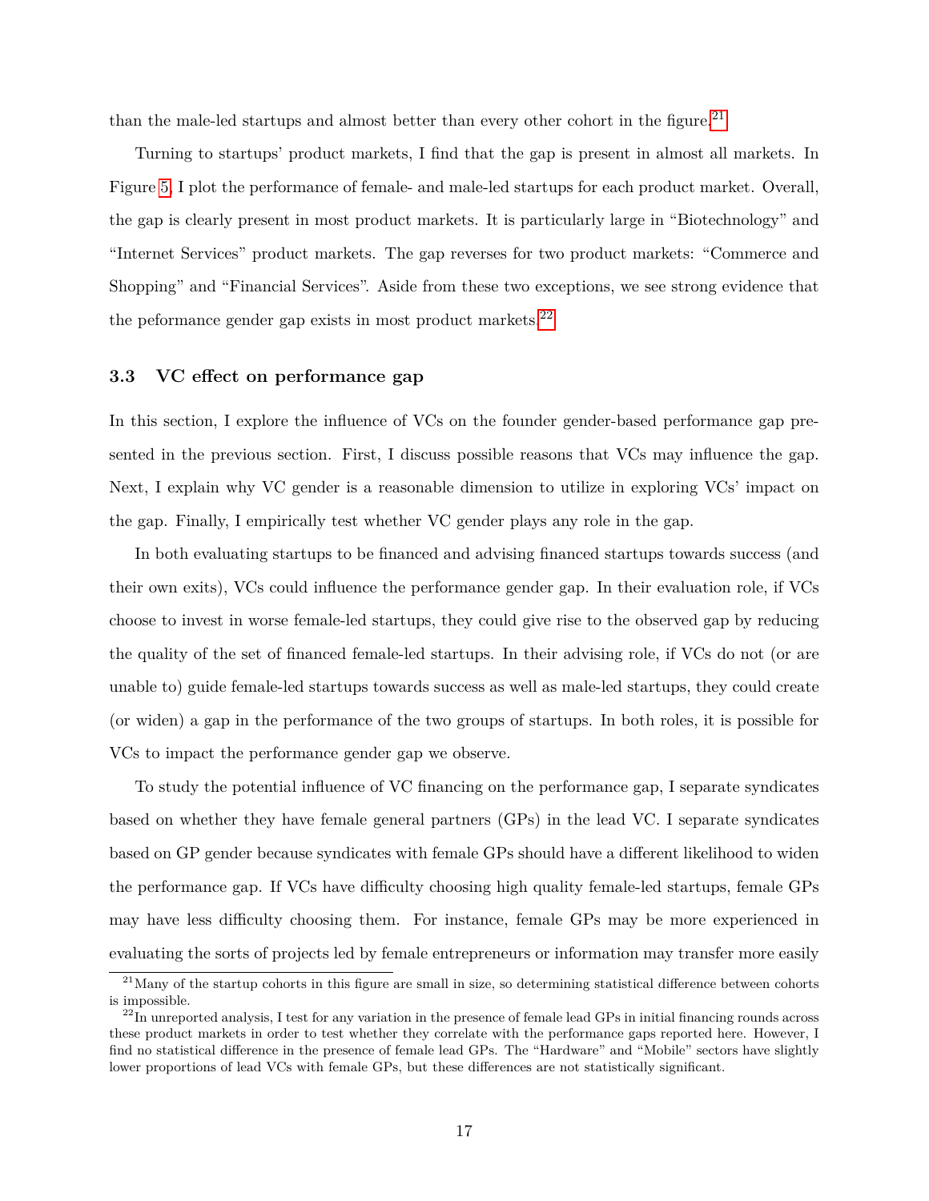than the male-led startups and almost better than every other cohort in the figure.[21]

Turning to startups' product markets, I find that the gap is present in almost all markets. In Figure 5, I plot the performance of female- and male-led startups for each product market. Overall, the gap is clearly present in most product markets. It is particularly large in "Biotechnology" and "Internet Services" product markets. The gap reverses for two product markets: "Commerce and Shopping" and "Financial Services". Aside from these two exceptions, we see strong evidence that the peformance gender gap exists in most product markets.[22]

### 3.3 VC effect on performance gap

In this section, I explore the influence of VCs on the founder gender-based performance gap presented in the previous section. First, I discuss possible reasons that VCs may influence the gap. Next, I explain why VC gender is a reasonable dimension to utilize in exploring VCs' impact on the gap. Finally, I empirically test whether VC gender plays any role in the gap.

In both evaluating startups to be financed and advising financed startups towards success (and their own exits), VCs could influence the performance gender gap. In their evaluation role, if VCs choose to invest in worse female-led startups, they could give rise to the observed gap by reducing the quality of the set of financed female-led startups. In their advising role, if VCs do not (or are unable to) guide female-led startups towards success as well as male-led startups, they could create (or widen) a gap in the performance of the two groups of startups. In both roles, it is possible for VCs to impact the performance gender gap we observe.

To study the potential influence of VC financing on the performance gap, I separate syndicates based on whether they have female general partners (GPs) in the lead VC. I separate syndicates based on GP gender because syndicates with female GPs should have a different likelihood to widen the performance gap. If VCs have difficulty choosing high quality female-led startups, female GPs may have less difficulty choosing them. For instance, female GPs may be more experienced in evaluating the sorts of projects led by female entrepreneurs or information may transfer more easily

[21] Many of the startup cohorts in this figure are small in size, so determining statistical difference between cohorts is impossible.

[22] In unreported analysis, I test for any variation in the presence of female lead GPs in initial financing rounds across these product markets in order to test whether they correlate with the performance gaps reported here. However, I find no statistical difference in the presence of female lead GPs. The "Hardware" and "Mobile" sectors have slightly lower proportions of lead VCs with female GPs, but these differences are not statistically significant.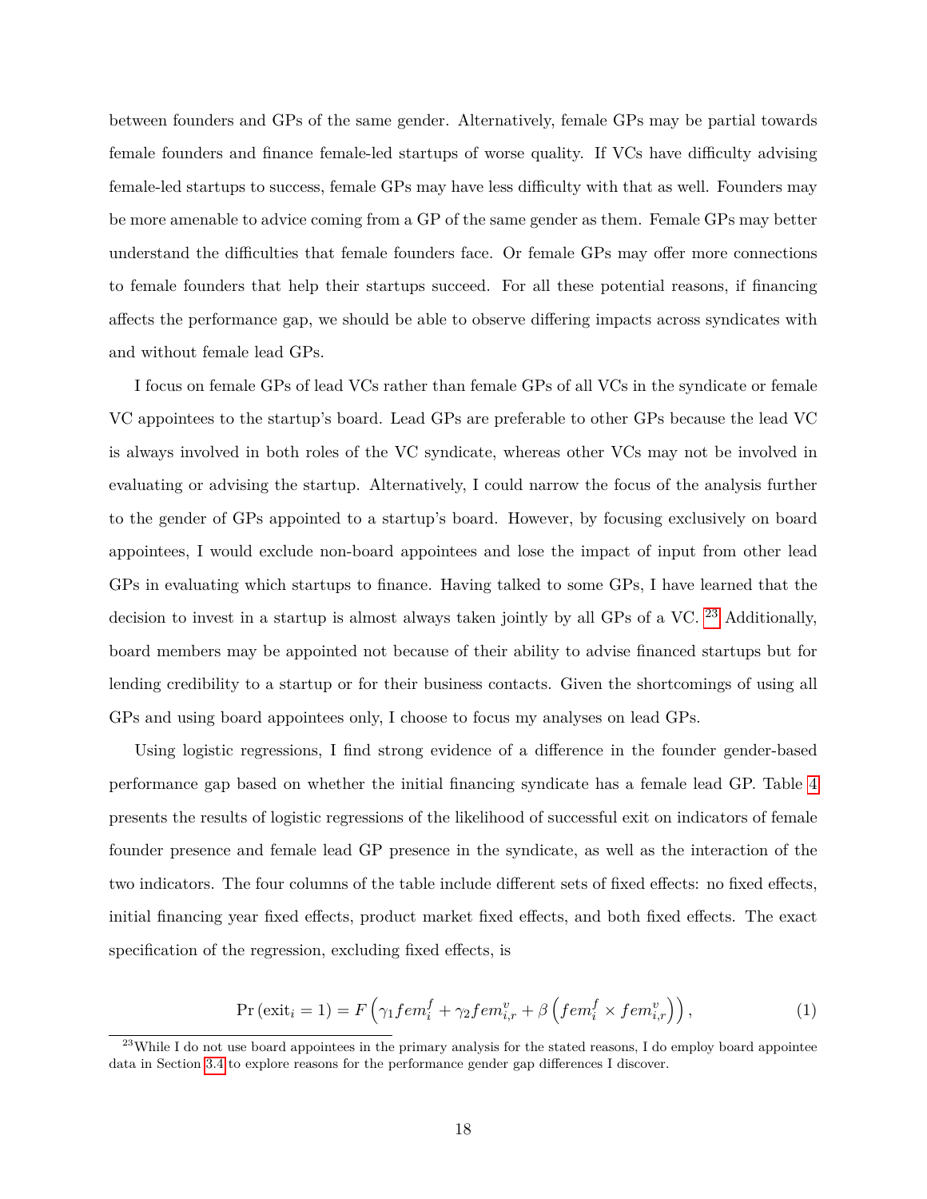between founders and GPs of the same gender. Alternatively, female GPs may be partial towards female founders and finance female-led startups of worse quality. If VCs have difficulty advising female-led startups to success, female GPs may have less difficulty with that as well. Founders may be more amenable to advice coming from a GP of the same gender as them. Female GPs may better understand the difficulties that female founders face. Or female GPs may offer more connections to female founders that help their startups succeed. For all these potential reasons, if financing affects the performance gap, we should be able to observe differing impacts across syndicates with and without female lead GPs.

I focus on female GPs of lead VCs rather than female GPs of all VCs in the syndicate or female VC appointees to the startup's board. Lead GPs are preferable to other GPs because the lead VC is always involved in both roles of the VC syndicate, whereas other VCs may not be involved in evaluating or advising the startup. Alternatively, I could narrow the focus of the analysis further to the gender of GPs appointed to a startup's board. However, by focusing exclusively on board appointees, I would exclude non-board appointees and lose the impact of input from other lead GPs in evaluating which startups to finance. Having talked to some GPs, I have learned that the decision to invest in a startup is almost always taken jointly by all GPs of a VC. [23] Additionally, board members may be appointed not because of their ability to advise financed startups but for lending credibility to a startup or for their business contacts. Given the shortcomings of using all GPs and using board appointees only, I choose to focus my analyses on lead GPs.

Using logistic regressions, I find strong evidence of a difference in the founder gender-based performance gap based on whether the initial financing syndicate has a female lead GP. Table 4 presents the results of logistic regressions of the likelihood of successful exit on indicators of female founder presence and female lead GP presence in the syndicate, as well as the interaction of the two indicators. The four columns of the table include different sets of fixed effects: no fixed effects, initial financing year fixed effects, product market fixed effects, and both fixed effects. The exact specification of the regression, excluding fixed effects, is

$$\Pr\left(\text{exit}_i = 1\right) = F\left(\gamma_1 fem_i^f + \gamma_2 fem_{i,r}^v + \beta\left(fem_i^f \times fem_{i,r}^v\right)\right), \tag{1}$$

[23] While I do not use board appointees in the primary analysis for the stated reasons, I do employ board appointee data in Section 3.4 to explore reasons for the performance gender gap differences I discover.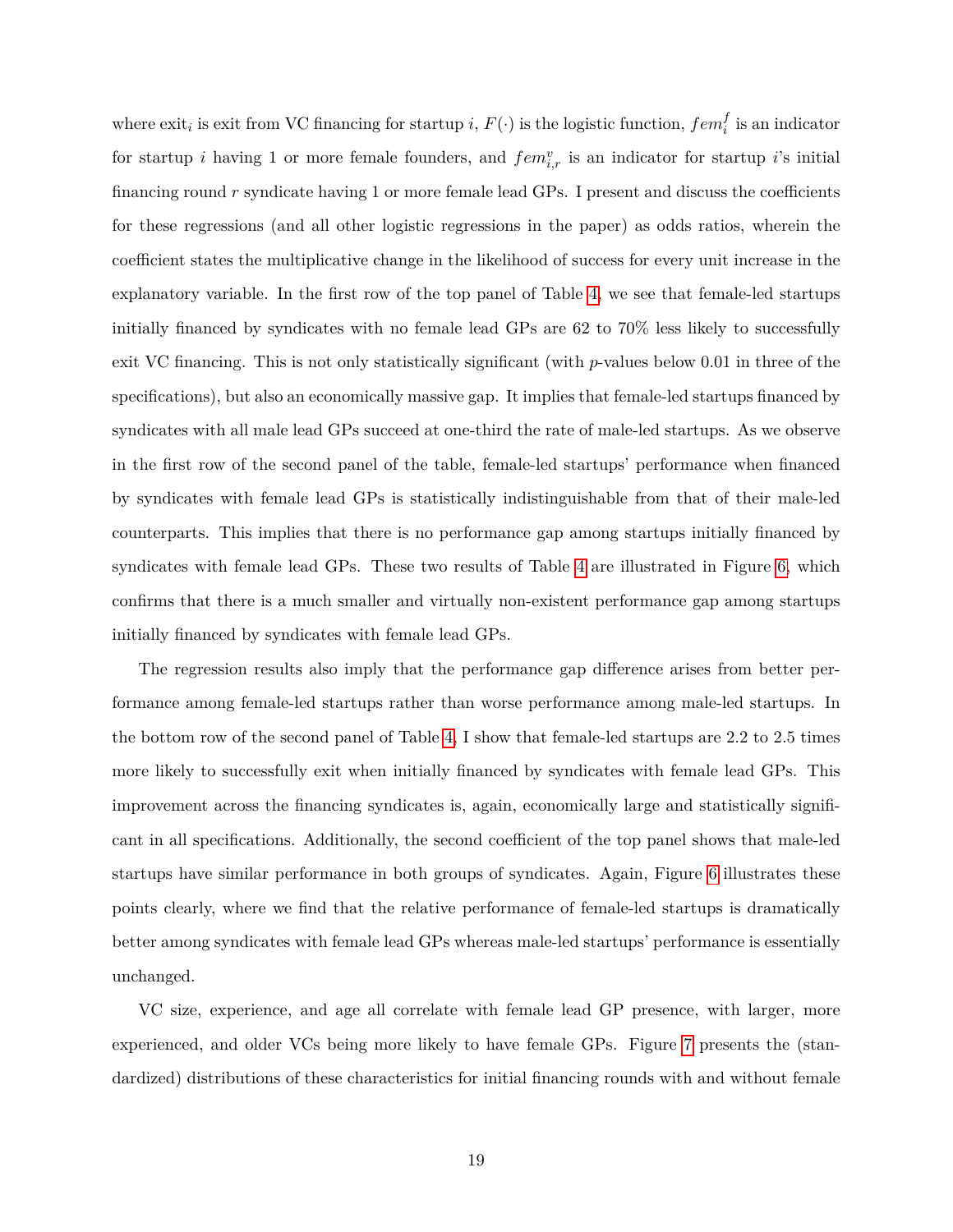where $\text{exit}_i$ is exit from VC financing for startup $i$, $F(\cdot)$ is the logistic function, $fem_i^f$ is an indicator for startup $i$ having 1 or more female founders, and $fem_{i,r}^v$ is an indicator for startup $i$'s initial financing round $r$ syndicate having 1 or more female lead GPs. I present and discuss the coefficients for these regressions (and all other logistic regressions in the paper) as odds ratios, wherein the coefficient states the multiplicative change in the likelihood of success for every unit increase in the explanatory variable. In the first row of the top panel of Table 4, we see that female-led startups initially financed by syndicates with no female lead GPs are 62 to 70% less likely to successfully exit VC financing. This is not only statistically significant (with $p$-values below 0.01 in three of the specifications), but also an economically massive gap. It implies that female-led startups financed by syndicates with all male lead GPs succeed at one-third the rate of male-led startups. As we observe in the first row of the second panel of the table, female-led startups' performance when financed by syndicates with female lead GPs is statistically indistinguishable from that of their male-led counterparts. This implies that there is no performance gap among startups initially financed by syndicates with female lead GPs. These two results of Table 4 are illustrated in Figure 6, which confirms that there is a much smaller and virtually non-existent performance gap among startups initially financed by syndicates with female lead GPs.

The regression results also imply that the performance gap difference arises from better performance among female-led startups rather than worse performance among male-led startups. In the bottom row of the second panel of Table 4, I show that female-led startups are 2.2 to 2.5 times more likely to successfully exit when initially financed by syndicates with female lead GPs. This improvement across the financing syndicates is, again, economically large and statistically significant in all specifications. Additionally, the second coefficient of the top panel shows that male-led startups have similar performance in both groups of syndicates. Again, Figure 6 illustrates these points clearly, where we find that the relative performance of female-led startups is dramatically better among syndicates with female lead GPs whereas male-led startups' performance is essentially unchanged.

VC size, experience, and age all correlate with female lead GP presence, with larger, more experienced, and older VCs being more likely to have female GPs. Figure 7 presents the (standardized) distributions of these characteristics for initial financing rounds with and without female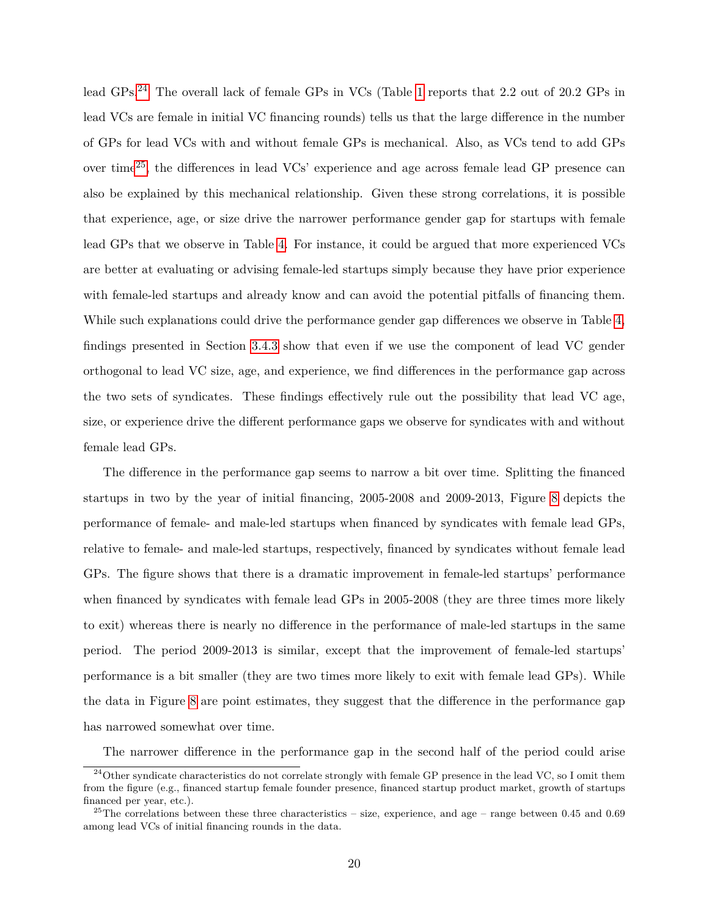lead GPs.[24] The overall lack of female GPs in VCs (Table 1 reports that 2.2 out of 20.2 GPs in lead VCs are female in initial VC financing rounds) tells us that the large difference in the number of GPs for lead VCs with and without female GPs is mechanical. Also, as VCs tend to add GPs over time[25], the differences in lead VCs' experience and age across female lead GP presence can also be explained by this mechanical relationship. Given these strong correlations, it is possible that experience, age, or size drive the narrower performance gender gap for startups with female lead GPs that we observe in Table 4. For instance, it could be argued that more experienced VCs are better at evaluating or advising female-led startups simply because they have prior experience with female-led startups and already know and can avoid the potential pitfalls of financing them. While such explanations could drive the performance gender gap differences we observe in Table 4, findings presented in Section 3.4.3 show that even if we use the component of lead VC gender orthogonal to lead VC size, age, and experience, we find differences in the performance gap across the two sets of syndicates. These findings effectively rule out the possibility that lead VC age, size, or experience drive the different performance gaps we observe for syndicates with and without female lead GPs.

The difference in the performance gap seems to narrow a bit over time. Splitting the financed startups in two by the year of initial financing, 2005-2008 and 2009-2013, Figure 8 depicts the performance of female- and male-led startups when financed by syndicates with female lead GPs, relative to female- and male-led startups, respectively, financed by syndicates without female lead GPs. The figure shows that there is a dramatic improvement in female-led startups' performance when financed by syndicates with female lead GPs in 2005-2008 (they are three times more likely to exit) whereas there is nearly no difference in the performance of male-led startups in the same period. The period 2009-2013 is similar, except that the improvement of female-led startups' performance is a bit smaller (they are two times more likely to exit with female lead GPs). While the data in Figure 8 are point estimates, they suggest that the difference in the performance gap has narrowed somewhat over time.

The narrower difference in the performance gap in the second half of the period could arise

[24] Other syndicate characteristics do not correlate strongly with female GP presence in the lead VC, so I omit them from the figure (e.g., financed startup female founder presence, financed startup product market, growth of startups financed per year, etc.).

[25] The correlations between these three characteristics – size, experience, and age – range between 0.45 and 0.69 among lead VCs of initial financing rounds in the data.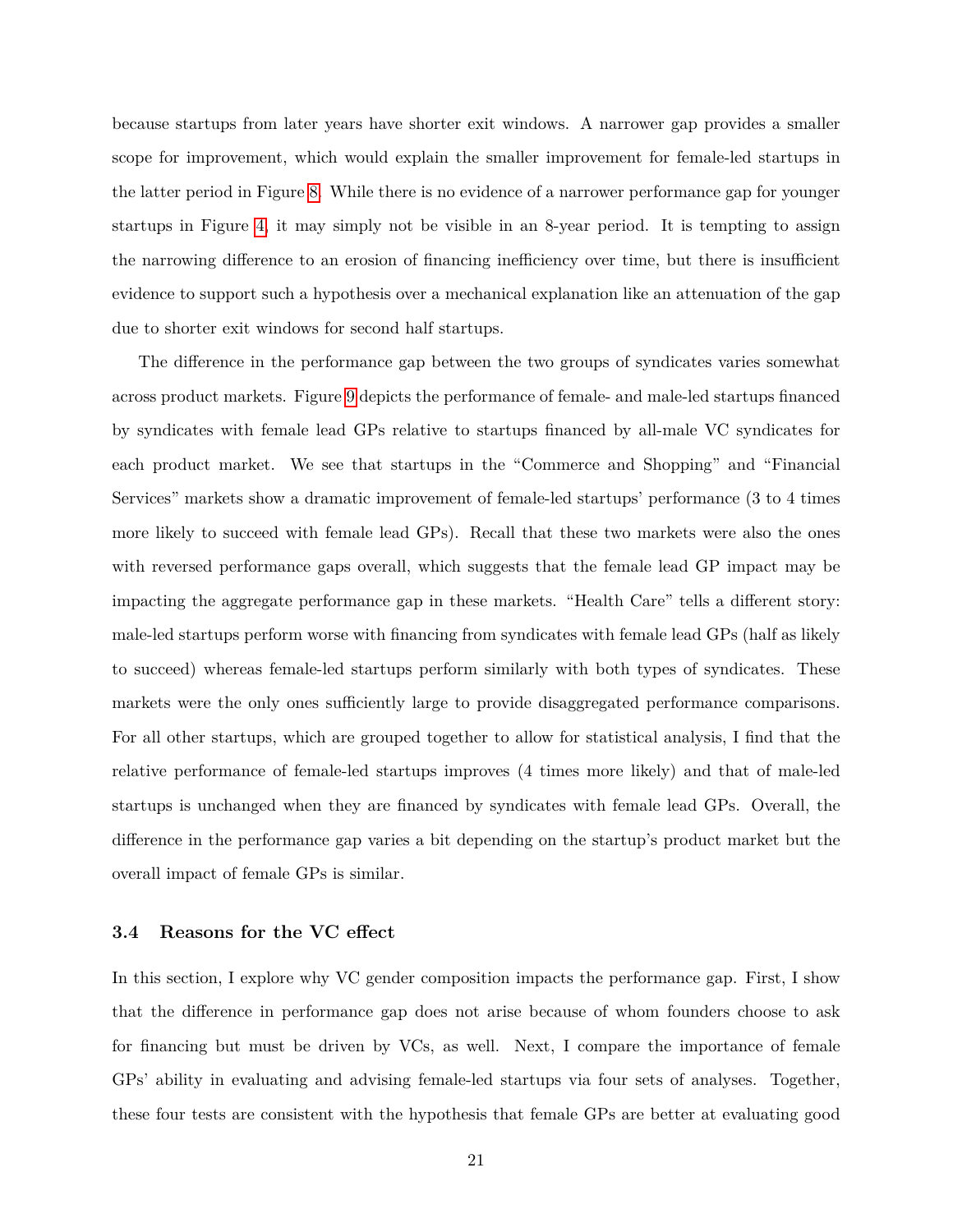because startups from later years have shorter exit windows. A narrower gap provides a smaller scope for improvement, which would explain the smaller improvement for female-led startups in the latter period in Figure 8. While there is no evidence of a narrower performance gap for younger startups in Figure 4, it may simply not be visible in an 8-year period. It is tempting to assign the narrowing difference to an erosion of financing inefficiency over time, but there is insufficient evidence to support such a hypothesis over a mechanical explanation like an attenuation of the gap due to shorter exit windows for second half startups.

The difference in the performance gap between the two groups of syndicates varies somewhat across product markets. Figure 9 depicts the performance of female- and male-led startups financed by syndicates with female lead GPs relative to startups financed by all-male VC syndicates for each product market. We see that startups in the "Commerce and Shopping" and "Financial Services" markets show a dramatic improvement of female-led startups' performance (3 to 4 times more likely to succeed with female lead GPs). Recall that these two markets were also the ones with reversed performance gaps overall, which suggests that the female lead GP impact may be impacting the aggregate performance gap in these markets. "Health Care" tells a different story: male-led startups perform worse with financing from syndicates with female lead GPs (half as likely to succeed) whereas female-led startups perform similarly with both types of syndicates. These markets were the only ones sufficiently large to provide disaggregated performance comparisons. For all other startups, which are grouped together to allow for statistical analysis, I find that the relative performance of female-led startups improves (4 times more likely) and that of male-led startups is unchanged when they are financed by syndicates with female lead GPs. Overall, the difference in the performance gap varies a bit depending on the startup's product market but the overall impact of female GPs is similar.

### 3.4 Reasons for the VC effect

In this section, I explore why VC gender composition impacts the performance gap. First, I show that the difference in performance gap does not arise because of whom founders choose to ask for financing but must be driven by VCs, as well. Next, I compare the importance of female GPs' ability in evaluating and advising female-led startups via four sets of analyses. Together, these four tests are consistent with the hypothesis that female GPs are better at evaluating good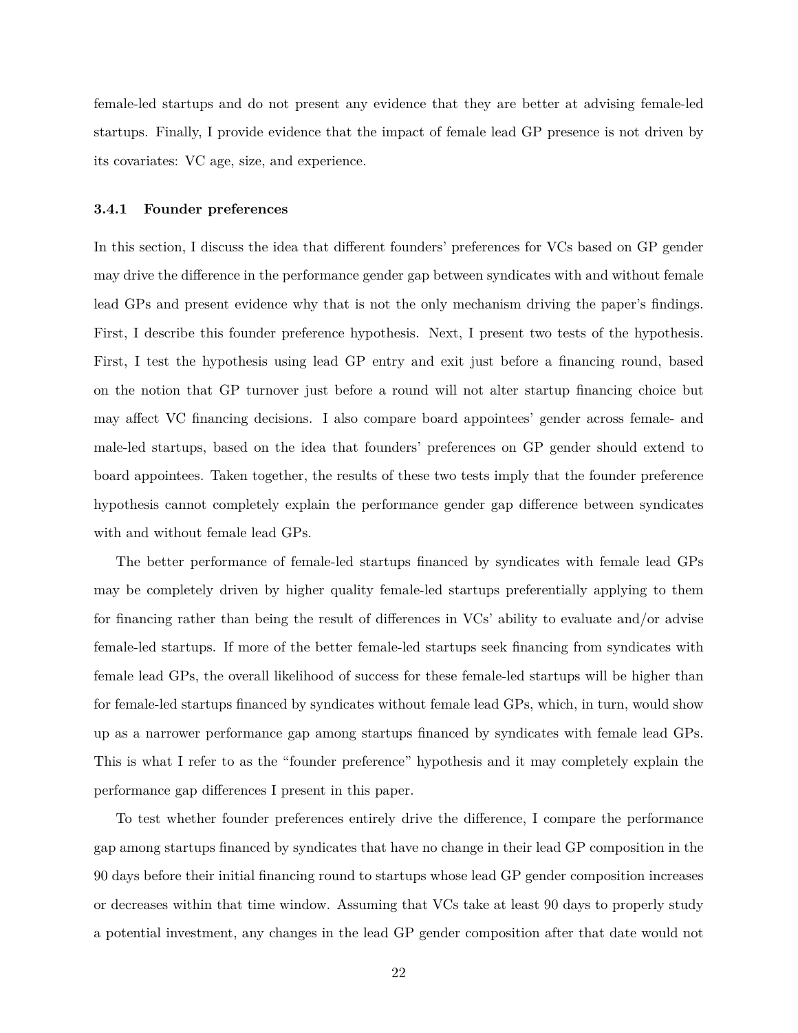female-led startups and do not present any evidence that they are better at advising female-led startups. Finally, I provide evidence that the impact of female lead GP presence is not driven by its covariates: VC age, size, and experience.

### 3.4.1 Founder preferences

In this section, I discuss the idea that different founders' preferences for VCs based on GP gender may drive the difference in the performance gender gap between syndicates with and without female lead GPs and present evidence why that is not the only mechanism driving the paper's findings. First, I describe this founder preference hypothesis. Next, I present two tests of the hypothesis. First, I test the hypothesis using lead GP entry and exit just before a financing round, based on the notion that GP turnover just before a round will not alter startup financing choice but may affect VC financing decisions. I also compare board appointees' gender across female- and male-led startups, based on the idea that founders' preferences on GP gender should extend to board appointees. Taken together, the results of these two tests imply that the founder preference hypothesis cannot completely explain the performance gender gap difference between syndicates with and without female lead GPs.

The better performance of female-led startups financed by syndicates with female lead GPs may be completely driven by higher quality female-led startups preferentially applying to them for financing rather than being the result of differences in VCs' ability to evaluate and/or advise female-led startups. If more of the better female-led startups seek financing from syndicates with female lead GPs, the overall likelihood of success for these female-led startups will be higher than for female-led startups financed by syndicates without female lead GPs, which, in turn, would show up as a narrower performance gap among startups financed by syndicates with female lead GPs. This is what I refer to as the "founder preference" hypothesis and it may completely explain the performance gap differences I present in this paper.

To test whether founder preferences entirely drive the difference, I compare the performance gap among startups financed by syndicates that have no change in their lead GP composition in the 90 days before their initial financing round to startups whose lead GP gender composition increases or decreases within that time window. Assuming that VCs take at least 90 days to properly study a potential investment, any changes in the lead GP gender composition after that date would not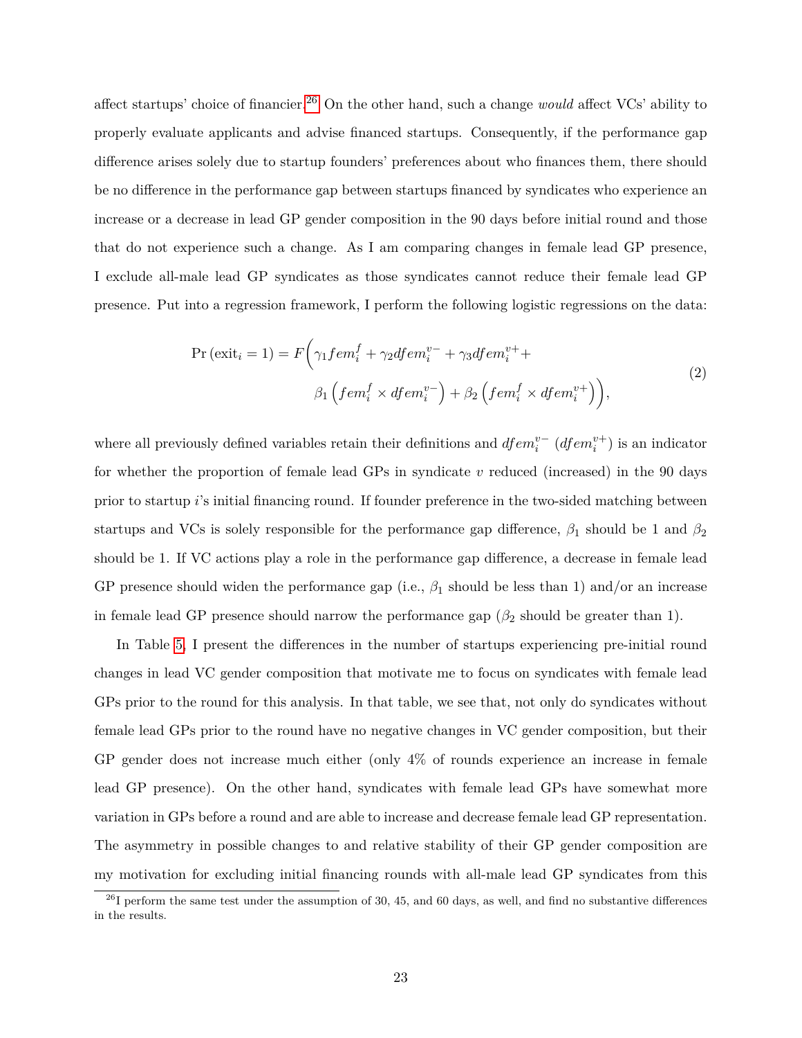affect startups' choice of financier.[26] On the other hand, such a change *would* affect VCs' ability to properly evaluate applicants and advise financed startups. Consequently, if the performance gap difference arises solely due to startup founders' preferences about who finances them, there should be no difference in the performance gap between startups financed by syndicates who experience an increase or a decrease in lead GP gender composition in the 90 days before initial round and those that do not experience such a change. As I am comparing changes in female lead GP presence, I exclude all-male lead GP syndicates as those syndicates cannot reduce their female lead GP presence. Put into a regression framework, I perform the following logistic regressions on the data:

$$\begin{aligned} \Pr\left(\text{exit}_i = 1\right) = F\Big(&\gamma_1 fem_i^f + \gamma_2 dfem_i^{v-} + \gamma_3 dfem_i^{v+} + \\ &\beta_1\left(fem_i^f \times dfem_i^{v-}\right) + \beta_2\left(fem_i^f \times dfem_i^{v+}\right)\Big), \end{aligned} \tag{2}$$

where all previously defined variables retain their definitions and $dfem_i^{v-}$ ($dfem_i^{v+}$) is an indicator for whether the proportion of female lead GPs in syndicate $v$ reduced (increased) in the 90 days prior to startup $i$'s initial financing round. If founder preference in the two-sided matching between startups and VCs is solely responsible for the performance gap difference, $\beta_1$ should be 1 and $\beta_2$ should be 1. If VC actions play a role in the performance gap difference, a decrease in female lead GP presence should widen the performance gap (i.e., $\beta_1$ should be less than 1) and/or an increase in female lead GP presence should narrow the performance gap ($\beta_2$ should be greater than 1).

In Table 5, I present the differences in the number of startups experiencing pre-initial round changes in lead VC gender composition that motivate me to focus on syndicates with female lead GPs prior to the round for this analysis. In that table, we see that, not only do syndicates without female lead GPs prior to the round have no negative changes in VC gender composition, but their GP gender does not increase much either (only 4% of rounds experience an increase in female lead GP presence). On the other hand, syndicates with female lead GPs have somewhat more variation in GPs before a round and are able to increase and decrease female lead GP representation. The asymmetry in possible changes to and relative stability of their GP gender composition are my motivation for excluding initial financing rounds with all-male lead GP syndicates from this

[26] I perform the same test under the assumption of 30, 45, and 60 days, as well, and find no substantive differences in the results.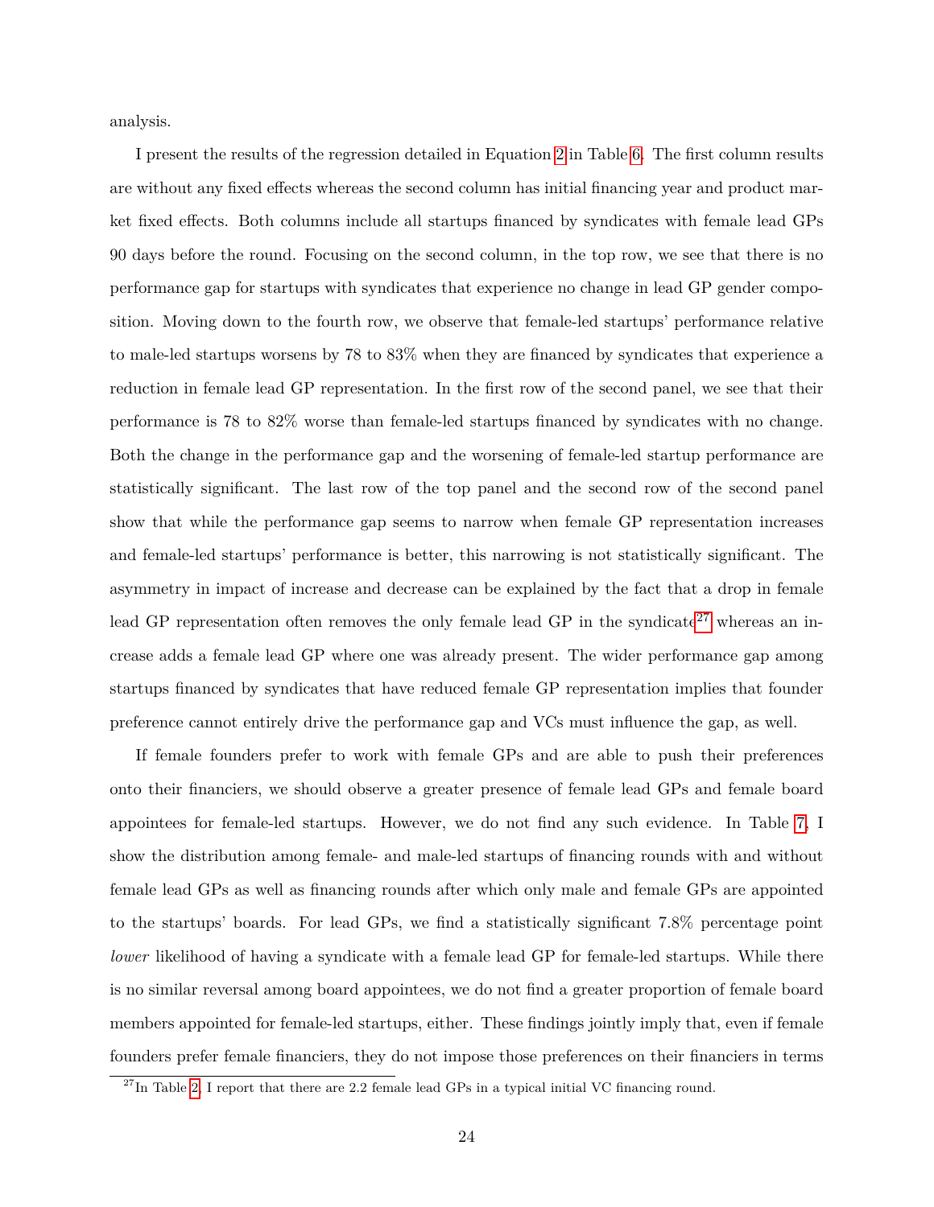analysis.

I present the results of the regression detailed in Equation 2 in Table 6. The first column results are without any fixed effects whereas the second column has initial financing year and product market fixed effects. Both columns include all startups financed by syndicates with female lead GPs 90 days before the round. Focusing on the second column, in the top row, we see that there is no performance gap for startups with syndicates that experience no change in lead GP gender composition. Moving down to the fourth row, we observe that female-led startups' performance relative to male-led startups worsens by 78 to 83% when they are financed by syndicates that experience a reduction in female lead GP representation. In the first row of the second panel, we see that their performance is 78 to 82% worse than female-led startups financed by syndicates with no change. Both the change in the performance gap and the worsening of female-led startup performance are statistically significant. The last row of the top panel and the second row of the second panel show that while the performance gap seems to narrow when female GP representation increases and female-led startups' performance is better, this narrowing is not statistically significant. The asymmetry in impact of increase and decrease can be explained by the fact that a drop in female lead GP representation often removes the only female lead GP in the syndicate[27] whereas an increase adds a female lead GP where one was already present. The wider performance gap among startups financed by syndicates that have reduced female GP representation implies that founder preference cannot entirely drive the performance gap and VCs must influence the gap, as well.

If female founders prefer to work with female GPs and are able to push their preferences onto their financiers, we should observe a greater presence of female lead GPs and female board appointees for female-led startups. However, we do not find any such evidence. In Table 7, I show the distribution among female- and male-led startups of financing rounds with and without female lead GPs as well as financing rounds after which only male and female GPs are appointed to the startups' boards. For lead GPs, we find a statistically significant 7.8% percentage point *lower* likelihood of having a syndicate with a female lead GP for female-led startups. While there is no similar reversal among board appointees, we do not find a greater proportion of female board members appointed for female-led startups, either. These findings jointly imply that, even if female founders prefer female financiers, they do not impose those preferences on their financiers in terms

[27] In Table 2, I report that there are 2.2 female lead GPs in a typical initial VC financing round.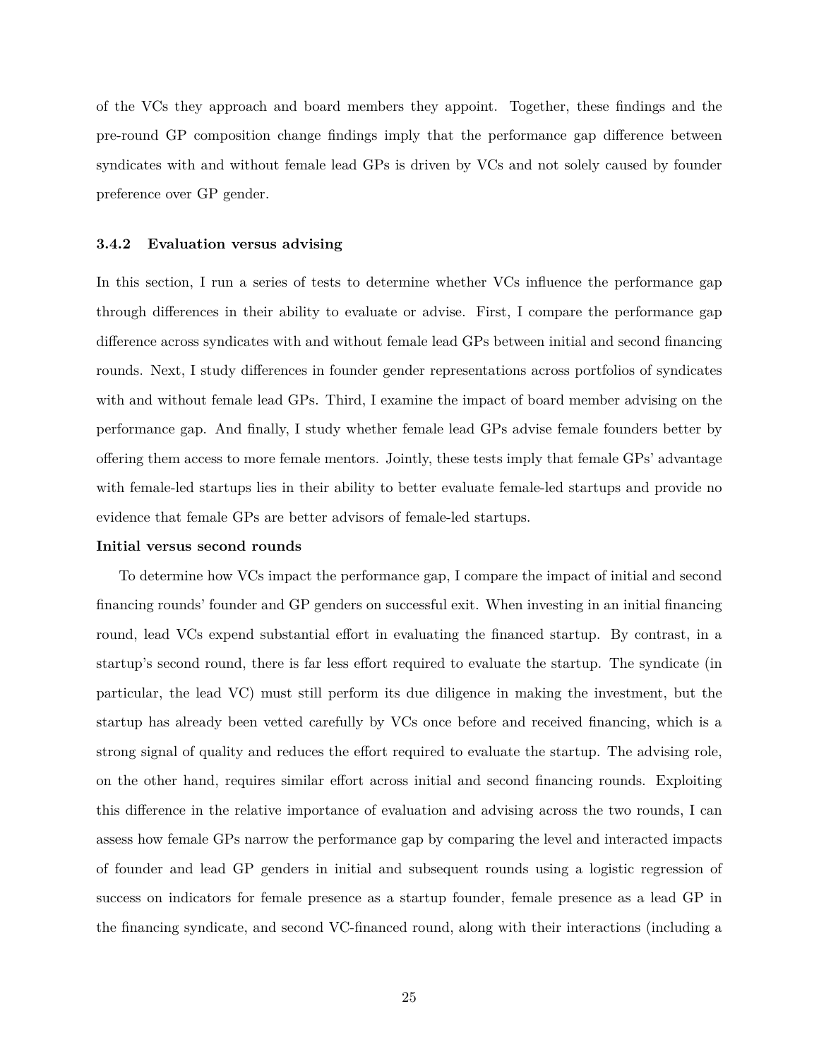of the VCs they approach and board members they appoint. Together, these findings and the pre-round GP composition change findings imply that the performance gap difference between syndicates with and without female lead GPs is driven by VCs and not solely caused by founder preference over GP gender.

### 3.4.2 Evaluation versus advising

In this section, I run a series of tests to determine whether VCs influence the performance gap through differences in their ability to evaluate or advise. First, I compare the performance gap difference across syndicates with and without female lead GPs between initial and second financing rounds. Next, I study differences in founder gender representations across portfolios of syndicates with and without female lead GPs. Third, I examine the impact of board member advising on the performance gap. And finally, I study whether female lead GPs advise female founders better by offering them access to more female mentors. Jointly, these tests imply that female GPs' advantage with female-led startups lies in their ability to better evaluate female-led startups and provide no evidence that female GPs are better advisors of female-led startups.

**Initial versus second rounds**

To determine how VCs impact the performance gap, I compare the impact of initial and second financing rounds' founder and GP genders on successful exit. When investing in an initial financing round, lead VCs expend substantial effort in evaluating the financed startup. By contrast, in a startup's second round, there is far less effort required to evaluate the startup. The syndicate (in particular, the lead VC) must still perform its due diligence in making the investment, but the startup has already been vetted carefully by VCs once before and received financing, which is a strong signal of quality and reduces the effort required to evaluate the startup. The advising role, on the other hand, requires similar effort across initial and second financing rounds. Exploiting this difference in the relative importance of evaluation and advising across the two rounds, I can assess how female GPs narrow the performance gap by comparing the level and interacted impacts of founder and lead GP genders in initial and subsequent rounds using a logistic regression of success on indicators for female presence as a startup founder, female presence as a lead GP in the financing syndicate, and second VC-financed round, along with their interactions (including a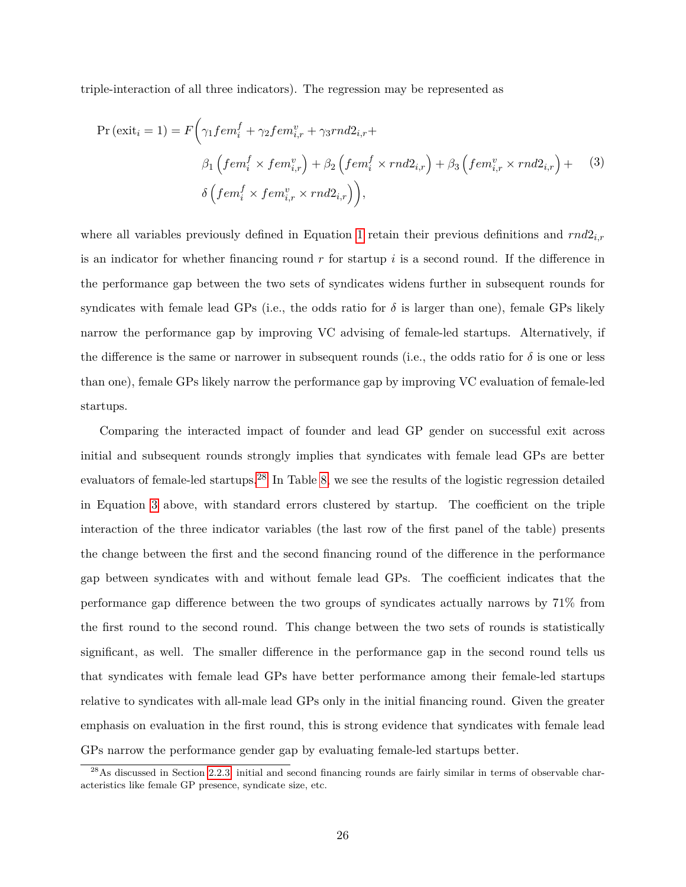triple-interaction of all three indicators). The regression may be represented as

$$
\begin{aligned}
\Pr\left(\text{exit}_i = 1\right) = F\Big(&\gamma_1 fem_i^f + \gamma_2 fem_{i,r}^v + \gamma_3 rnd2_{i,r} + \\
&\beta_1\left(fem_i^f \times fem_{i,r}^v\right) + \beta_2\left(fem_i^f \times rnd2_{i,r}\right) + \beta_3\left(fem_{i,r}^v \times rnd2_{i,r}\right) + \\
&\delta\left(fem_i^f \times fem_{i,r}^v \times rnd2_{i,r}\right)\Big),
\end{aligned}
\tag{3}
$$

where all variables previously defined in Equation 1 retain their previous definitions and $rnd2_{i,r}$ is an indicator for whether financing round $r$ for startup $i$ is a second round. If the difference in the performance gap between the two sets of syndicates widens further in subsequent rounds for syndicates with female lead GPs (i.e., the odds ratio for $\delta$ is larger than one), female GPs likely narrow the performance gap by improving VC advising of female-led startups. Alternatively, if the difference is the same or narrower in subsequent rounds (i.e., the odds ratio for $\delta$ is one or less than one), female GPs likely narrow the performance gap by improving VC evaluation of female-led startups.

Comparing the interacted impact of founder and lead GP gender on successful exit across initial and subsequent rounds strongly implies that syndicates with female lead GPs are better evaluators of female-led startups.[28] In Table 8, we see the results of the logistic regression detailed in Equation 3 above, with standard errors clustered by startup. The coefficient on the triple interaction of the three indicator variables (the last row of the first panel of the table) presents the change between the first and the second financing round of the difference in the performance gap between syndicates with and without female lead GPs. The coefficient indicates that the performance gap difference between the two groups of syndicates actually narrows by 71% from the first round to the second round. This change between the two sets of rounds is statistically significant, as well. The smaller difference in the performance gap in the second round tells us that syndicates with female lead GPs have better performance among their female-led startups relative to syndicates with all-male lead GPs only in the initial financing round. Given the greater emphasis on evaluation in the first round, this is strong evidence that syndicates with female lead GPs narrow the performance gender gap by evaluating female-led startups better.

[28] As discussed in Section 2.2.3, initial and second financing rounds are fairly similar in terms of observable characteristics like female GP presence, syndicate size, etc.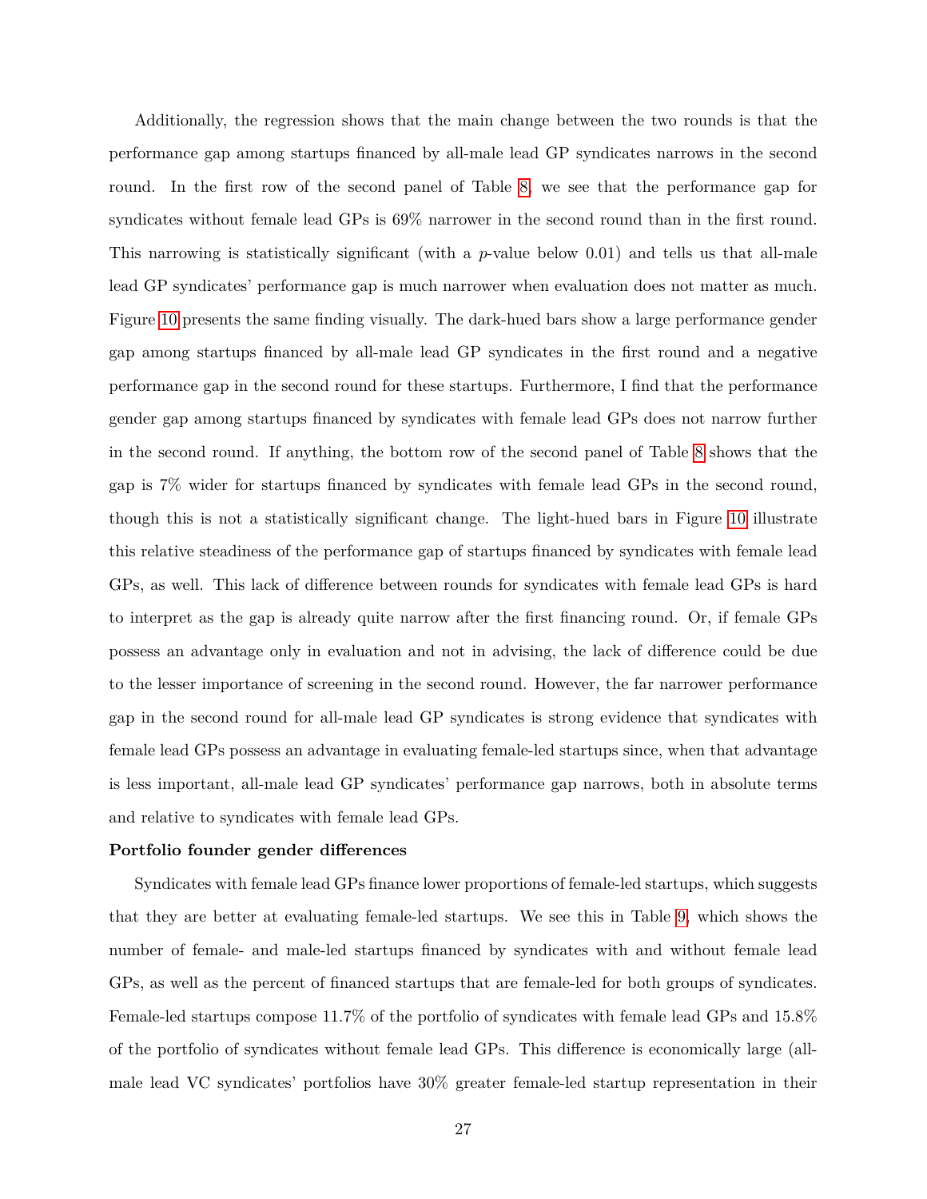Additionally, the regression shows that the main change between the two rounds is that the performance gap among startups financed by all-male lead GP syndicates narrows in the second round. In the first row of the second panel of Table 8, we see that the performance gap for syndicates without female lead GPs is 69% narrower in the second round than in the first round. This narrowing is statistically significant (with a $p$-value below 0.01) and tells us that all-male lead GP syndicates' performance gap is much narrower when evaluation does not matter as much. Figure 10 presents the same finding visually. The dark-hued bars show a large performance gender gap among startups financed by all-male lead GP syndicates in the first round and a negative performance gap in the second round for these startups. Furthermore, I find that the performance gender gap among startups financed by syndicates with female lead GPs does not narrow further in the second round. If anything, the bottom row of the second panel of Table 8 shows that the gap is 7% wider for startups financed by syndicates with female lead GPs in the second round, though this is not a statistically significant change. The light-hued bars in Figure 10 illustrate this relative steadiness of the performance gap of startups financed by syndicates with female lead GPs, as well. This lack of difference between rounds for syndicates with female lead GPs is hard to interpret as the gap is already quite narrow after the first financing round. Or, if female GPs possess an advantage only in evaluation and not in advising, the lack of difference could be due to the lesser importance of screening in the second round. However, the far narrower performance gap in the second round for all-male lead GP syndicates is strong evidence that syndicates with female lead GPs possess an advantage in evaluating female-led startups since, when that advantage is less important, all-male lead GP syndicates' performance gap narrows, both in absolute terms and relative to syndicates with female lead GPs.

**Portfolio founder gender differences**

Syndicates with female lead GPs finance lower proportions of female-led startups, which suggests that they are better at evaluating female-led startups. We see this in Table 9, which shows the number of female- and male-led startups financed by syndicates with and without female lead GPs, as well as the percent of financed startups that are female-led for both groups of syndicates. Female-led startups compose 11.7% of the portfolio of syndicates with female lead GPs and 15.8% of the portfolio of syndicates without female lead GPs. This difference is economically large (all-male lead VC syndicates' portfolios have 30% greater female-led startup representation in their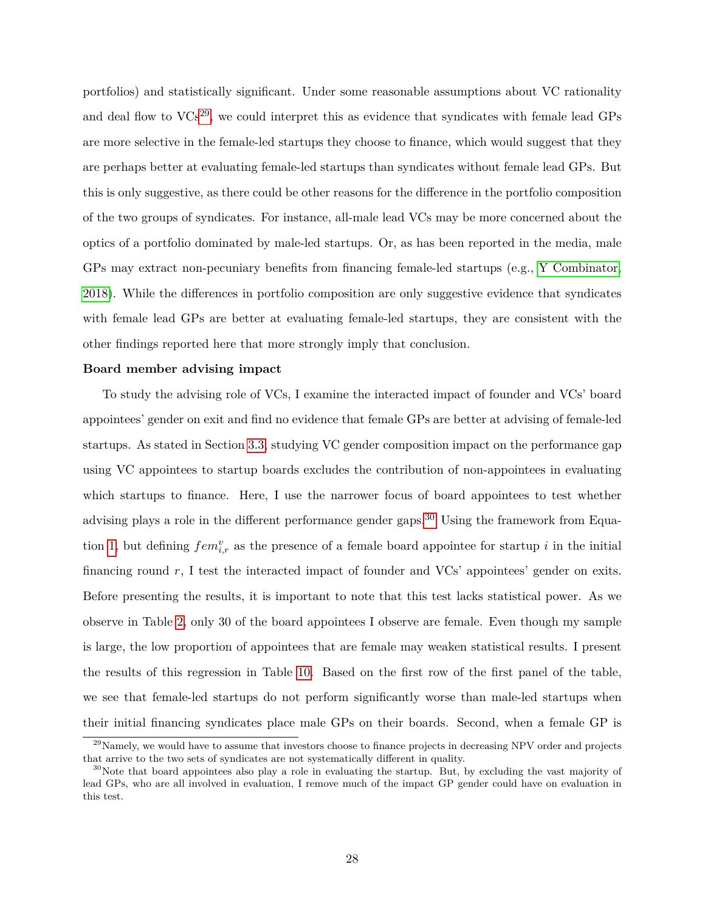portfolios) and statistically significant. Under some reasonable assumptions about VC rationality and deal flow to VCs[29], we could interpret this as evidence that syndicates with female lead GPs are more selective in the female-led startups they choose to finance, which would suggest that they are perhaps better at evaluating female-led startups than syndicates without female lead GPs. But this is only suggestive, as there could be other reasons for the difference in the portfolio composition of the two groups of syndicates. For instance, all-male lead VCs may be more concerned about the optics of a portfolio dominated by male-led startups. Or, as has been reported in the media, male GPs may extract non-pecuniary benefits from financing female-led startups (e.g., Y Combinator, 2018). While the differences in portfolio composition are only suggestive evidence that syndicates with female lead GPs are better at evaluating female-led startups, they are consistent with the other findings reported here that more strongly imply that conclusion.

**Board member advising impact**

To study the advising role of VCs, I examine the interacted impact of founder and VCs' board appointees' gender on exit and find no evidence that female GPs are better at advising of female-led startups. As stated in Section 3.3, studying VC gender composition impact on the performance gap using VC appointees to startup boards excludes the contribution of non-appointees in evaluating which startups to finance. Here, I use the narrower focus of board appointees to test whether advising plays a role in the different performance gender gaps.[30] Using the framework from Equation 1, but defining $fem^{v}_{i,r}$ as the presence of a female board appointee for startup $i$ in the initial financing round $r$, I test the interacted impact of founder and VCs' appointees' gender on exits. Before presenting the results, it is important to note that this test lacks statistical power. As we observe in Table 2, only 30 of the board appointees I observe are female. Even though my sample is large, the low proportion of appointees that are female may weaken statistical results. I present the results of this regression in Table 10. Based on the first row of the first panel of the table, we see that female-led startups do not perform significantly worse than male-led startups when their initial financing syndicates place male GPs on their boards. Second, when a female GP is

[29] Namely, we would have to assume that investors choose to finance projects in decreasing NPV order and projects that arrive to the two sets of syndicates are not systematically different in quality.

[30] Note that board appointees also play a role in evaluating the startup. But, by excluding the vast majority of lead GPs, who are all involved in evaluation, I remove much of the impact GP gender could have on evaluation in this test.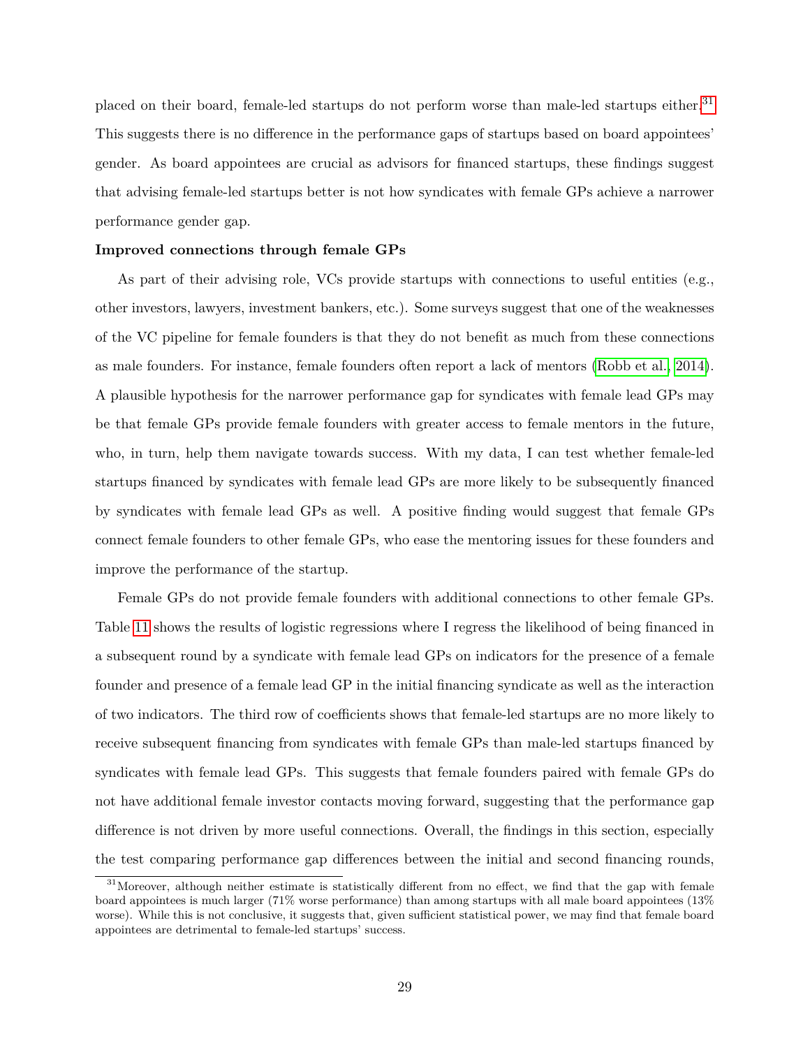placed on their board, female-led startups do not perform worse than male-led startups either.[31] This suggests there is no difference in the performance gaps of startups based on board appointees' gender. As board appointees are crucial as advisors for financed startups, these findings suggest that advising female-led startups better is not how syndicates with female GPs achieve a narrower performance gender gap.

**Improved connections through female GPs**

As part of their advising role, VCs provide startups with connections to useful entities (e.g., other investors, lawyers, investment bankers, etc.). Some surveys suggest that one of the weaknesses of the VC pipeline for female founders is that they do not benefit as much from these connections as male founders. For instance, female founders often report a lack of mentors (Robb et al., 2014). A plausible hypothesis for the narrower performance gap for syndicates with female lead GPs may be that female GPs provide female founders with greater access to female mentors in the future, who, in turn, help them navigate towards success. With my data, I can test whether female-led startups financed by syndicates with female lead GPs are more likely to be subsequently financed by syndicates with female lead GPs as well. A positive finding would suggest that female GPs connect female founders to other female GPs, who ease the mentoring issues for these founders and improve the performance of the startup.

Female GPs do not provide female founders with additional connections to other female GPs. Table 11 shows the results of logistic regressions where I regress the likelihood of being financed in a subsequent round by a syndicate with female lead GPs on indicators for the presence of a female founder and presence of a female lead GP in the initial financing syndicate as well as the interaction of two indicators. The third row of coefficients shows that female-led startups are no more likely to receive subsequent financing from syndicates with female GPs than male-led startups financed by syndicates with female lead GPs. This suggests that female founders paired with female GPs do not have additional female investor contacts moving forward, suggesting that the performance gap difference is not driven by more useful connections. Overall, the findings in this section, especially the test comparing performance gap differences between the initial and second financing rounds,

[31] Moreover, although neither estimate is statistically different from no effect, we find that the gap with female board appointees is much larger (71% worse performance) than among startups with all male board appointees (13% worse). While this is not conclusive, it suggests that, given sufficient statistical power, we may find that female board appointees are detrimental to female-led startups' success.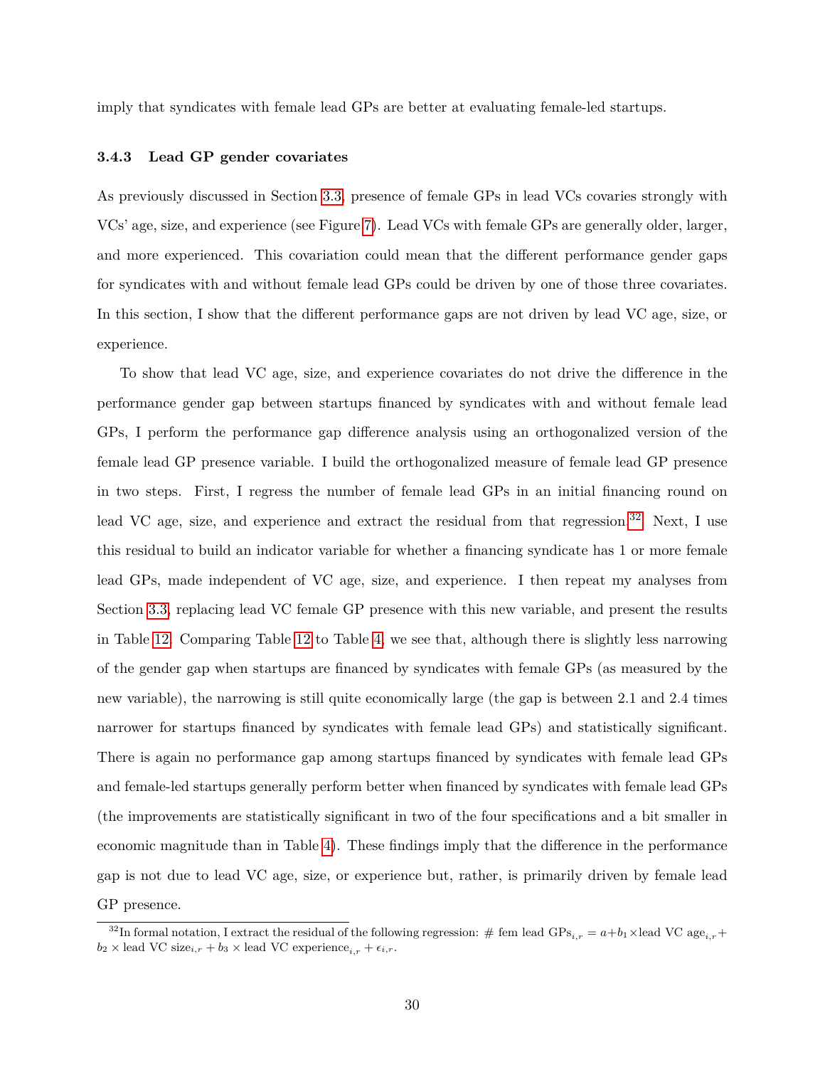imply that syndicates with female lead GPs are better at evaluating female-led startups.

### 3.4.3 Lead GP gender covariates

As previously discussed in Section 3.3, presence of female GPs in lead VCs covaries strongly with VCs' age, size, and experience (see Figure 7). Lead VCs with female GPs are generally older, larger, and more experienced. This covariation could mean that the different performance gender gaps for syndicates with and without female lead GPs could be driven by one of those three covariates. In this section, I show that the different performance gaps are not driven by lead VC age, size, or experience.

To show that lead VC age, size, and experience covariates do not drive the difference in the performance gender gap between startups financed by syndicates with and without female lead GPs, I perform the performance gap difference analysis using an orthogonalized version of the female lead GP presence variable. I build the orthogonalized measure of female lead GP presence in two steps. First, I regress the number of female lead GPs in an initial financing round on lead VC age, size, and experience and extract the residual from that regression.[32] Next, I use this residual to build an indicator variable for whether a financing syndicate has 1 or more female lead GPs, made independent of VC age, size, and experience. I then repeat my analyses from Section 3.3, replacing lead VC female GP presence with this new variable, and present the results in Table 12. Comparing Table 12 to Table 4, we see that, although there is slightly less narrowing of the gender gap when startups are financed by syndicates with female GPs (as measured by the new variable), the narrowing is still quite economically large (the gap is between 2.1 and 2.4 times narrower for startups financed by syndicates with female lead GPs) and statistically significant. There is again no performance gap among startups financed by syndicates with female lead GPs and female-led startups generally perform better when financed by syndicates with female lead GPs (the improvements are statistically significant in two of the four specifications and a bit smaller in economic magnitude than in Table 4). These findings imply that the difference in the performance gap is not due to lead VC age, size, or experience but, rather, is primarily driven by female lead GP presence.

[32] In formal notation, I extract the residual of the following regression: $\#\text{ fem lead GPs}_{i,r} = a + b_1 \times \text{lead VC age}_{i,r} + b_2 \times \text{lead VC size}_{i,r} + b_3 \times \text{lead VC experience}_{i,r} + \epsilon_{i,r}$.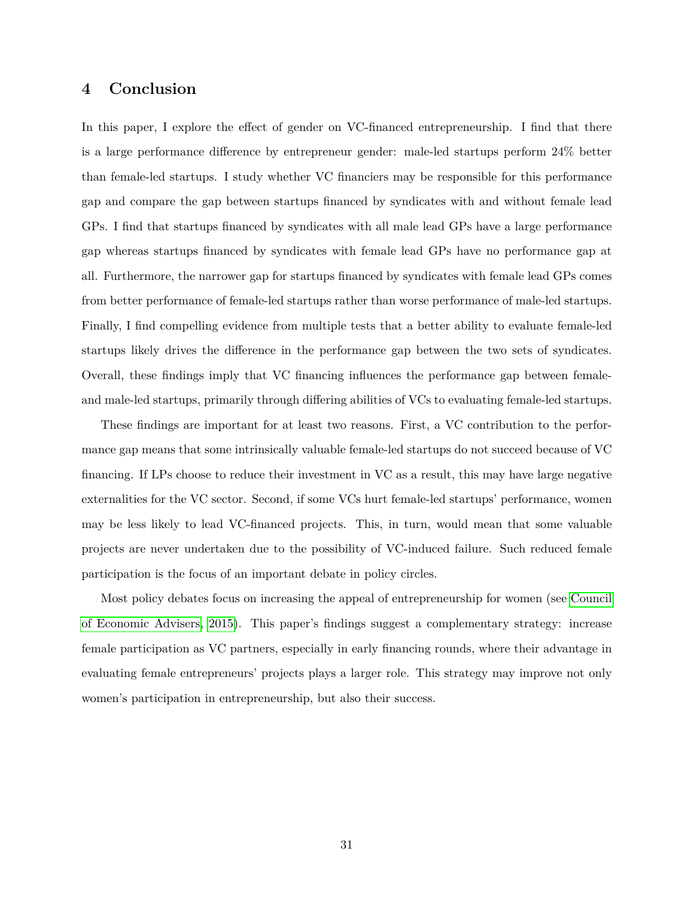## 4 Conclusion

In this paper, I explore the effect of gender on VC-financed entrepreneurship. I find that there is a large performance difference by entrepreneur gender: male-led startups perform 24% better than female-led startups. I study whether VC financiers may be responsible for this performance gap and compare the gap between startups financed by syndicates with and without female lead GPs. I find that startups financed by syndicates with all male lead GPs have a large performance gap whereas startups financed by syndicates with female lead GPs have no performance gap at all. Furthermore, the narrower gap for startups financed by syndicates with female lead GPs comes from better performance of female-led startups rather than worse performance of male-led startups. Finally, I find compelling evidence from multiple tests that a better ability to evaluate female-led startups likely drives the difference in the performance gap between the two sets of syndicates. Overall, these findings imply that VC financing influences the performance gap between female- and male-led startups, primarily through differing abilities of VCs to evaluating female-led startups.

These findings are important for at least two reasons. First, a VC contribution to the performance gap means that some intrinsically valuable female-led startups do not succeed because of VC financing. If LPs choose to reduce their investment in VC as a result, this may have large negative externalities for the VC sector. Second, if some VCs hurt female-led startups' performance, women may be less likely to lead VC-financed projects. This, in turn, would mean that some valuable projects are never undertaken due to the possibility of VC-induced failure. Such reduced female participation is the focus of an important debate in policy circles.

Most policy debates focus on increasing the appeal of entrepreneurship for women (see Council of Economic Advisers, 2015). This paper's findings suggest a complementary strategy: increase female participation as VC partners, especially in early financing rounds, where their advantage in evaluating female entrepreneurs' projects plays a larger role. This strategy may improve not only women's participation in entrepreneurship, but also their success.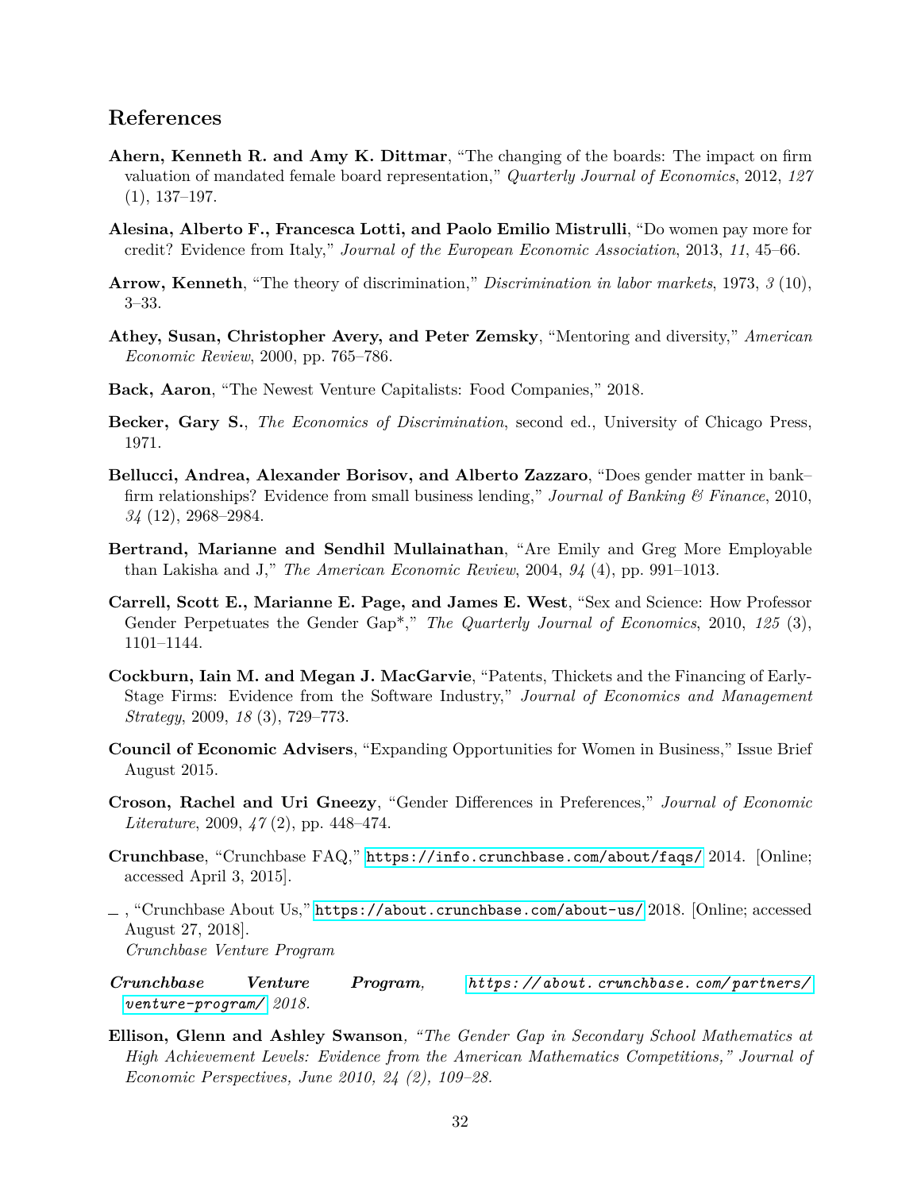## References

**Ahern, Kenneth R. and Amy K. Dittmar**, "The changing of the boards: The impact on firm valuation of mandated female board representation," *Quarterly Journal of Economics*, 2012, *127* (1), 137–197.

**Alesina, Alberto F., Francesca Lotti, and Paolo Emilio Mistrulli**, "Do women pay more for credit? Evidence from Italy," *Journal of the European Economic Association*, 2013, *11*, 45–66.

**Arrow, Kenneth**, "The theory of discrimination," *Discrimination in labor markets*, 1973, *3* (10), 3–33.

**Athey, Susan, Christopher Avery, and Peter Zemsky**, "Mentoring and diversity," *American Economic Review*, 2000, pp. 765–786.

**Back, Aaron**, "The Newest Venture Capitalists: Food Companies," 2018.

**Becker, Gary S.**, *The Economics of Discrimination*, second ed., University of Chicago Press, 1971.

**Bellucci, Andrea, Alexander Borisov, and Alberto Zazzaro**, "Does gender matter in bank–firm relationships? Evidence from small business lending," *Journal of Banking & Finance*, 2010, *34* (12), 2968–2984.

**Bertrand, Marianne and Sendhil Mullainathan**, "Are Emily and Greg More Employable than Lakisha and J," *The American Economic Review*, 2004, *94* (4), pp. 991–1013.

**Carrell, Scott E., Marianne E. Page, and James E. West**, "Sex and Science: How Professor Gender Perpetuates the Gender Gap*," *The Quarterly Journal of Economics*, 2010, *125* (3), 1101–1144.

**Cockburn, Iain M. and Megan J. MacGarvie**, "Patents, Thickets and the Financing of Early-Stage Firms: Evidence from the Software Industry," *Journal of Economics and Management Strategy*, 2009, *18* (3), 729–773.

**Council of Economic Advisers**, "Expanding Opportunities for Women in Business," Issue Brief August 2015.

**Croson, Rachel and Uri Gneezy**, "Gender Differences in Preferences," *Journal of Economic Literature*, 2009, *47* (2), pp. 448–474.

**Crunchbase**, "Crunchbase FAQ," https://info.crunchbase.com/about/faqs/ 2014. [Online; accessed April 3, 2015].

_ , "Crunchbase About Us," https://about.crunchbase.com/about-us/ 2018. [Online; accessed August 27, 2018].
*Crunchbase Venture Program*

***Crunchbase Venture Program***, *https://about.crunchbase.com/partners/venture-program/ 2018.*

**Ellison, Glenn and Ashley Swanson**, *"The Gender Gap in Secondary School Mathematics at High Achievement Levels: Evidence from the American Mathematics Competitions," Journal of Economic Perspectives, June 2010, 24 (2), 109–28.*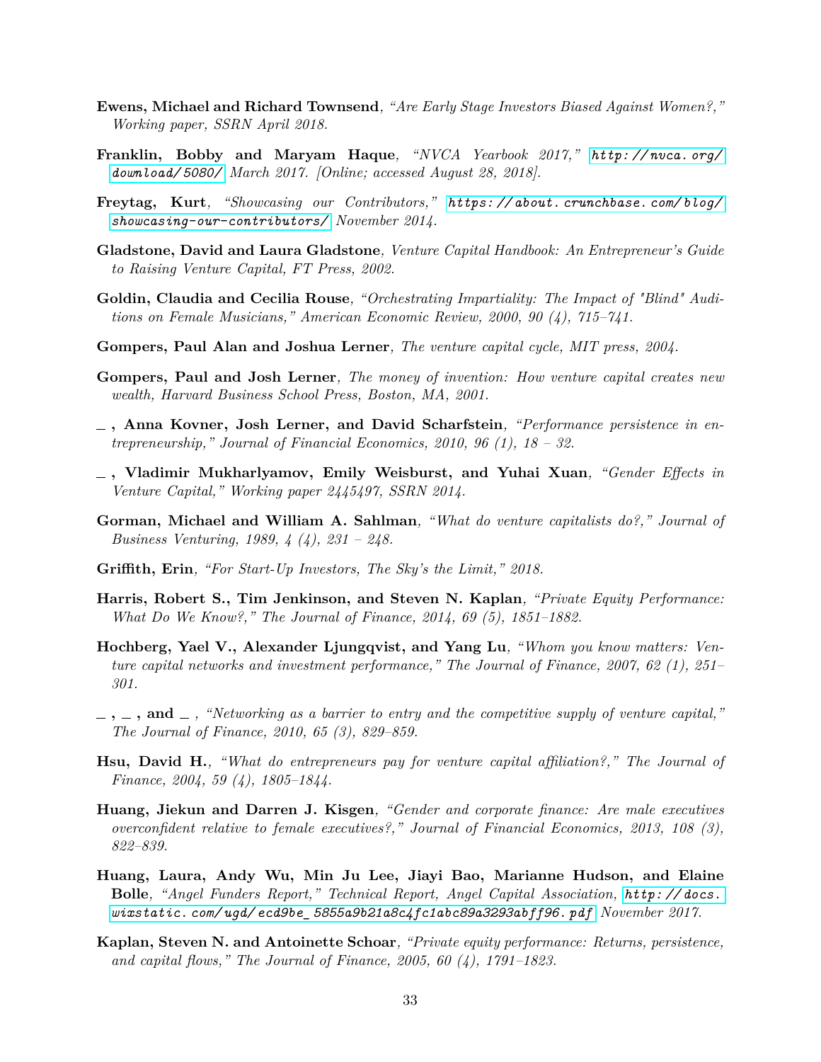**Ewens, Michael and Richard Townsend**, *"Are Early Stage Investors Biased Against Women?," Working paper, SSRN April 2018.*

**Franklin, Bobby and Maryam Haque**, *"NVCA Yearbook 2017,"* http://nvca.org/download/5080/ *March 2017. [Online; accessed August 28, 2018].*

**Freytag, Kurt**, *"Showcasing our Contributors,"* https://about.crunchbase.com/blog/showcasing-our-contributors/ *November 2014.*

**Gladstone, David and Laura Gladstone**, *Venture Capital Handbook: An Entrepreneur's Guide to Raising Venture Capital, FT Press, 2002.*

**Goldin, Claudia and Cecilia Rouse**, *"Orchestrating Impartiality: The Impact of "Blind" Auditions on Female Musicians," American Economic Review, 2000, 90 (4), 715–741.*

**Gompers, Paul Alan and Joshua Lerner**, *The venture capital cycle, MIT press, 2004.*

**Gompers, Paul and Josh Lerner**, *The money of invention: How venture capital creates new wealth, Harvard Business School Press, Boston, MA, 2001.*

**_ , Anna Kovner, Josh Lerner, and David Scharfstein**, *"Performance persistence in entrepreneurship," Journal of Financial Economics, 2010, 96 (1), 18 – 32.*

**_ , Vladimir Mukharlyamov, Emily Weisburst, and Yuhai Xuan**, *"Gender Effects in Venture Capital," Working paper 2445497, SSRN 2014.*

**Gorman, Michael and William A. Sahlman**, *"What do venture capitalists do?," Journal of Business Venturing, 1989, 4 (4), 231 – 248.*

**Griffith, Erin**, *"For Start-Up Investors, The Sky's the Limit," 2018.*

**Harris, Robert S., Tim Jenkinson, and Steven N. Kaplan**, *"Private Equity Performance: What Do We Know?," The Journal of Finance, 2014, 69 (5), 1851–1882.*

**Hochberg, Yael V., Alexander Ljungqvist, and Yang Lu**, *"Whom you know matters: Venture capital networks and investment performance," The Journal of Finance, 2007, 62 (1), 251–301.*

**_ , _ , and _** , *"Networking as a barrier to entry and the competitive supply of venture capital," The Journal of Finance, 2010, 65 (3), 829–859.*

**Hsu, David H.**, *"What do entrepreneurs pay for venture capital affiliation?," The Journal of Finance, 2004, 59 (4), 1805–1844.*

**Huang, Jiekun and Darren J. Kisgen**, *"Gender and corporate finance: Are male executives overconfident relative to female executives?," Journal of Financial Economics, 2013, 108 (3), 822–839.*

**Huang, Laura, Andy Wu, Min Ju Lee, Jiayi Bao, Marianne Hudson, and Elaine Bolle**, *"Angel Funders Report," Technical Report, Angel Capital Association,* http://docs.wixstatic.com/ugd/ecd9be_5855a9b21a8c4fc1abc89a3293abff96.pdf *November 2017.*

**Kaplan, Steven N. and Antoinette Schoar**, *"Private equity performance: Returns, persistence, and capital flows," The Journal of Finance, 2005, 60 (4), 1791–1823.*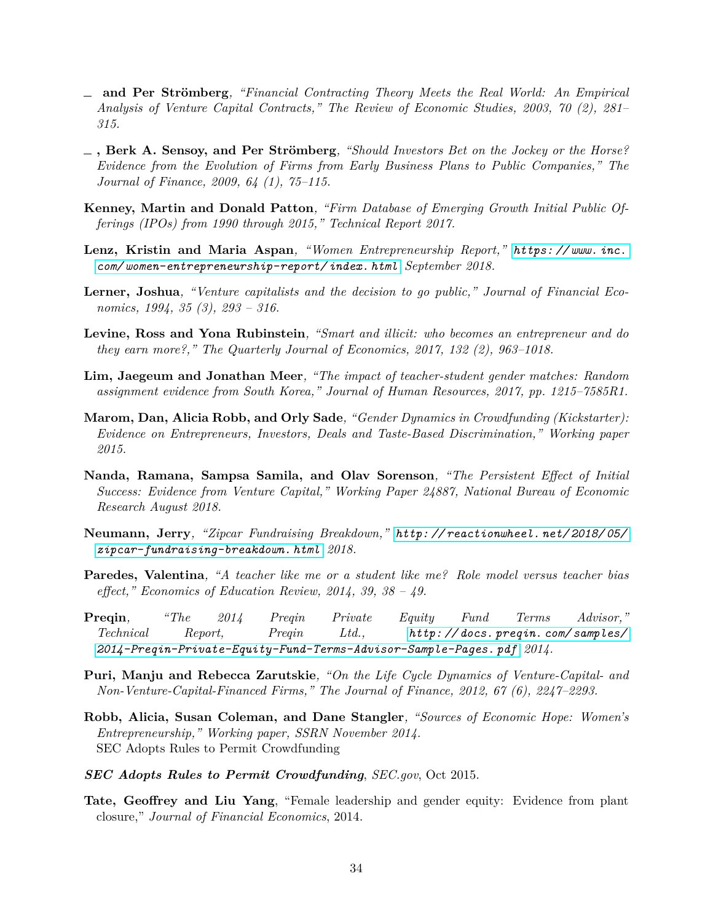— **and Per Strömberg**, *"Financial Contracting Theory Meets the Real World: An Empirical Analysis of Venture Capital Contracts," The Review of Economic Studies, 2003, 70 (2), 281–315.*

— **, Berk A. Sensoy, and Per Strömberg**, *"Should Investors Bet on the Jockey or the Horse? Evidence from the Evolution of Firms from Early Business Plans to Public Companies," The Journal of Finance, 2009, 64 (1), 75–115.*

**Kenney, Martin and Donald Patton**, *"Firm Database of Emerging Growth Initial Public Offerings (IPOs) from 1990 through 2015," Technical Report 2017.*

**Lenz, Kristin and Maria Aspan**, *"Women Entrepreneurship Report,"* `https://www.inc.com/women-entrepreneurship-report/index.html` *September 2018.*

**Lerner, Joshua**, *"Venture capitalists and the decision to go public," Journal of Financial Economics, 1994, 35 (3), 293 – 316.*

**Levine, Ross and Yona Rubinstein**, *"Smart and illicit: who becomes an entrepreneur and do they earn more?," The Quarterly Journal of Economics, 2017, 132 (2), 963–1018.*

**Lim, Jaegeum and Jonathan Meer**, *"The impact of teacher-student gender matches: Random assignment evidence from South Korea," Journal of Human Resources, 2017, pp. 1215–7585R1.*

**Marom, Dan, Alicia Robb, and Orly Sade**, *"Gender Dynamics in Crowdfunding (Kickstarter): Evidence on Entrepreneurs, Investors, Deals and Taste-Based Discrimination," Working paper 2015.*

**Nanda, Ramana, Sampsa Samila, and Olav Sorenson**, *"The Persistent Effect of Initial Success: Evidence from Venture Capital," Working Paper 24887, National Bureau of Economic Research August 2018.*

**Neumann, Jerry**, *"Zipcar Fundraising Breakdown,"* `http://reactionwheel.net/2018/05/zipcar-fundraising-breakdown.html` *2018.*

**Paredes, Valentina**, *"A teacher like me or a student like me? Role model versus teacher bias effect," Economics of Education Review, 2014, 39, 38 – 49.*

**Preqin**, *"The 2014 Preqin Private Equity Fund Terms Advisor," Technical Report, Preqin Ltd.,* `http://docs.preqin.com/samples/2014-Preqin-Private-Equity-Fund-Terms-Advisor-Sample-Pages.pdf` *2014.*

**Puri, Manju and Rebecca Zarutskie**, *"On the Life Cycle Dynamics of Venture-Capital- and Non-Venture-Capital-Financed Firms," The Journal of Finance, 2012, 67 (6), 2247–2293.*

**Robb, Alicia, Susan Coleman, and Dane Stangler**, *"Sources of Economic Hope: Women's Entrepreneurship," Working paper, SSRN November 2014.*
SEC Adopts Rules to Permit Crowdfunding

***SEC Adopts Rules to Permit Crowdfunding***, *SEC.gov*, Oct 2015.

**Tate, Geoffrey and Liu Yang**, "Female leadership and gender equity: Evidence from plant closure," *Journal of Financial Economics*, 2014.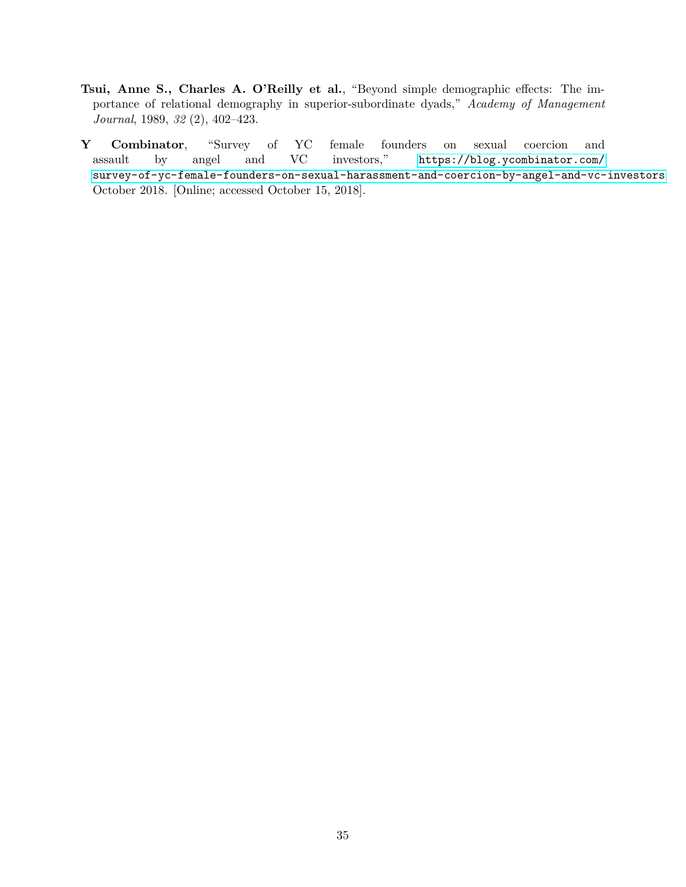**Tsui, Anne S., Charles A. O'Reilly et al.**, "Beyond simple demographic effects: The importance of relational demography in superior-subordinate dyads," *Academy of Management Journal*, 1989, *32* (2), 402–423.

**Y Combinator**, "Survey of YC female founders on sexual coercion and assault by angel and VC investors," https://blog.ycombinator.com/survey-of-yc-female-founders-on-sexual-harassment-and-coercion-by-angel-and-vc-investors October 2018. [Online; accessed October 15, 2018].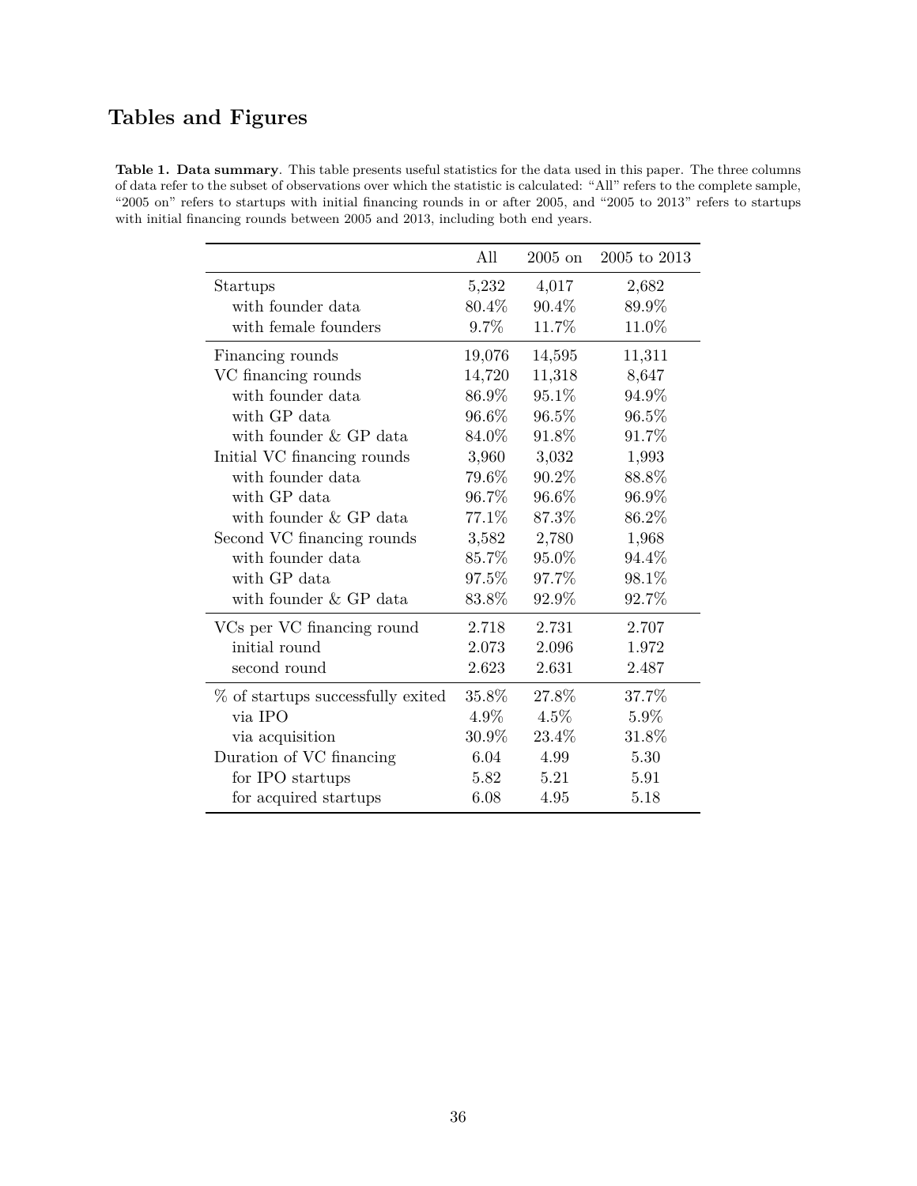# Tables and Figures

**Table 1. Data summary**. This table presents useful statistics for the data used in this paper. The three columns of data refer to the subset of observations over which the statistic is calculated: "All" refers to the complete sample, "2005 on" refers to startups with initial financing rounds in or after 2005, and "2005 to 2013" refers to startups with initial financing rounds between 2005 and 2013, including both end years.

| | All | 2005 on | 2005 to 2013 |
|---|---|---|---|
| Startups | 5,232 | 4,017 | 2,682 |
| with founder data | 80.4% | 90.4% | 89.9% |
| with female founders | 9.7% | 11.7% | 11.0% |
| Financing rounds | 19,076 | 14,595 | 11,311 |
| VC financing rounds | 14,720 | 11,318 | 8,647 |
| with founder data | 86.9% | 95.1% | 94.9% |
| with GP data | 96.6% | 96.5% | 96.5% |
| with founder & GP data | 84.0% | 91.8% | 91.7% |
| Initial VC financing rounds | 3,960 | 3,032 | 1,993 |
| with founder data | 79.6% | 90.2% | 88.8% |
| with GP data | 96.7% | 96.6% | 96.9% |
| with founder & GP data | 77.1% | 87.3% | 86.2% |
| Second VC financing rounds | 3,582 | 2,780 | 1,968 |
| with founder data | 85.7% | 95.0% | 94.4% |
| with GP data | 97.5% | 97.7% | 98.1% |
| with founder & GP data | 83.8% | 92.9% | 92.7% |
| VCs per VC financing round | 2.718 | 2.731 | 2.707 |
| initial round | 2.073 | 2.096 | 1.972 |
| second round | 2.623 | 2.631 | 2.487 |
| % of startups successfully exited | 35.8% | 27.8% | 37.7% |
| via IPO | 4.9% | 4.5% | 5.9% |
| via acquisition | 30.9% | 23.4% | 31.8% |
| Duration of VC financing | 6.04 | 4.99 | 5.30 |
| for IPO startups | 5.82 | 5.21 | 5.91 |
| for acquired startups | 6.08 | 4.95 | 5.18 |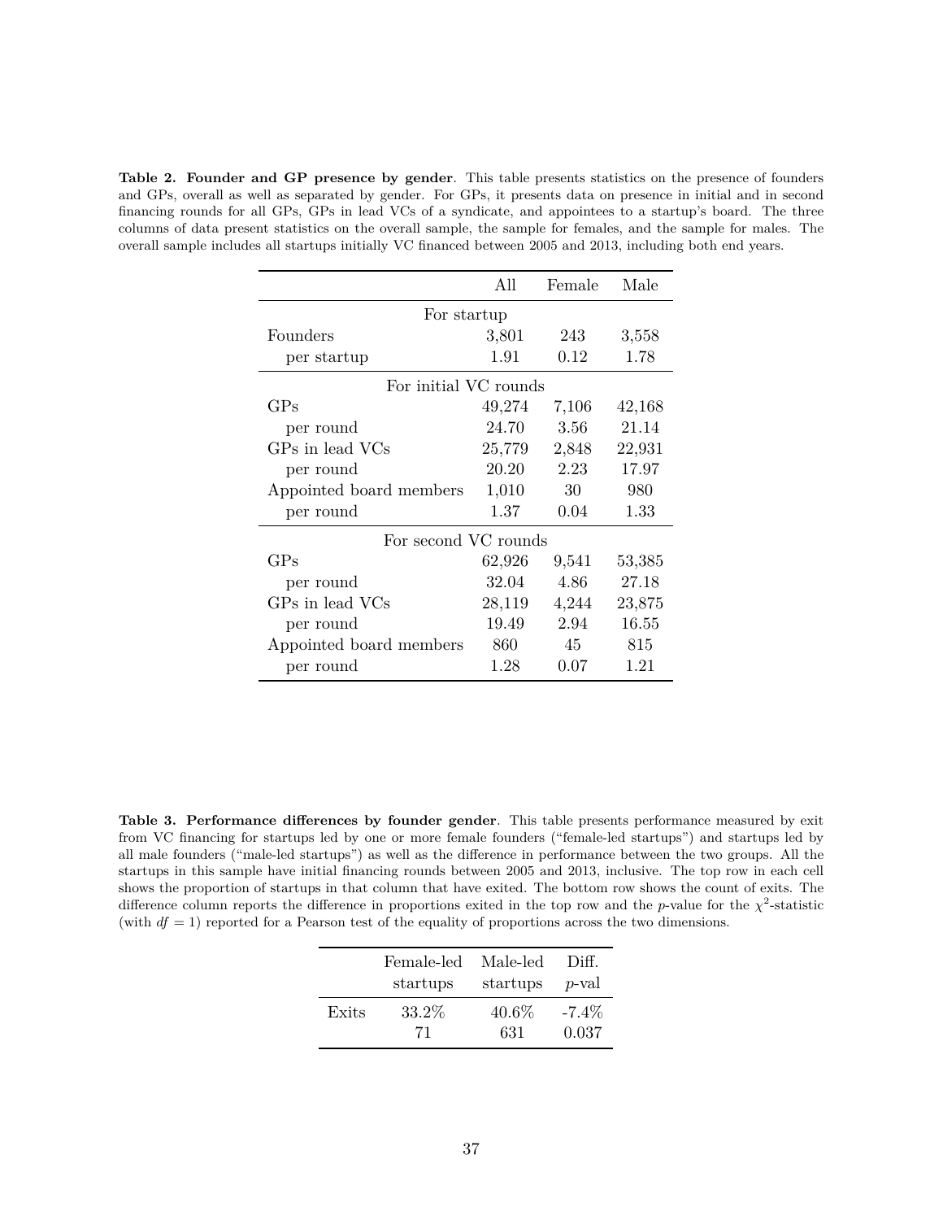**Table 2. Founder and GP presence by gender**. This table presents statistics on the presence of founders and GPs, overall as well as separated by gender. For GPs, it presents data on presence in initial and in second financing rounds for all GPs, GPs in lead VCs of a syndicate, and appointees to a startup's board. The three columns of data present statistics on the overall sample, the sample for females, and the sample for males. The overall sample includes all startups initially VC financed between 2005 and 2013, including both end years.

| | All | Female | Male |
|---|---|---|---|
| *For startup* | | | |
| Founders | 3,801 | 243 | 3,558 |
| per startup | 1.91 | 0.12 | 1.78 |
| *For initial VC rounds* | | | |
| GPs | 49,274 | 7,106 | 42,168 |
| per round | 24.70 | 3.56 | 21.14 |
| GPs in lead VCs | 25,779 | 2,848 | 22,931 |
| per round | 20.20 | 2.23 | 17.97 |
| Appointed board members | 1,010 | 30 | 980 |
| per round | 1.37 | 0.04 | 1.33 |
| *For second VC rounds* | | | |
| GPs | 62,926 | 9,541 | 53,385 |
| per round | 32.04 | 4.86 | 27.18 |
| GPs in lead VCs | 28,119 | 4,244 | 23,875 |
| per round | 19.49 | 2.94 | 16.55 |
| Appointed board members | 860 | 45 | 815 |
| per round | 1.28 | 0.07 | 1.21 |

**Table 3. Performance differences by founder gender**. This table presents performance measured by exit from VC financing for startups led by one or more female founders ("female-led startups") and startups led by all male founders ("male-led startups") as well as the difference in performance between the two groups. All the startups in this sample have initial financing rounds between 2005 and 2013, inclusive. The top row in each cell shows the proportion of startups in that column that have exited. The bottom row shows the count of exits. The difference column reports the difference in proportions exited in the top row and the *p*-value for the $\chi^2$-statistic (with $df = 1$) reported for a Pearson test of the equality of proportions across the two dimensions.

| | Female-led startups | Male-led startups | Diff. *p*-val |
|---|---|---|---|
| Exits | 33.2% | 40.6% | -7.4% |
| | 71 | 631 | 0.037 |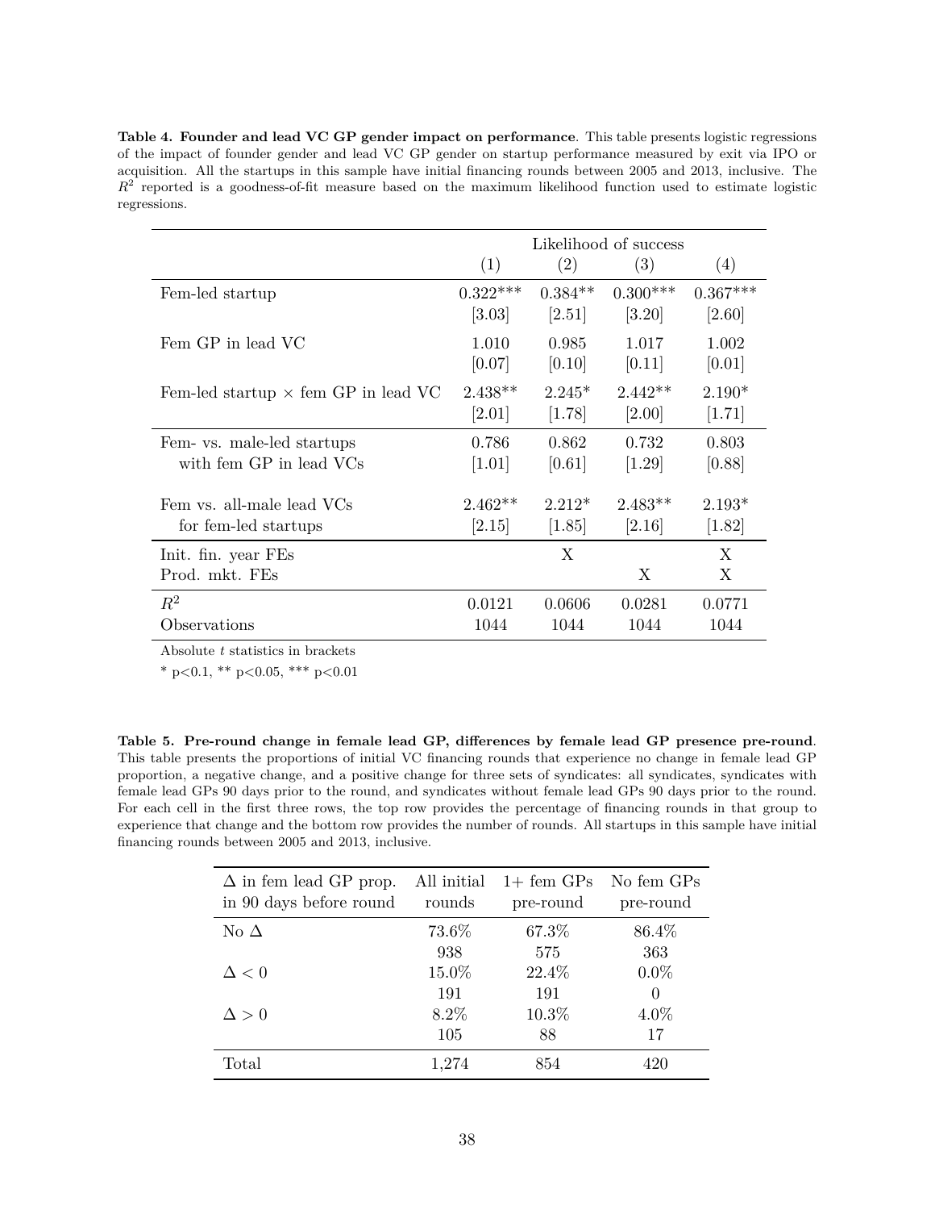**Table 4. Founder and lead VC GP gender impact on performance**. This table presents logistic regressions of the impact of founder gender and lead VC GP gender on startup performance measured by exit via IPO or acquisition. All the startups in this sample have initial financing rounds between 2005 and 2013, inclusive. The $R^2$ reported is a goodness-of-fit measure based on the maximum likelihood function used to estimate logistic regressions.

| | Likelihood of success | | | |
|---|---|---|---|---|
| | (1) | (2) | (3) | (4) |
| Fem-led startup | 0.322*** | 0.384** | 0.300*** | 0.367*** |
| | [3.03] | [2.51] | [3.20] | [2.60] |
| Fem GP in lead VC | 1.010 | 0.985 | 1.017 | 1.002 |
| | [0.07] | [0.10] | [0.11] | [0.01] |
| Fem-led startup × fem GP in lead VC | 2.438** | 2.245* | 2.442** | 2.190* |
| | [2.01] | [1.78] | [2.00] | [1.71] |
| Fem- vs. male-led startups with fem GP in lead VCs | 0.786 | 0.862 | 0.732 | 0.803 |
| | [1.01] | [0.61] | [1.29] | [0.88] |
| Fem vs. all-male lead VCs for fem-led startups | 2.462** | 2.212* | 2.483** | 2.193* |
| | [2.15] | [1.85] | [2.16] | [1.82] |
| Init. fin. year FEs | | X | | X |
| Prod. mkt. FEs | | | X | X |
| $R^2$ | 0.0121 | 0.0606 | 0.0281 | 0.0771 |
| Observations | 1044 | 1044 | 1044 | 1044 |

Absolute $t$ statistics in brackets

* p<0.1, ** p<0.05, *** p<0.01

**Table 5. Pre-round change in female lead GP, differences by female lead GP presence pre-round**. This table presents the proportions of initial VC financing rounds that experience no change in female lead GP proportion, a negative change, and a positive change for three sets of syndicates: all syndicates, syndicates with female lead GPs 90 days prior to the round, and syndicates without female lead GPs 90 days prior to the round. For each cell in the first three rows, the top row provides the percentage of financing rounds in that group to experience that change and the bottom row provides the number of rounds. All startups in this sample have initial financing rounds between 2005 and 2013, inclusive.

| $\Delta$ in fem lead GP prop. in 90 days before round | All initial rounds | 1+ fem GPs pre-round | No fem GPs pre-round |
|---|---|---|---|
| No $\Delta$ | 73.6% | 67.3% | 86.4% |
| | 938 | 575 | 363 |
| $\Delta < 0$ | 15.0% | 22.4% | 0.0% |
| | 191 | 191 | 0 |
| $\Delta > 0$ | 8.2% | 10.3% | 4.0% |
| | 105 | 88 | 17 |
| Total | 1,274 | 854 | 420 |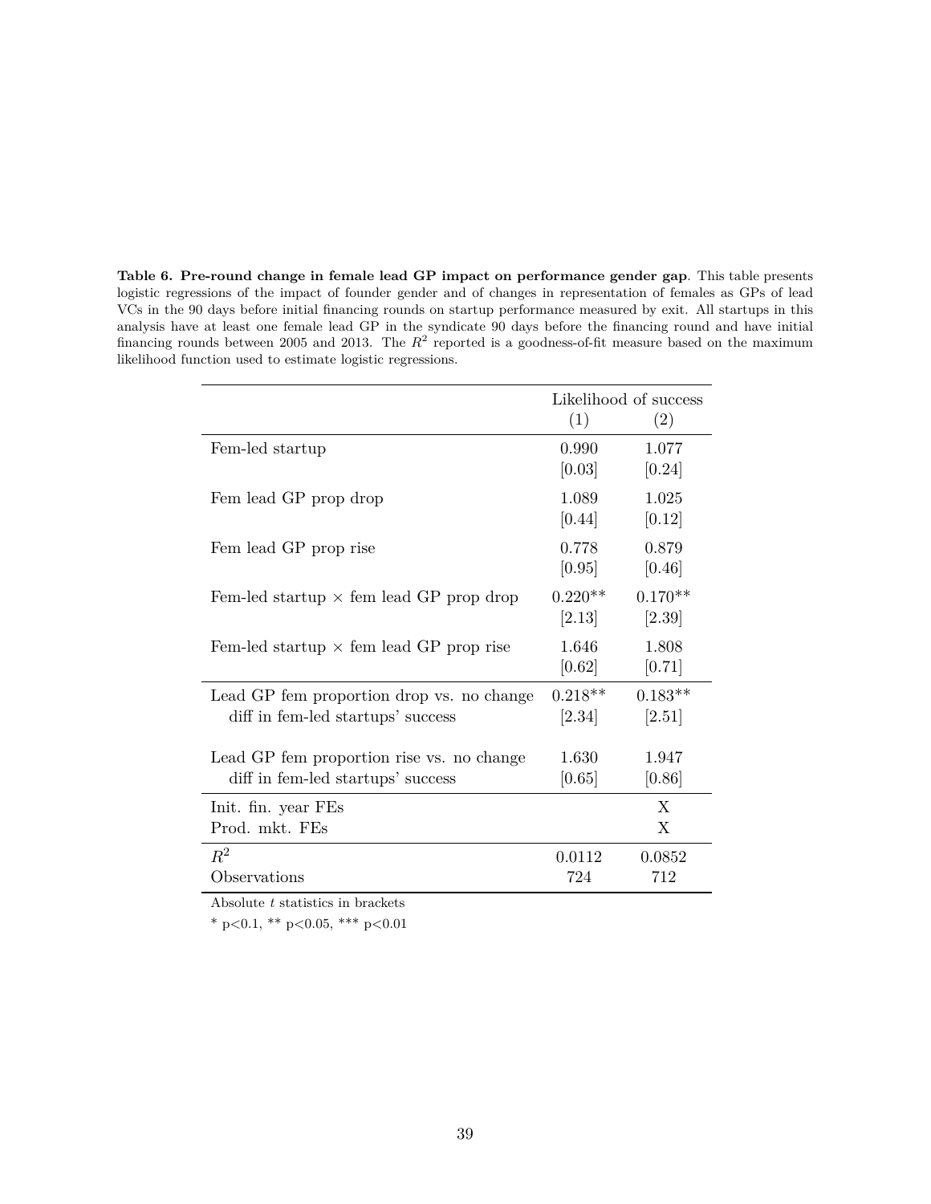**Table 6. Pre-round change in female lead GP impact on performance gender gap**. This table presents logistic regressions of the impact of founder gender and of changes in representation of females as GPs of lead VCs in the 90 days before initial financing rounds on startup performance measured by exit. All startups in this analysis have at least one female lead GP in the syndicate 90 days before the financing round and have initial financing rounds between 2005 and 2013. The $R^2$ reported is a goodness-of-fit measure based on the maximum likelihood function used to estimate logistic regressions.

| | Likelihood of success | |
|---|---|---|
| | (1) | (2) |
| Fem-led startup | 0.990 | 1.077 |
| | [0.03] | [0.24] |
| Fem lead GP prop drop | 1.089 | 1.025 |
| | [0.44] | [0.12] |
| Fem lead GP prop rise | 0.778 | 0.879 |
| | [0.95] | [0.46] |
| Fem-led startup × fem lead GP prop drop | 0.220** | 0.170** |
| | [2.13] | [2.39] |
| Fem-led startup × fem lead GP prop rise | 1.646 | 1.808 |
| | [0.62] | [0.71] |
| Lead GP fem proportion drop vs. no change diff in fem-led startups' success | 0.218** | 0.183** |
| | [2.34] | [2.51] |
| Lead GP fem proportion rise vs. no change diff in fem-led startups' success | 1.630 | 1.947 |
| | [0.65] | [0.86] |
| Init. fin. year FEs | | X |
| Prod. mkt. FEs | | X |
| $R^2$ | 0.0112 | 0.0852 |
| Observations | 724 | 712 |

Absolute $t$ statistics in brackets

* p<0.1, ** p<0.05, *** p<0.01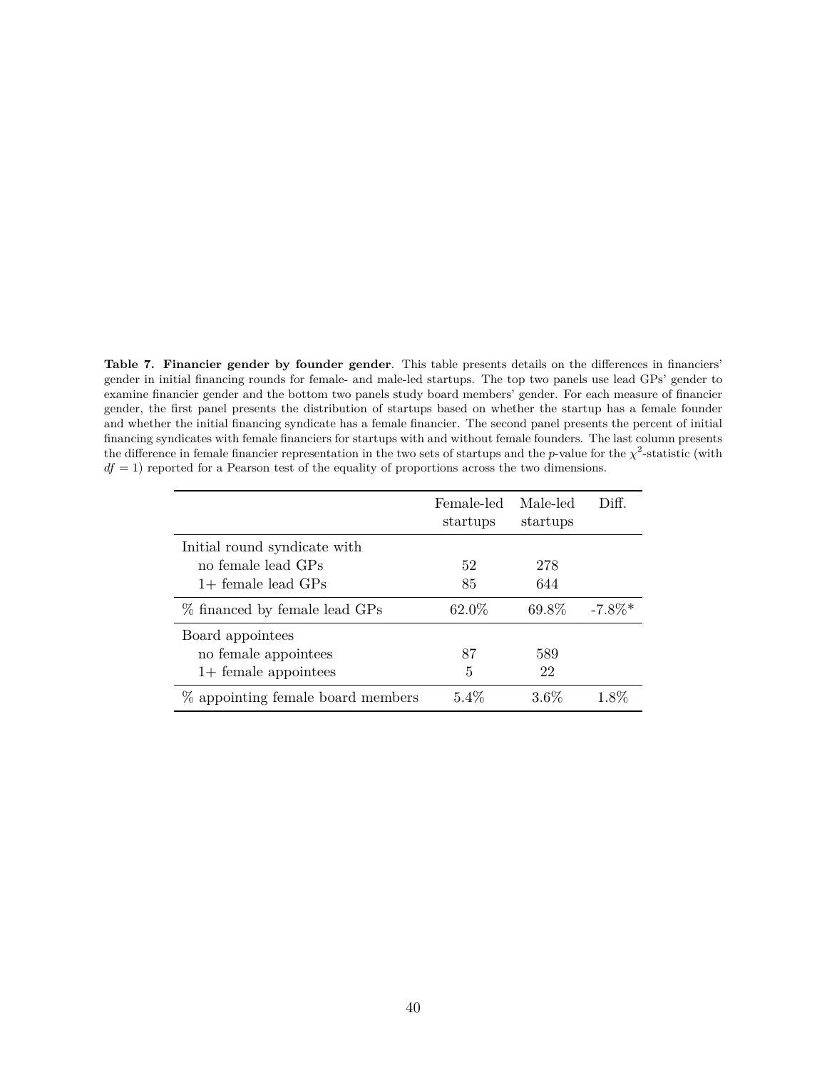**Table 7. Financier gender by founder gender**. This table presents details on the differences in financiers' gender in initial financing rounds for female- and male-led startups. The top two panels use lead GPs' gender to examine financier gender and the bottom two panels study board members' gender. For each measure of financier gender, the first panel presents the distribution of startups based on whether the startup has a female founder and whether the initial financing syndicate has a female financier. The second panel presents the percent of initial financing syndicates with female financiers for startups with and without female founders. The last column presents the difference in female financier representation in the two sets of startups and the *p*-value for the $\chi^2$-statistic (with $df = 1$) reported for a Pearson test of the equality of proportions across the two dimensions.

| | Female-led startups | Male-led startups | Diff. |
|---|---|---|---|
| Initial round syndicate with | | | |
| no female lead GPs | 52 | 278 | |
| 1+ female lead GPs | 85 | 644 | |
| % financed by female lead GPs | 62.0% | 69.8% | -7.8%* |
| Board appointees | | | |
| no female appointees | 87 | 589 | |
| 1+ female appointees | 5 | 22 | |
| % appointing female board members | 5.4% | 3.6% | 1.8% |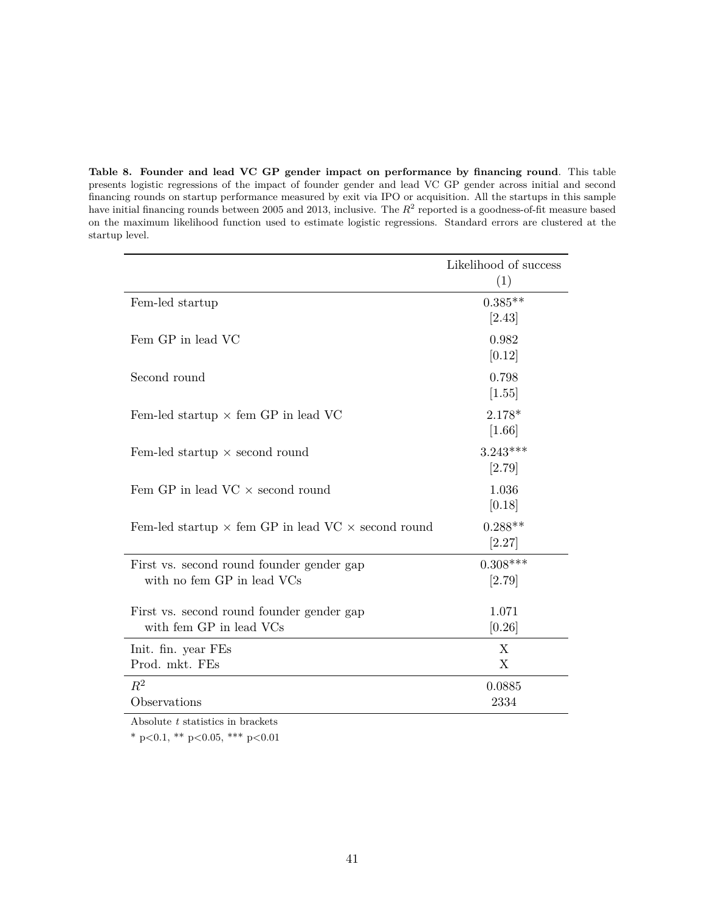**Table 8. Founder and lead VC GP gender impact on performance by financing round**. This table presents logistic regressions of the impact of founder gender and lead VC GP gender across initial and second financing rounds on startup performance measured by exit via IPO or acquisition. All the startups in this sample have initial financing rounds between 2005 and 2013, inclusive. The $R^2$ reported is a goodness-of-fit measure based on the maximum likelihood function used to estimate logistic regressions. Standard errors are clustered at the startup level.

| | Likelihood of success |
|---|---|
| | (1) |
| Fem-led startup | 0.385** |
| | [2.43] |
| Fem GP in lead VC | 0.982 |
| | [0.12] |
| Second round | 0.798 |
| | [1.55] |
| Fem-led startup × fem GP in lead VC | 2.178* |
| | [1.66] |
| Fem-led startup × second round | 3.243*** |
| | [2.79] |
| Fem GP in lead VC × second round | 1.036 |
| | [0.18] |
| Fem-led startup × fem GP in lead VC × second round | 0.288** |
| | [2.27] |
| First vs. second round founder gender gap with no fem GP in lead VCs | 0.308*** |
| | [2.79] |
| First vs. second round founder gender gap with fem GP in lead VCs | 1.071 |
| | [0.26] |
| Init. fin. year FEs | X |
| Prod. mkt. FEs | X |
| $R^2$ | 0.0885 |
| Observations | 2334 |

Absolute $t$ statistics in brackets

* p<0.1, ** p<0.05, *** p<0.01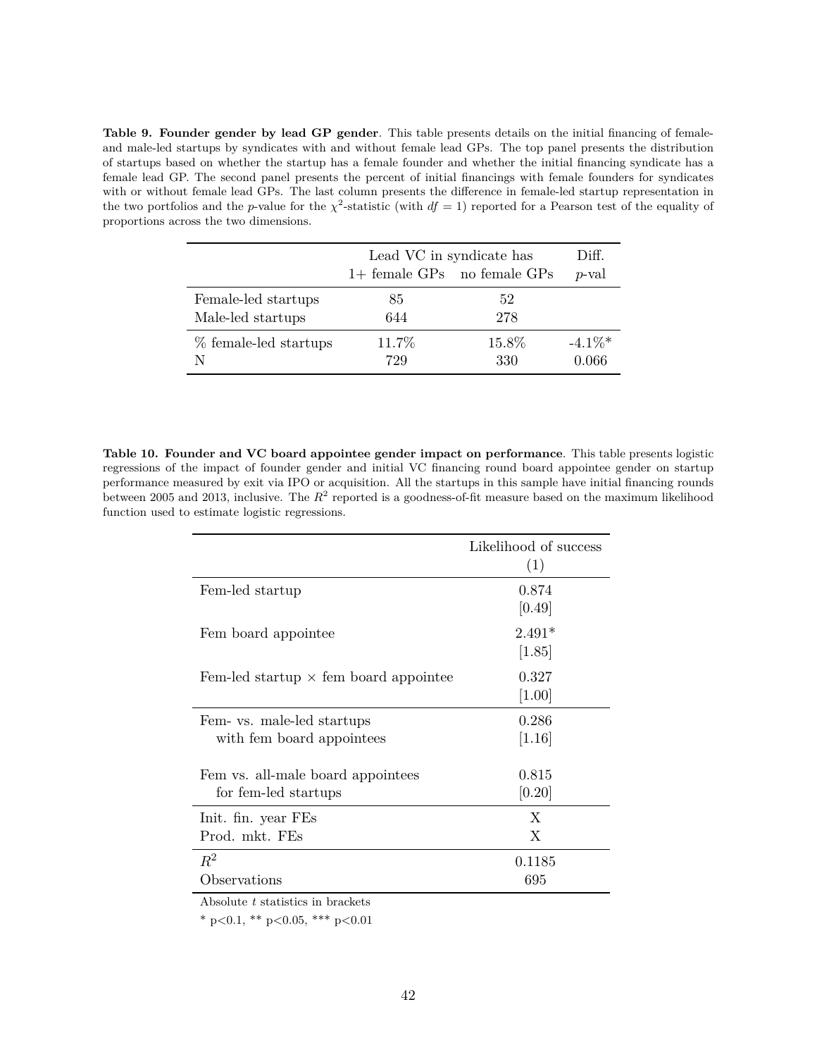**Table 9. Founder gender by lead GP gender**. This table presents details on the initial financing of female- and male-led startups by syndicates with and without female lead GPs. The top panel presents the distribution of startups based on whether the startup has a female founder and whether the initial financing syndicate has a female lead GP. The second panel presents the percent of initial financings with female founders for syndicates with or without female lead GPs. The last column presents the difference in female-led startup representation in the two portfolios and the $p$-value for the $\chi^2$-statistic (with $df = 1$) reported for a Pearson test of the equality of proportions across the two dimensions.

| | Lead VC in syndicate has | | Diff. |
|---|---|---|---|
| | 1+ female GPs | no female GPs | $p$-val |
| Female-led startups | 85 | 52 | |
| Male-led startups | 644 | 278 | |
| % female-led startups | 11.7% | 15.8% | -4.1%* |
| N | 729 | 330 | 0.066 |

**Table 10. Founder and VC board appointee gender impact on performance**. This table presents logistic regressions of the impact of founder gender and initial VC financing round board appointee gender on startup performance measured by exit via IPO or acquisition. All the startups in this sample have initial financing rounds between 2005 and 2013, inclusive. The $R^2$ reported is a goodness-of-fit measure based on the maximum likelihood function used to estimate logistic regressions.

| | Likelihood of success (1) |
|---|---|
| Fem-led startup | 0.874 |
| | [0.49] |
| Fem board appointee | 2.491* |
| | [1.85] |
| Fem-led startup × fem board appointee | 0.327 |
| | [1.00] |
| Fem- vs. male-led startups with fem board appointees | 0.286 |
| | [1.16] |
| Fem vs. all-male board appointees for fem-led startups | 0.815 |
| | [0.20] |
| Init. fin. year FEs | X |
| Prod. mkt. FEs | X |
| $R^2$ | 0.1185 |
| Observations | 695 |

Absolute $t$ statistics in brackets

* p<0.1, ** p<0.05, *** p<0.01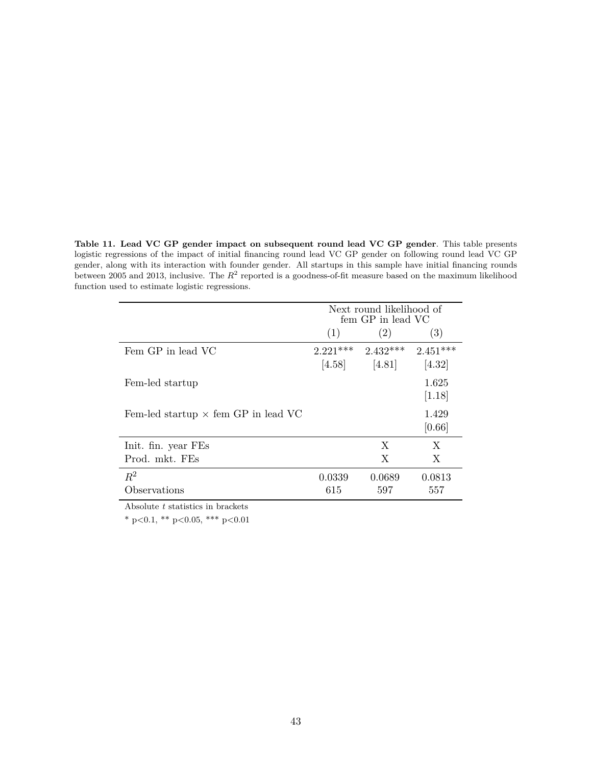**Table 11. Lead VC GP gender impact on subsequent round lead VC GP gender**. This table presents logistic regressions of the impact of initial financing round lead VC GP gender on following round lead VC GP gender, along with its interaction with founder gender. All startups in this sample have initial financing rounds between 2005 and 2013, inclusive. The $R^2$ reported is a goodness-of-fit measure based on the maximum likelihood function used to estimate logistic regressions.

| | Next round likelihood of fem GP in lead VC | | |
|---|---|---|---|
| | (1) | (2) | (3) |
| Fem GP in lead VC | 2.221*** | 2.432*** | 2.451*** |
| | [4.58] | [4.81] | [4.32] |
| Fem-led startup | | | 1.625 |
| | | | [1.18] |
| Fem-led startup $\times$ fem GP in lead VC | | | 1.429 |
| | | | [0.66] |
| Init. fin. year FEs | | X | X |
| Prod. mkt. FEs | | X | X |
| $R^2$ | 0.0339 | 0.0689 | 0.0813 |
| Observations | 615 | 597 | 557 |

Absolute $t$ statistics in brackets

* p<0.1, ** p<0.05, *** p<0.01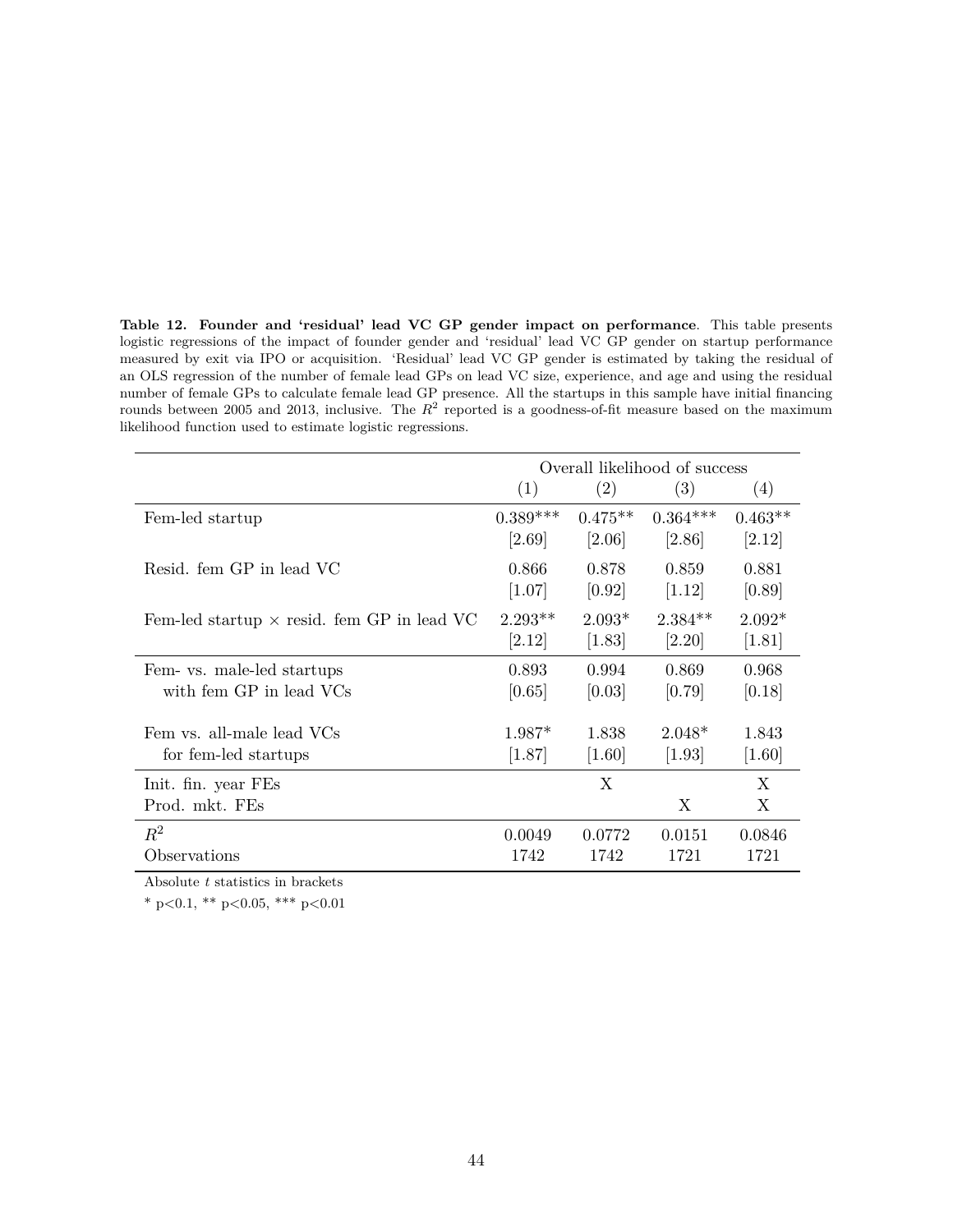**Table 12. Founder and 'residual' lead VC GP gender impact on performance**. This table presents logistic regressions of the impact of founder gender and 'residual' lead VC GP gender on startup performance measured by exit via IPO or acquisition. 'Residual' lead VC GP gender is estimated by taking the residual of an OLS regression of the number of female lead GPs on lead VC size, experience, and age and using the residual number of female GPs to calculate female lead GP presence. All the startups in this sample have initial financing rounds between 2005 and 2013, inclusive. The $R^2$ reported is a goodness-of-fit measure based on the maximum likelihood function used to estimate logistic regressions.

| | Overall likelihood of success | | | |
|---|---|---|---|---|
| | (1) | (2) | (3) | (4) |
| Fem-led startup | 0.389*** | 0.475** | 0.364*** | 0.463** |
| | [2.69] | [2.06] | [2.86] | [2.12] |
| Resid. fem GP in lead VC | 0.866 | 0.878 | 0.859 | 0.881 |
| | [1.07] | [0.92] | [1.12] | [0.89] |
| Fem-led startup $\times$ resid. fem GP in lead VC | 2.293** | 2.093* | 2.384** | 2.092* |
| | [2.12] | [1.83] | [2.20] | [1.81] |
| Fem- vs. male-led startups with fem GP in lead VCs | 0.893 | 0.994 | 0.869 | 0.968 |
| | [0.65] | [0.03] | [0.79] | [0.18] |
| Fem vs. all-male lead VCs for fem-led startups | 1.987* | 1.838 | 2.048* | 1.843 |
| | [1.87] | [1.60] | [1.93] | [1.60] |
| Init. fin. year FEs | | X | | X |
| Prod. mkt. FEs | | | X | X |
| $R^2$ | 0.0049 | 0.0772 | 0.0151 | 0.0846 |
| Observations | 1742 | 1742 | 1721 | 1721 |

Absolute $t$ statistics in brackets

* p<0.1, ** p<0.05, *** p<0.01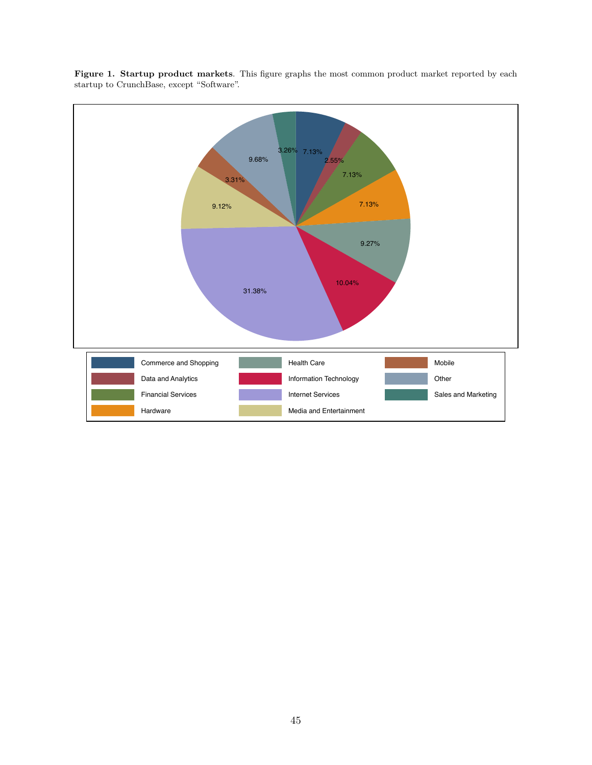**Figure 1. Startup product markets**. This figure graphs the most common product market reported by each startup to CrunchBase, except "Software".

| Product market | Share |
|---|---|
| Commerce and Shopping | 7.13% |
| Data and Analytics | 2.55% |
| Financial Services | 7.13% |
| Hardware | 7.13% |
| Health Care | 9.27% |
| Information Technology | 10.04% |
| Internet Services | 31.38% |
| Media and Entertainment | 9.12% |
| Mobile | 3.31% |
| Other | 9.68% |
| Sales and Marketing | 3.26% |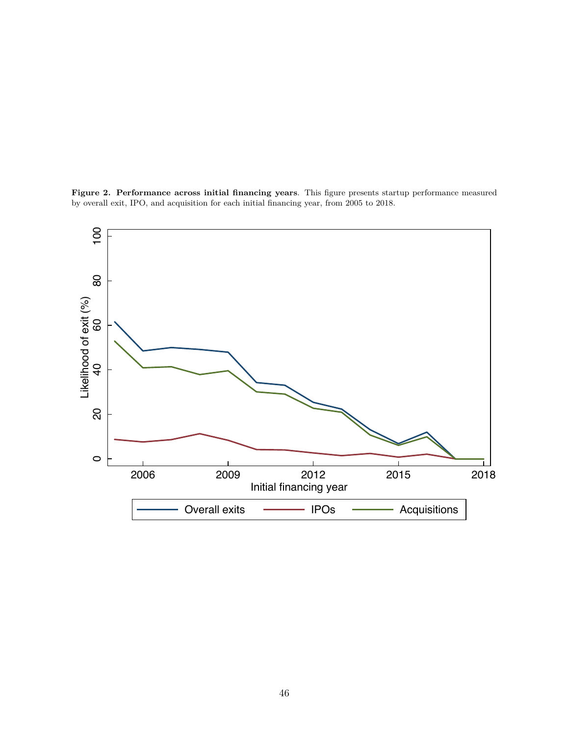**Figure 2. Performance across initial financing years**. This figure presents startup performance measured by overall exit, IPO, and acquisition for each initial financing year, from 2005 to 2018.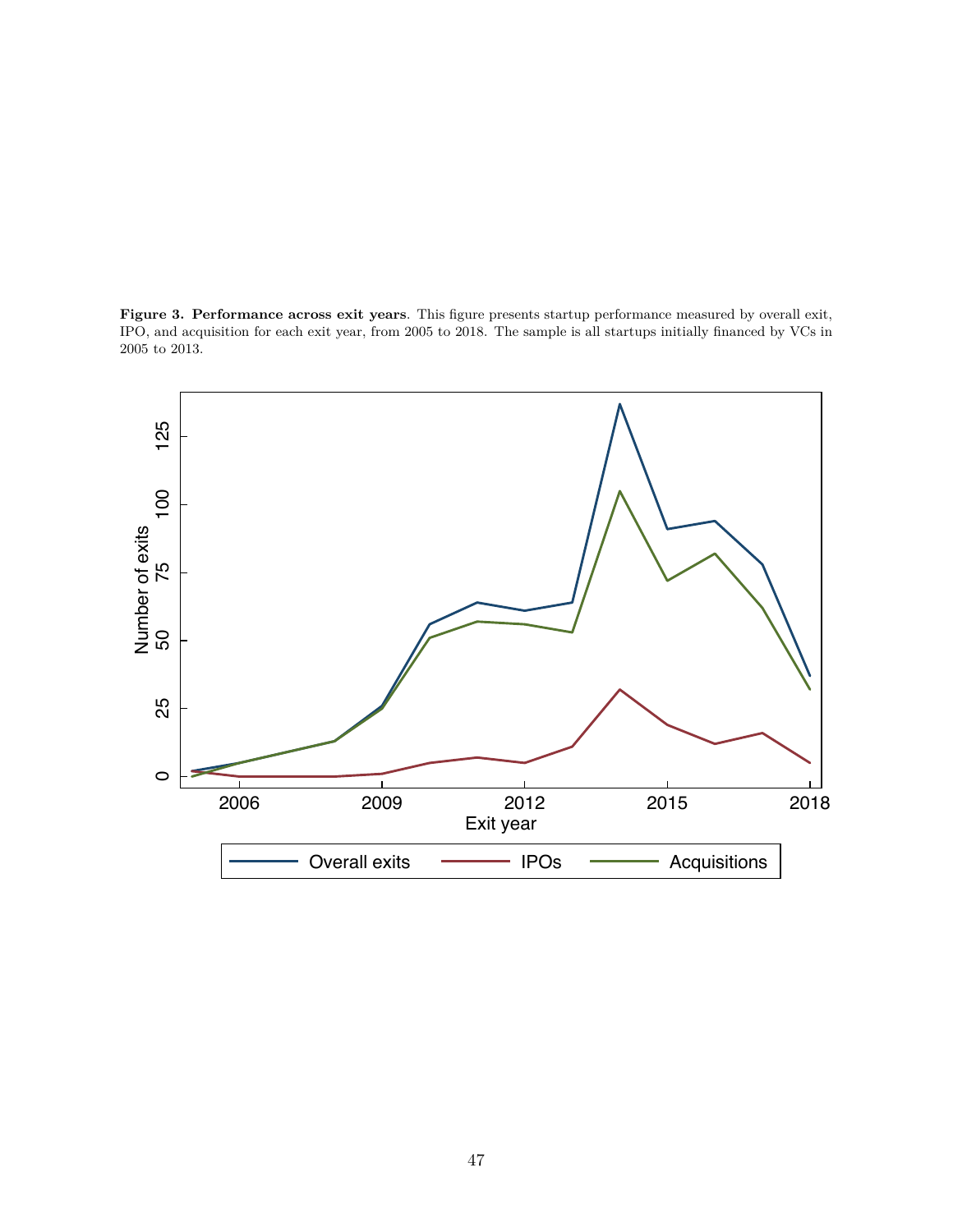**Figure 3. Performance across exit years**. This figure presents startup performance measured by overall exit, IPO, and acquisition for each exit year, from 2005 to 2018. The sample is all startups initially financed by VCs in 2005 to 2013.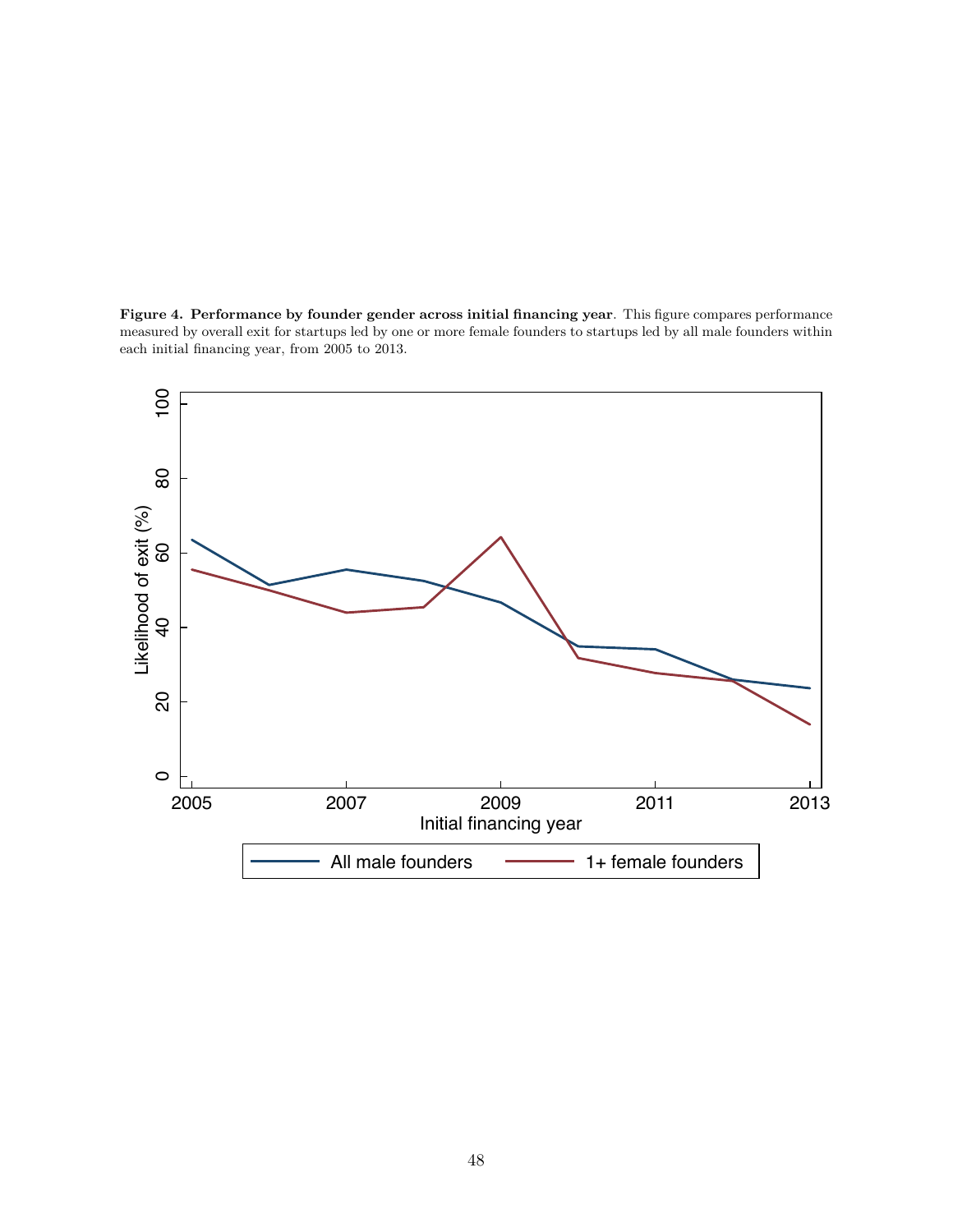**Figure 4. Performance by founder gender across initial financing year**. This figure compares performance measured by overall exit for startups led by one or more female founders to startups led by all male founders within each initial financing year, from 2005 to 2013.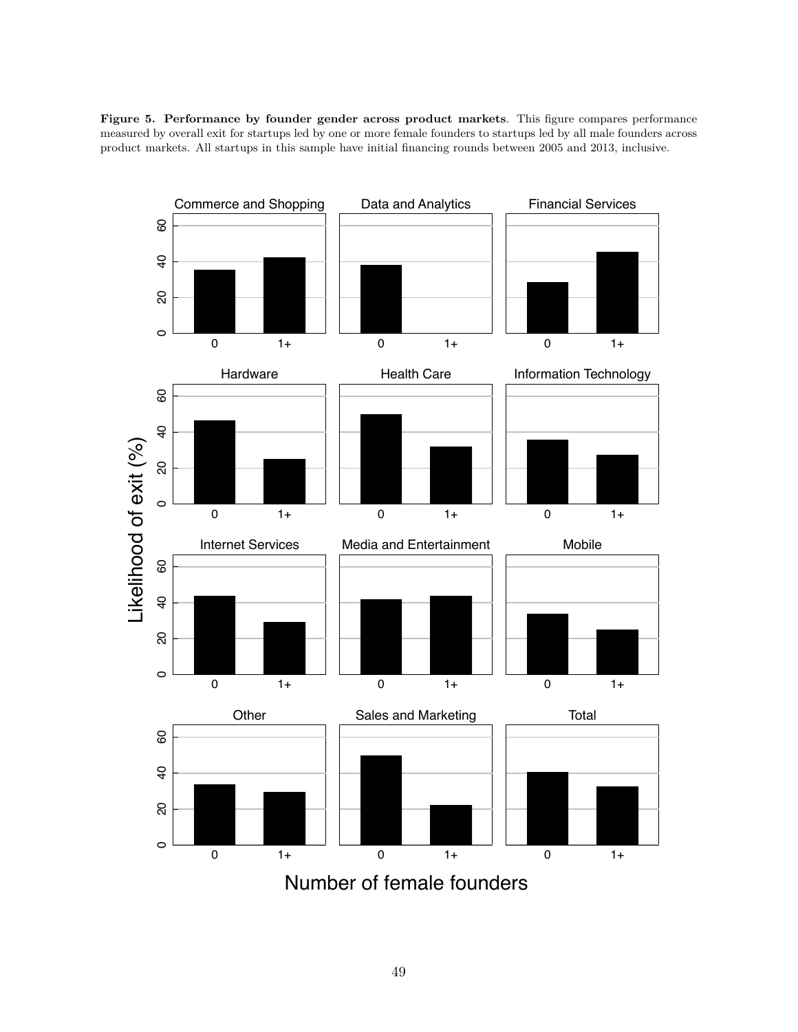**Figure 5. Performance by founder gender across product markets**. This figure compares performance measured by overall exit for startups led by one or more female founders to startups led by all male founders across product markets. All startups in this sample have initial financing rounds between 2005 and 2013, inclusive.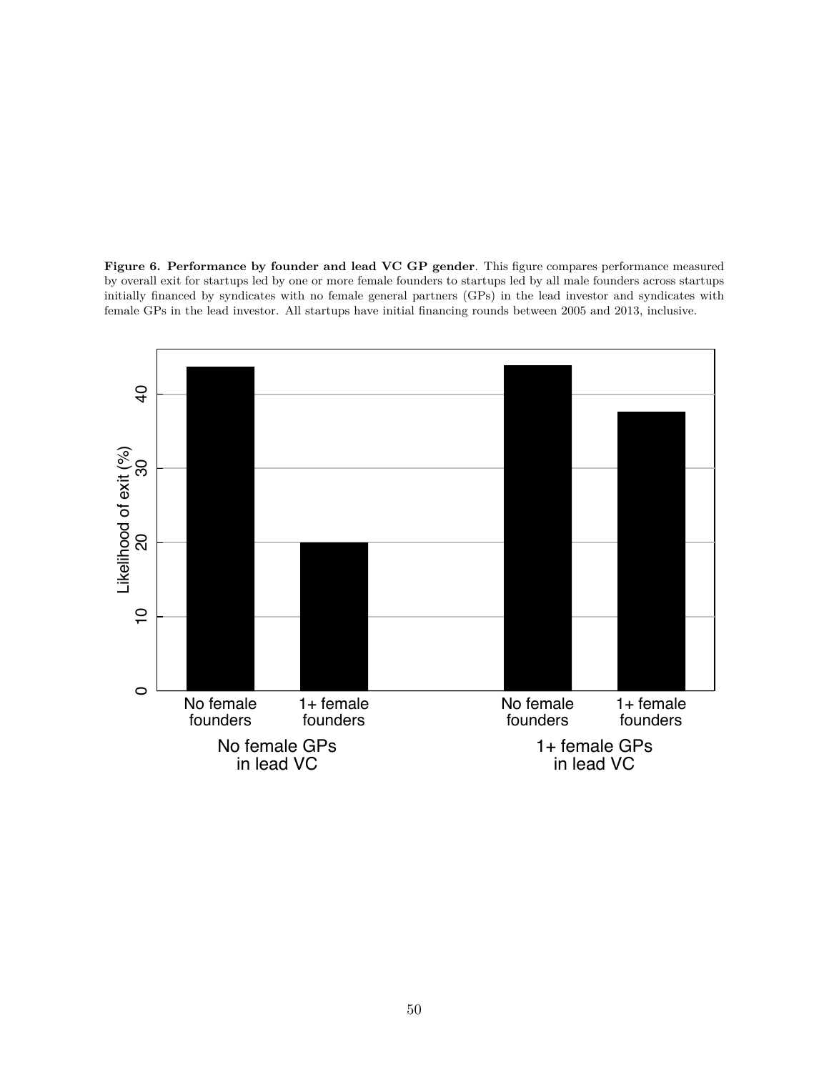**Figure 6. Performance by founder and lead VC GP gender**. This figure compares performance measured by overall exit for startups led by one or more female founders to startups led by all male founders across startups initially financed by syndicates with no female general partners (GPs) in the lead investor and syndicates with female GPs in the lead investor. All startups have initial financing rounds between 2005 and 2013, inclusive.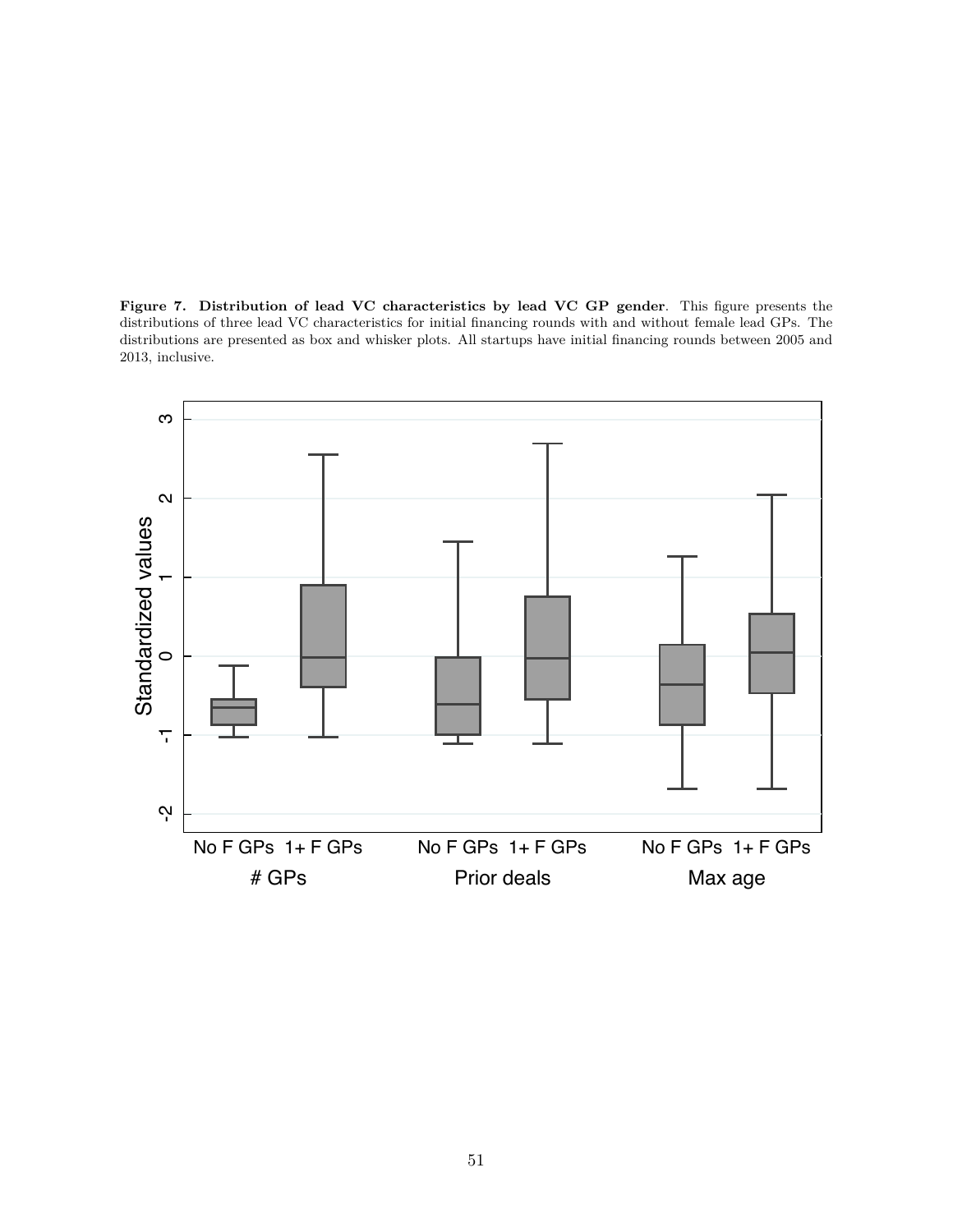**Figure 7. Distribution of lead VC characteristics by lead VC GP gender**. This figure presents the distributions of three lead VC characteristics for initial financing rounds with and without female lead GPs. The distributions are presented as box and whisker plots. All startups have initial financing rounds between 2005 and 2013, inclusive.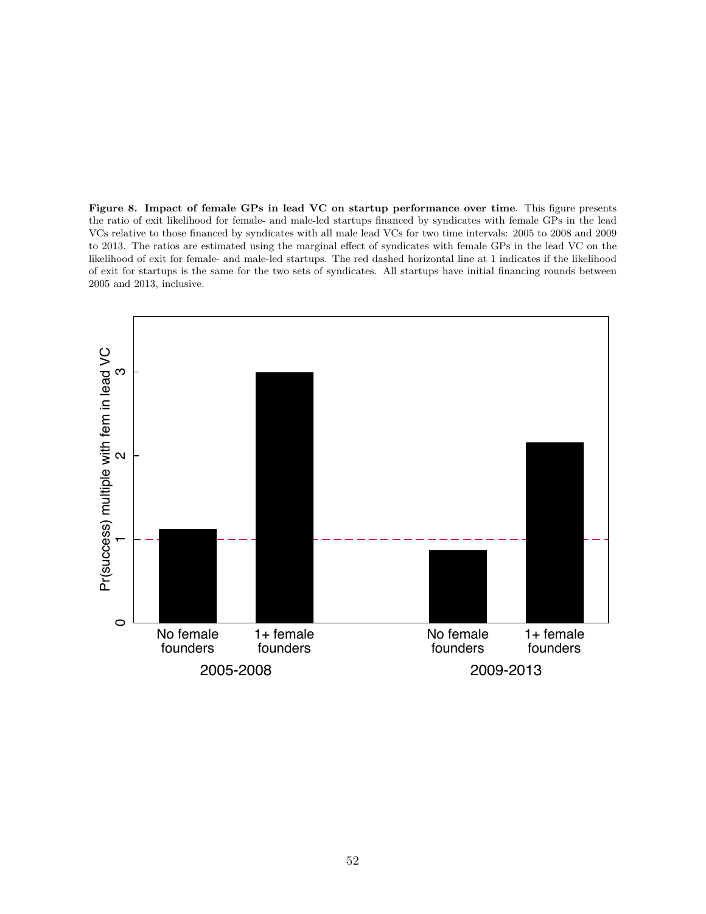**Figure 8. Impact of female GPs in lead VC on startup performance over time**. This figure presents the ratio of exit likelihood for female- and male-led startups financed by syndicates with female GPs in the lead VCs relative to those financed by syndicates with all male lead VCs for two time intervals: 2005 to 2008 and 2009 to 2013. The ratios are estimated using the marginal effect of syndicates with female GPs in the lead VC on the likelihood of exit for female- and male-led startups. The red dashed horizontal line at 1 indicates if the likelihood of exit for startups is the same for the two sets of syndicates. All startups have initial financing rounds between 2005 and 2013, inclusive.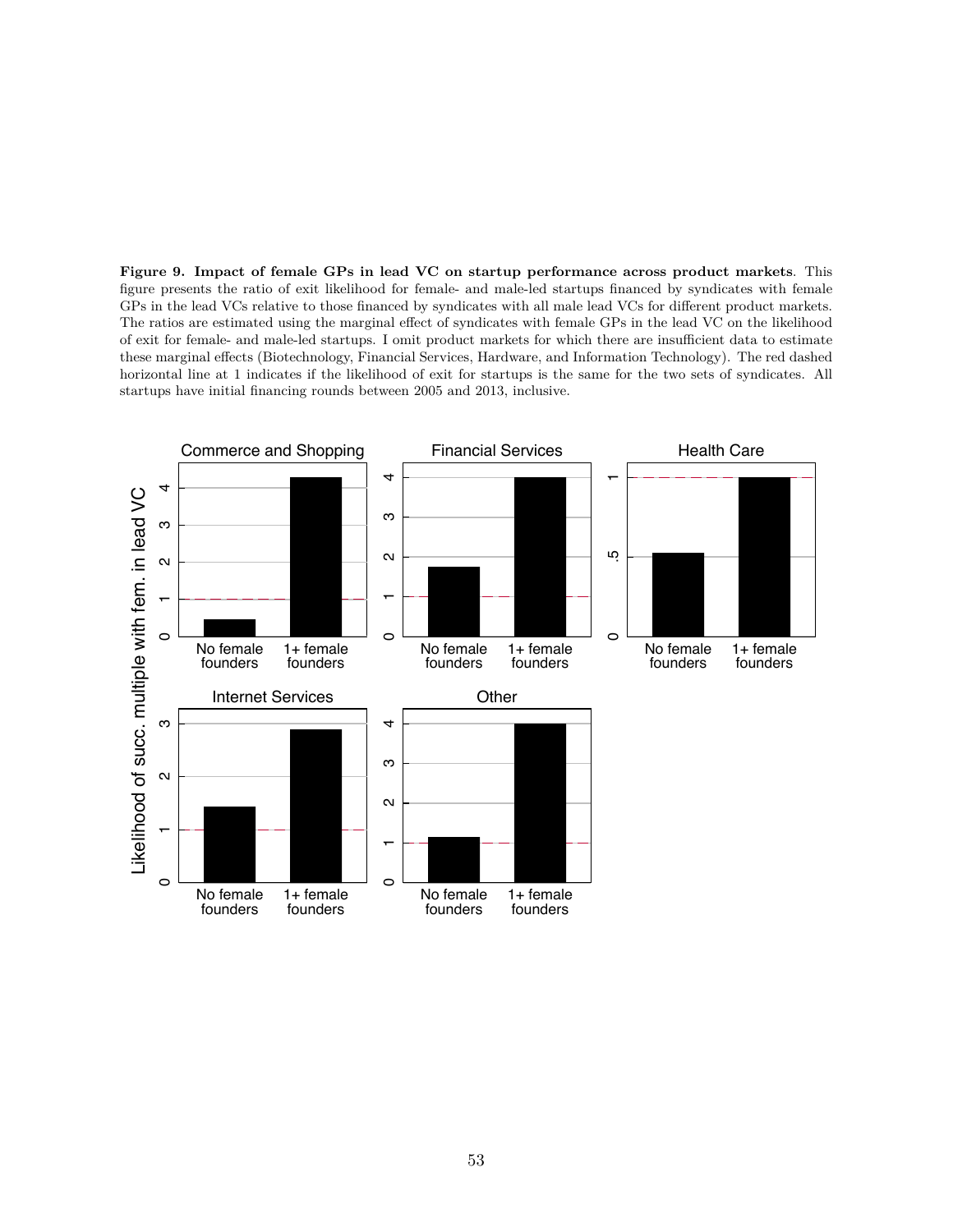**Figure 9. Impact of female GPs in lead VC on startup performance across product markets**. This figure presents the ratio of exit likelihood for female- and male-led startups financed by syndicates with female GPs in the lead VCs relative to those financed by syndicates with all male lead VCs for different product markets. The ratios are estimated using the marginal effect of syndicates with female GPs in the lead VC on the likelihood of exit for female- and male-led startups. I omit product markets for which there are insufficient data to estimate these marginal effects (Biotechnology, Financial Services, Hardware, and Information Technology). The red dashed horizontal line at 1 indicates if the likelihood of exit for startups is the same for the two sets of syndicates. All startups have initial financing rounds between 2005 and 2013, inclusive.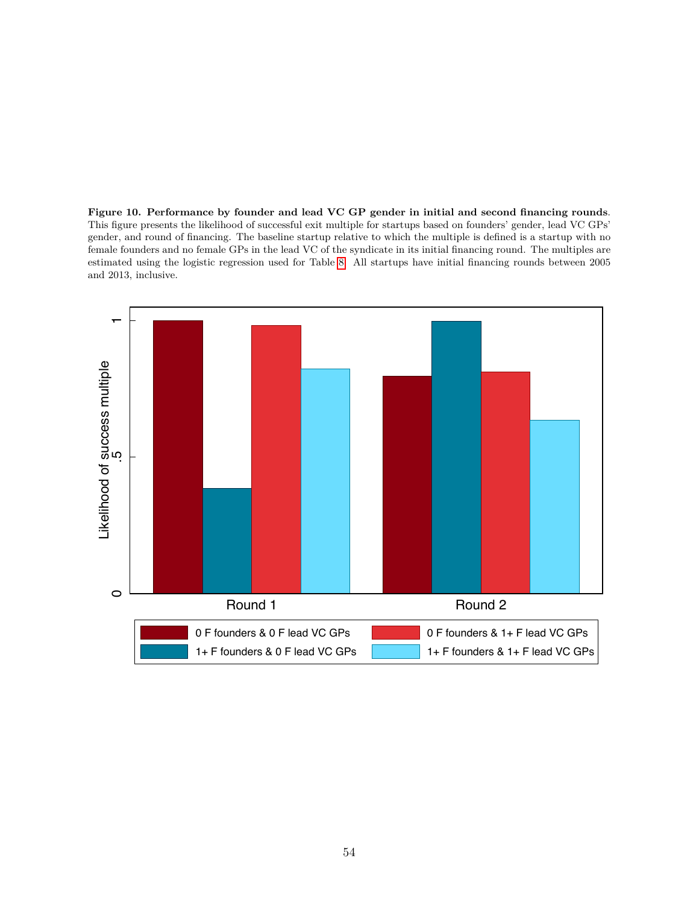**Figure 10. Performance by founder and lead VC GP gender in initial and second financing rounds**. This figure presents the likelihood of successful exit multiple for startups based on founders' gender, lead VC GPs' gender, and round of financing. The baseline startup relative to which the multiple is defined is a startup with no female founders and no female GPs in the lead VC of the syndicate in its initial financing round. The multiples are estimated using the logistic regression used for Table 8. All startups have initial financing rounds between 2005 and 2013, inclusive.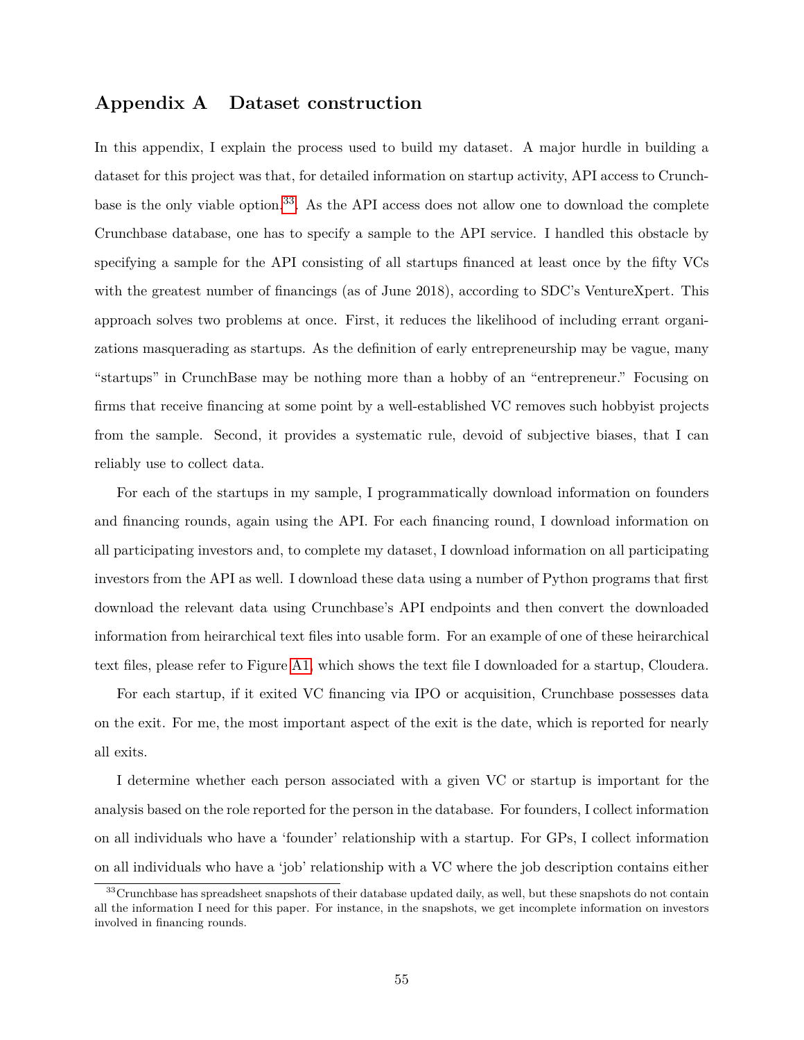# Appendix A Dataset construction

In this appendix, I explain the process used to build my dataset. A major hurdle in building a dataset for this project was that, for detailed information on startup activity, API access to Crunchbase is the only viable option[33]. As the API access does not allow one to download the complete Crunchbase database, one has to specify a sample to the API service. I handled this obstacle by specifying a sample for the API consisting of all startups financed at least once by the fifty VCs with the greatest number of financings (as of June 2018), according to SDC's VentureXpert. This approach solves two problems at once. First, it reduces the likelihood of including errant organizations masquerading as startups. As the definition of early entrepreneurship may be vague, many "startups" in CrunchBase may be nothing more than a hobby of an "entrepreneur." Focusing on firms that receive financing at some point by a well-established VC removes such hobbyist projects from the sample. Second, it provides a systematic rule, devoid of subjective biases, that I can reliably use to collect data.

For each of the startups in my sample, I programmatically download information on founders and financing rounds, again using the API. For each financing round, I download information on all participating investors and, to complete my dataset, I download information on all participating investors from the API as well. I download these data using a number of Python programs that first download the relevant data using Crunchbase's API endpoints and then convert the downloaded information from heirarchical text files into usable form. For an example of one of these heirarchical text files, please refer to Figure A1, which shows the text file I downloaded for a startup, Cloudera.

For each startup, if it exited VC financing via IPO or acquisition, Crunchbase possesses data on the exit. For me, the most important aspect of the exit is the date, which is reported for nearly all exits.

I determine whether each person associated with a given VC or startup is important for the analysis based on the role reported for the person in the database. For founders, I collect information on all individuals who have a 'founder' relationship with a startup. For GPs, I collect information on all individuals who have a 'job' relationship with a VC where the job description contains either

[33] Crunchbase has spreadsheet snapshots of their database updated daily, as well, but these snapshots do not contain all the information I need for this paper. For instance, in the snapshots, we get incomplete information on investors involved in financing rounds.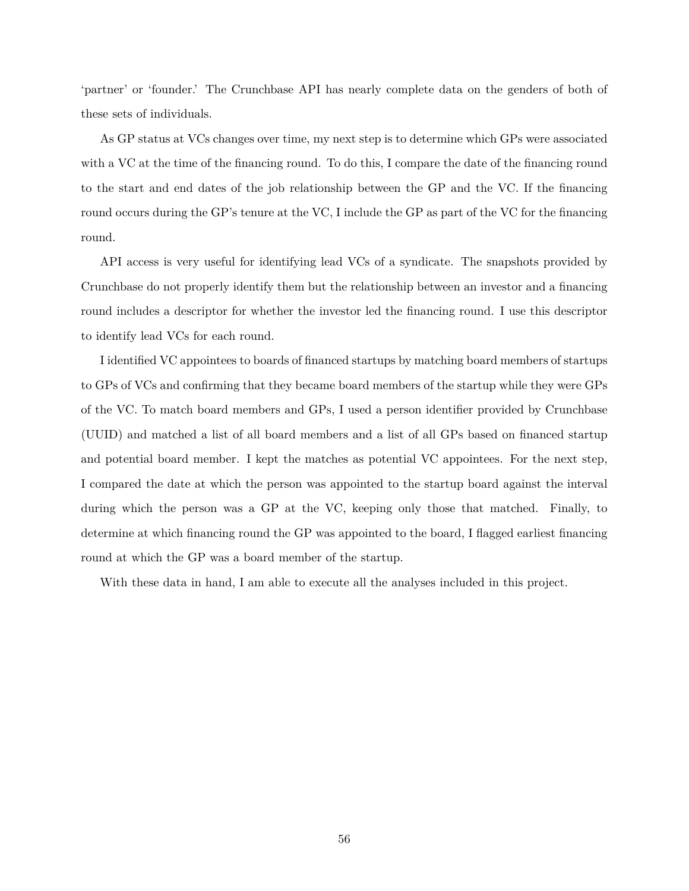'partner' or 'founder.' The Crunchbase API has nearly complete data on the genders of both of these sets of individuals.

As GP status at VCs changes over time, my next step is to determine which GPs were associated with a VC at the time of the financing round. To do this, I compare the date of the financing round to the start and end dates of the job relationship between the GP and the VC. If the financing round occurs during the GP's tenure at the VC, I include the GP as part of the VC for the financing round.

API access is very useful for identifying lead VCs of a syndicate. The snapshots provided by Crunchbase do not properly identify them but the relationship between an investor and a financing round includes a descriptor for whether the investor led the financing round. I use this descriptor to identify lead VCs for each round.

I identified VC appointees to boards of financed startups by matching board members of startups to GPs of VCs and confirming that they became board members of the startup while they were GPs of the VC. To match board members and GPs, I used a person identifier provided by Crunchbase (UUID) and matched a list of all board members and a list of all GPs based on financed startup and potential board member. I kept the matches as potential VC appointees. For the next step, I compared the date at which the person was appointed to the startup board against the interval during which the person was a GP at the VC, keeping only those that matched. Finally, to determine at which financing round the GP was appointed to the board, I flagged earliest financing round at which the GP was a board member of the startup.

With these data in hand, I am able to execute all the analyses included in this project.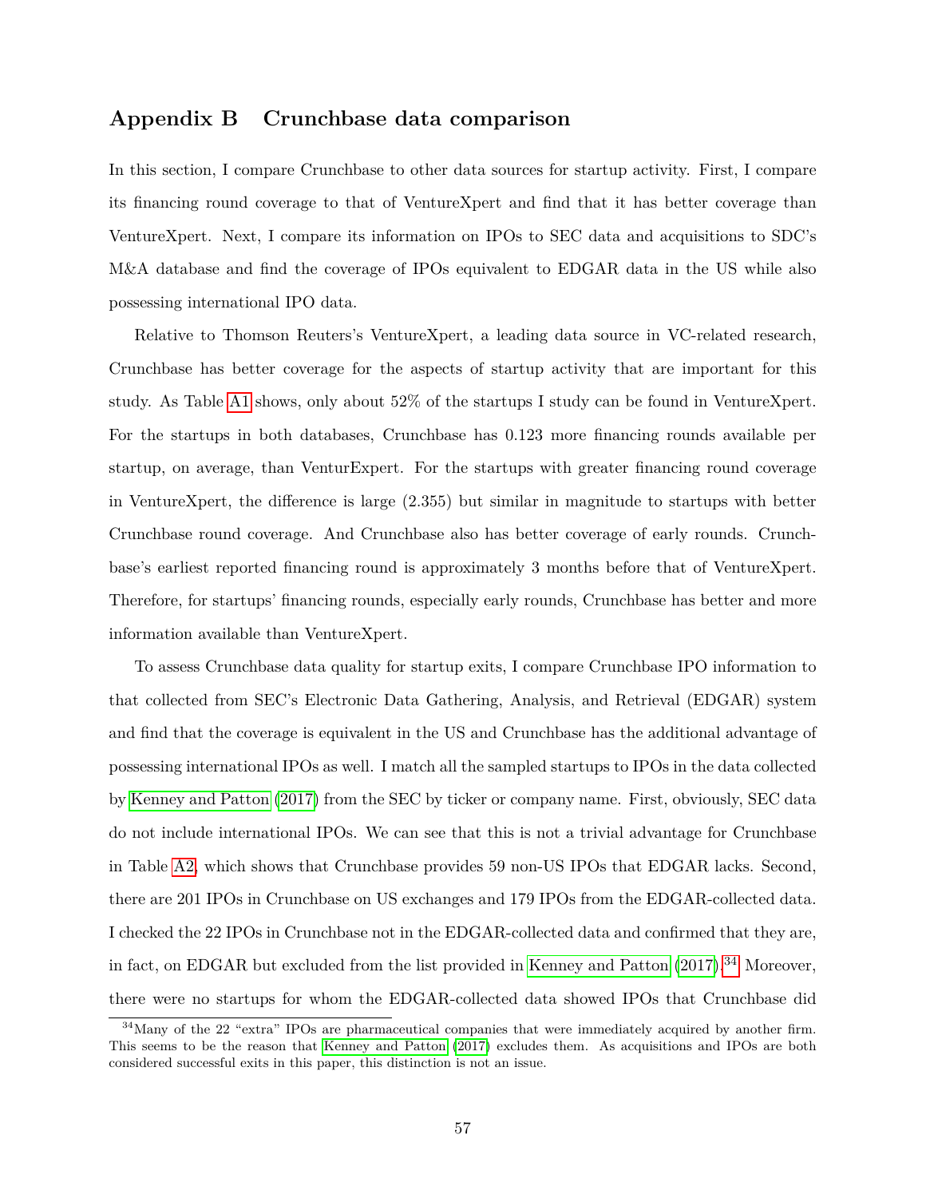# Appendix B Crunchbase data comparison

In this section, I compare Crunchbase to other data sources for startup activity. First, I compare its financing round coverage to that of VentureXpert and find that it has better coverage than VentureXpert. Next, I compare its information on IPOs to SEC data and acquisitions to SDC's M&A database and find the coverage of IPOs equivalent to EDGAR data in the US while also possessing international IPO data.

Relative to Thomson Reuters's VentureXpert, a leading data source in VC-related research, Crunchbase has better coverage for the aspects of startup activity that are important for this study. As Table A1 shows, only about 52% of the startups I study can be found in VentureXpert. For the startups in both databases, Crunchbase has 0.123 more financing rounds available per startup, on average, than VenturExpert. For the startups with greater financing round coverage in VentureXpert, the difference is large (2.355) but similar in magnitude to startups with better Crunchbase round coverage. And Crunchbase also has better coverage of early rounds. Crunchbase's earliest reported financing round is approximately 3 months before that of VentureXpert. Therefore, for startups' financing rounds, especially early rounds, Crunchbase has better and more information available than VentureXpert.

To assess Crunchbase data quality for startup exits, I compare Crunchbase IPO information to that collected from SEC's Electronic Data Gathering, Analysis, and Retrieval (EDGAR) system and find that the coverage is equivalent in the US and Crunchbase has the additional advantage of possessing international IPOs as well. I match all the sampled startups to IPOs in the data collected by Kenney and Patton (2017) from the SEC by ticker or company name. First, obviously, SEC data do not include international IPOs. We can see that this is not a trivial advantage for Crunchbase in Table A2, which shows that Crunchbase provides 59 non-US IPOs that EDGAR lacks. Second, there are 201 IPOs in Crunchbase on US exchanges and 179 IPOs from the EDGAR-collected data. I checked the 22 IPOs in Crunchbase not in the EDGAR-collected data and confirmed that they are, in fact, on EDGAR but excluded from the list provided in Kenney and Patton (2017).[34] Moreover, there were no startups for whom the EDGAR-collected data showed IPOs that Crunchbase did

[34] Many of the 22 "extra" IPOs are pharmaceutical companies that were immediately acquired by another firm. This seems to be the reason that Kenney and Patton (2017) excludes them. As acquisitions and IPOs are both considered successful exits in this paper, this distinction is not an issue.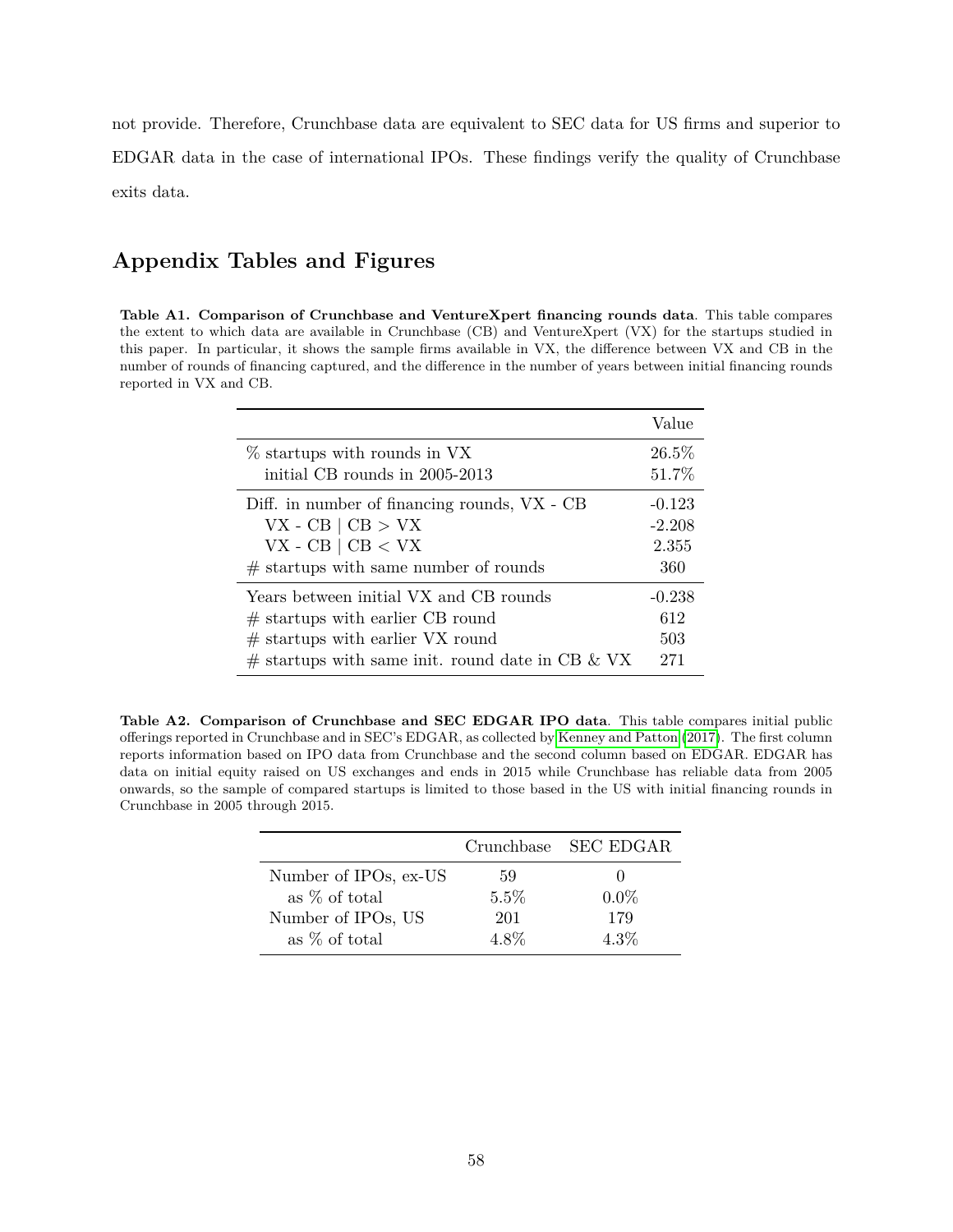not provide. Therefore, Crunchbase data are equivalent to SEC data for US firms and superior to EDGAR data in the case of international IPOs. These findings verify the quality of Crunchbase exits data.

## Appendix Tables and Figures

**Table A1. Comparison of Crunchbase and VentureXpert financing rounds data**. This table compares the extent to which data are available in Crunchbase (CB) and VentureXpert (VX) for the startups studied in this paper. In particular, it shows the sample firms available in VX, the difference between VX and CB in the number of rounds of financing captured, and the difference in the number of years between initial financing rounds reported in VX and CB.

| | Value |
|---|---|
| % startups with rounds in VX | 26.5% |
| initial CB rounds in 2005-2013 | 51.7% |
| Diff. in number of financing rounds, VX - CB | -0.123 |
| VX - CB $\mid$ CB > VX | -2.208 |
| VX - CB $\mid$ CB < VX | 2.355 |
| # startups with same number of rounds | 360 |
| Years between initial VX and CB rounds | -0.238 |
| # startups with earlier CB round | 612 |
| # startups with earlier VX round | 503 |
| # startups with same init. round date in CB & VX | 271 |

**Table A2. Comparison of Crunchbase and SEC EDGAR IPO data**. This table compares initial public offerings reported in Crunchbase and in SEC's EDGAR, as collected by Kenney and Patton (2017). The first column reports information based on IPO data from Crunchbase and the second column based on EDGAR. EDGAR has data on initial equity raised on US exchanges and ends in 2015 while Crunchbase has reliable data from 2005 onwards, so the sample of compared startups is limited to those based in the US with initial financing rounds in Crunchbase in 2005 through 2015.

| | Crunchbase | SEC EDGAR |
|---|---|---|
| Number of IPOs, ex-US | 59 | 0 |
| as % of total | 5.5% | 0.0% |
| Number of IPOs, US | 201 | 179 |
| as % of total | 4.8% | 4.3% |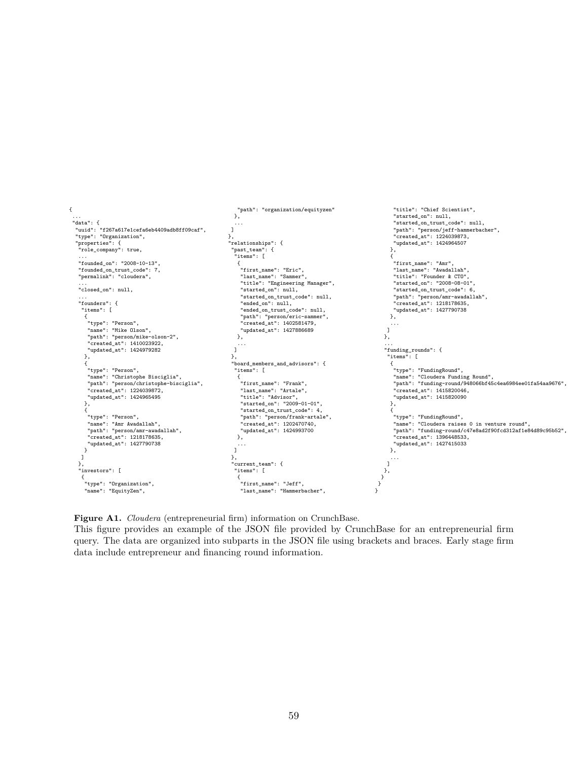```
{
 ...
 "data": {
  "uuid": "f267a617e1cefa6eb4409adb8ff09caf",
  "type": "Organization",
  "properties": {
   "role_company": true,
   ...
   "founded_on": "2008-10-13",
   "founded_on_trust_code": 7,
   "permalink": "cloudera",
   ...
   "closed_on": null,
   ...
   "founders": {
    "items": [
     {
      "type": "Person",
      "name": "Mike Olson",
      "path": "person/mike-olson-2",
      "created_at": 1410023922,
      "updated_at": 1424979282
     },
     {
      "type": "Person",
      "name": "Christophe Bisciglia",
      "path": "person/christophe-bisciglia",
      "created_at": 1224039872,
      "updated_at": 1424965495
     },
     {
      "type": "Person",
      "name": "Amr Awadallah",
      "path": "person/amr-awadallah",
      "created_at": 1218178635,
      "updated_at": 1427790738
     }
    ]
   },
   "investors": [
    {
     "type": "Organization",
     "name": "EquityZen",
     "path": "organization/equityzen"
    },
    ...
   ]
  },
  "relationships": {
   "past_team": {
    "items": [
     {
      "first_name": "Eric",
      "last_name": "Sammer",
      "title": "Engineering Manager",
      "started_on": null,
      "started_on_trust_code": null,
      "ended_on": null,
      "ended_on_trust_code": null,
      "path": "person/eric-sammer",
      "created_at": 1402581479,
      "updated_at": 1427886689
     },
     ...
    ]
   },
   "board_members_and_advisors": {
    "items": [
     {
      "first_name": "Frank",
      "last_name": "Artale",
      "title": "Advisor",
      "started_on": "2009-01-01",
      "started_on_trust_code": 4,
      "path": "person/frank-artale",
      "created_at": 1202470740,
      "updated_at": 1424993700
     },
     ...
    ]
   },
   "current_team": {
    "items": [
     {
      "first_name": "Jeff",
      "last_name": "Hammerbacher",
      "title": "Chief Scientist",
      "started_on": null,
      "started_on_trust_code": null,
      "path": "person/jeff-hammerbacher",
      "created_at": 1224039873,
      "updated_at": 1424964507
     },
     {
      "first_name": "Amr",
      "last_name": "Awadallah",
      "title": "Founder & CTO",
      "started_on": "2008-08-01",
      "started_on_trust_code": 6,
      "path": "person/amr-awadallah",
      "created_at": 1218178635,
      "updated_at": 1427790738
     },
     ...
    ]
   },
   ...
   "funding_rounds": {
    "items": [
     {
      "type": "FundingRound",
      "name": "Cloudera Funding Round",
      "path": "funding-round/948066bf45c4ea6984ee01fa54aa9676",
      "created_at": 1415820046,
      "updated_at": 1415820090
     },
     {
      "type": "FundingRound",
      "name": "Cloudera raises 0 in venture round",
      "path": "funding-round/c47e8ad2f90fcd312af1e84d89c95b52",
      "created_at": 1396448533,
      "updated_at": 1427415033
     },
     ...
    ]
   },
  }
 }
}
```

**Figure A1.** *Cloudera* (entrepreneurial firm) information on CrunchBase.
This figure provides an example of the JSON file provided by CrunchBase for an entrepreneurial firm query. The data are organized into subparts in the JSON file using brackets and braces. Early stage firm data include entrepreneur and financing round information.